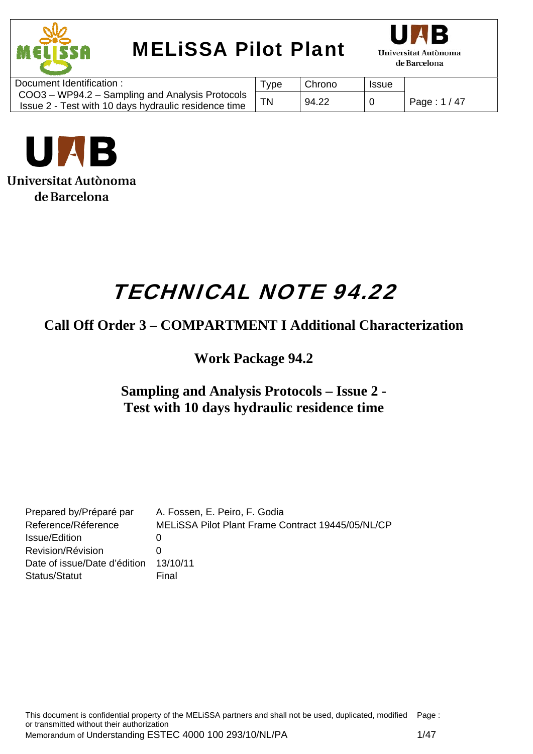# TECHNICAL NOTE 94.22

## Call Off Order 3 – COMPARTMENT I Additional Characterization

### Work Package 94.2

### Sampling and Analysis Protocols – Issue 2 - Test with 10 days hydraulic residence time

| | |
|---|---|
| Prepared by/Préparé par | A. Fossen, E. Peiro, F. Godia |
| Reference/Réference | MELiSSA Pilot Plant Frame Contract 19445/05/NL/CP |
| Issue/Edition | 0 |
| Revision/Révision | 0 |
| Date of issue/Date d'édition | 13/10/11 |
| Status/Statut | Final |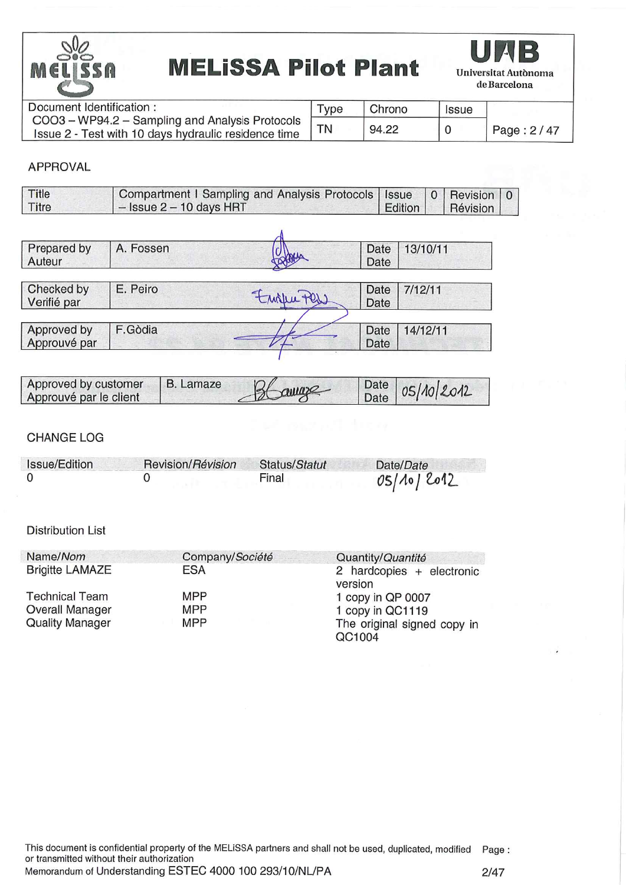| MELiSSA Pilot Plant | | | | |
|---|---|---|---|---|
| Document Identification : C0O3 – WP94.2 – Sampling and Analysis Protocols Issue 2 - Test with 10 days hydraulic residence time | Type | Chrono | Issue | |
| | TN | 94.22 | 0 | Page : 2 / 47 |

## APPROVAL

| Title<br>Titre | Compartment I Sampling and Analysis Protocols – Issue 2 – 10 days HRT | Issue<br>Edition | 0 | Revision<br>Révision | 0 |
|---|---|---|---|---|---|

| Prepared by<br>Auteur | A. Fossen | Date<br>Date | 13/10/11 |
|---|---|---|---|
| Checked by<br>Verifié par | E. Peiro | Date<br>Date | 7/12/11 |
| Approved by<br>Approuvé par | F.Gòdia | Date<br>Date | 14/12/11 |
| Approved by customer<br>Approuvé par le client | B. Lamaze | Date<br>Date | 05/10/2012 |

## CHANGE LOG

| Issue/Edition | Revision/*Révision* | Status/*Statut* | Date/*Date* |
|---|---|---|---|
| 0 | 0 | Final | 05/10/2012 |

## Distribution List

| Name/*Nom* | Company/*Société* | Quantity/*Quantité* |
|---|---|---|
| Brigitte LAMAZE | ESA | 2 hardcopies + electronic version |
| Technical Team | MPP | 1 copy in QP 0007 |
| Overall Manager | MPP | 1 copy in QC1119 |
| Quality Manager | MPP | The original signed copy in QC1004 |

This document is confidential property of the MELiSSA partners and shall not be used, duplicated, modified or transmitted without their authorization

Memorandum of Understanding ESTEC 4000 100 293/10/NL/PA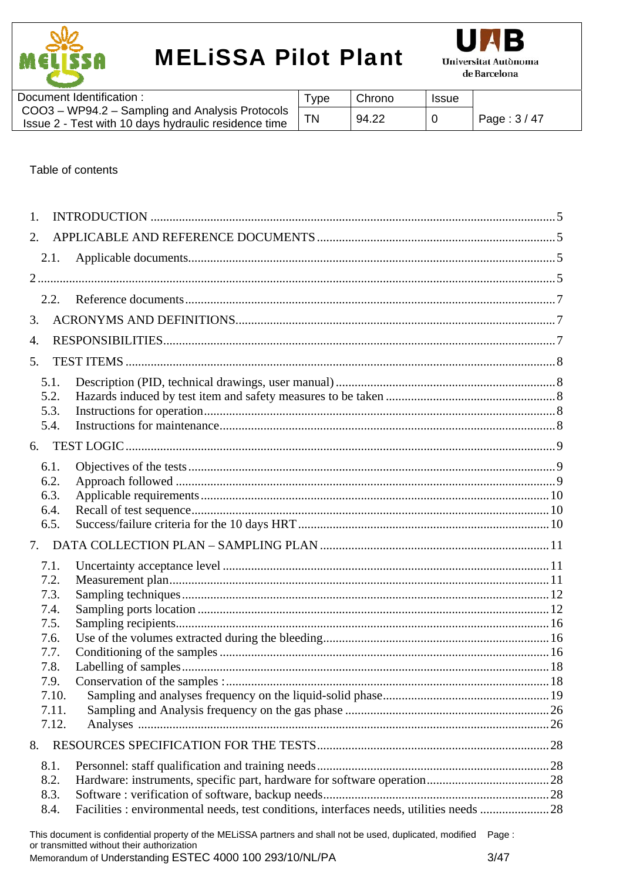Table of contents

1. INTRODUCTION ........................................................................................................................ 5
2. APPLICABLE AND REFERENCE DOCUMENTS ................................................................... 5
   2.1. Applicable documents........................................................................................................ 5
2 ................................................................................................................................................... 5
   2.2. Reference documents......................................................................................................... 7
3. ACRONYMS AND DEFINITIONS............................................................................................ 7
4. RESPONSIBILITIES.................................................................................................................. 7
5. TEST ITEMS ............................................................................................................................. 8
   5.1. Description (PID, technical drawings, user manual) ........................................................ 8
   5.2. Hazards induced by test item and safety measures to be taken ........................................ 8
   5.3. Instructions for operation................................................................................................... 8
   5.4. Instructions for maintenance.............................................................................................. 8
6. TEST LOGIC.............................................................................................................................. 9
   6.1. Objectives of the tests ....................................................................................................... 9
   6.2. Approach followed ............................................................................................................ 9
   6.3. Applicable requirements................................................................................................... 10
   6.4. Recall of test sequence..................................................................................................... 10
   6.5. Success/failure criteria for the 10 days HRT.................................................................... 10
7. DATA COLLECTION PLAN – SAMPLING PLAN ................................................................ 11
   7.1. Uncertainty acceptance level ............................................................................................ 11
   7.2. Measurement plan............................................................................................................. 11
   7.3. Sampling techniques......................................................................................................... 12
   7.4. Sampling ports location ................................................................................................... 12
   7.5. Sampling recipients........................................................................................................... 16
   7.6. Use of the volumes extracted during the bleeding............................................................ 16
   7.7. Conditioning of the samples ............................................................................................ 16
   7.8. Labelling of samples......................................................................................................... 18
   7.9. Conservation of the samples :........................................................................................... 18
   7.10. Sampling and analyses frequency on the liquid-solid phase.......................................... 19
   7.11. Sampling and Analysis frequency on the gas phase ...................................................... 26
   7.12. Analyses ........................................................................................................................ 26
8. RESOURCES SPECIFICATION FOR THE TESTS................................................................ 28
   8.1. Personnel: staff qualification and training needs.............................................................. 28
   8.2. Hardware: instruments, specific part, hardware for software operation........................... 28
   8.3. Software : verification of software, backup needs............................................................ 28
   8.4. Facilities : environmental needs, test conditions, interfaces needs, utilities needs ........... 28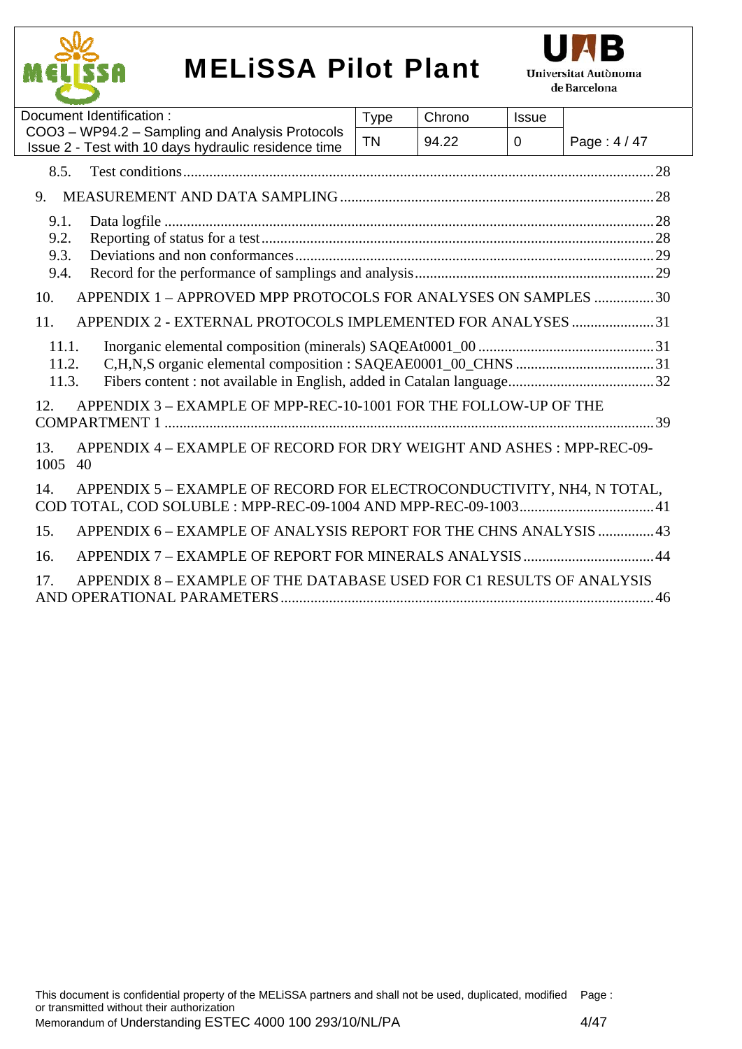8.5. Test conditions ........................................................................................................ 28

9. MEASUREMENT AND DATA SAMPLING .................................................................... 28

9.1. Data logfile ............................................................................................................ 28
9.2. Reporting of status for a test .................................................................................. 28
9.3. Deviations and non conformances ......................................................................... 29
9.4. Record for the performance of samplings and analysis ......................................... 29

10. APPENDIX 1 – APPROVED MPP PROTOCOLS FOR ANALYSES ON SAMPLES ................ 30

11. APPENDIX 2 - EXTERNAL PROTOCOLS IMPLEMENTED FOR ANALYSES ...................... 31

11.1. Inorganic elemental composition (minerals) SAQEAt0001_00 ............................... 31
11.2. C,H,N,S organic elemental composition : SAQEAE0001_00_CHNS ......................... 31
11.3. Fibers content : not available in English, added in Catalan language ..................... 32

12. APPENDIX 3 – EXAMPLE OF MPP-REC-10-1001 FOR THE FOLLOW-UP OF THE COMPARTMENT 1 ........................................................................................................ 39

13. APPENDIX 4 – EXAMPLE OF RECORD FOR DRY WEIGHT AND ASHES : MPP-REC-09-1005 40

14. APPENDIX 5 – EXAMPLE OF RECORD FOR ELECTROCONDUCTIVITY, NH4, N TOTAL, COD TOTAL, COD SOLUBLE : MPP-REC-09-1004 AND MPP-REC-09-1003 .................... 41

15. APPENDIX 6 – EXAMPLE OF ANALYSIS REPORT FOR THE CHNS ANALYSIS ............... 43

16. APPENDIX 7 – EXAMPLE OF REPORT FOR MINERALS ANALYSIS .............................. 44

17. APPENDIX 8 – EXAMPLE OF THE DATABASE USED FOR C1 RESULTS OF ANALYSIS AND OPERATIONAL PARAMETERS ................................................................................ 46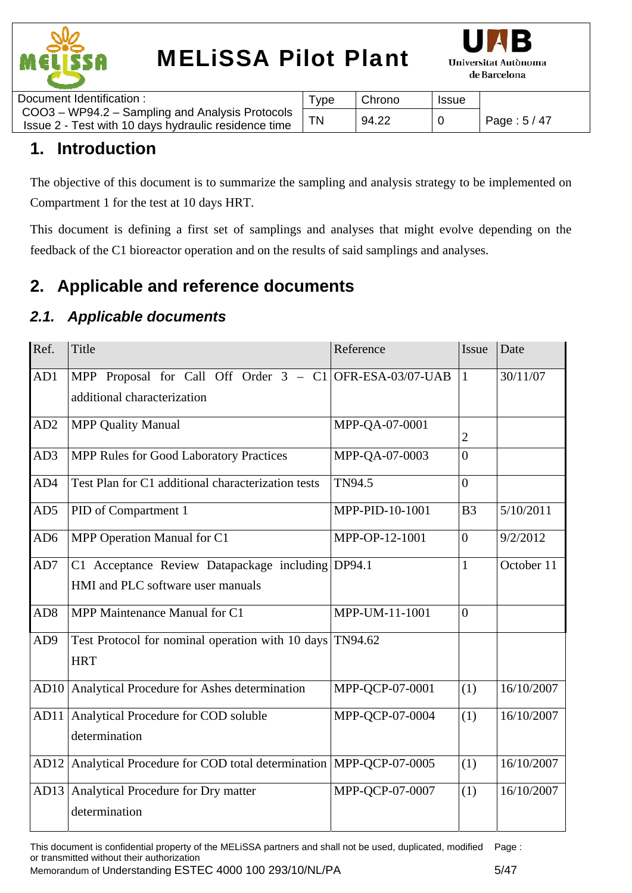# 1. Introduction

The objective of this document is to summarize the sampling and analysis strategy to be implemented on Compartment 1 for the test at 10 days HRT.

This document is defining a first set of samplings and analyses that might evolve depending on the feedback of the C1 bioreactor operation and on the results of said samplings and analyses.

# 2. Applicable and reference documents

## 2.1. Applicable documents

| Ref. | Title | Reference | Issue | Date |
|---|---|---|---|---|
| AD1 | MPP Proposal for Call Off Order 3 – C1 additional characterization | OFR-ESA-03/07-UAB | 1 | 30/11/07 |
| AD2 | MPP Quality Manual | MPP-QA-07-0001 | 2 | |
| AD3 | MPP Rules for Good Laboratory Practices | MPP-QA-07-0003 | 0 | |
| AD4 | Test Plan for C1 additional characterization tests | TN94.5 | 0 | |
| AD5 | PID of Compartment 1 | MPP-PID-10-1001 | B3 | 5/10/2011 |
| AD6 | MPP Operation Manual for C1 | MPP-OP-12-1001 | 0 | 9/2/2012 |
| AD7 | C1 Acceptance Review Datapackage including HMI and PLC software user manuals | DP94.1 | 1 | October 11 |
| AD8 | MPP Maintenance Manual for C1 | MPP-UM-11-1001 | 0 | |
| AD9 | Test Protocol for nominal operation with 10 days HRT | TN94.62 | | |
| AD10 | Analytical Procedure for Ashes determination | MPP-QCP-07-0001 | (1) | 16/10/2007 |
| AD11 | Analytical Procedure for COD soluble determination | MPP-QCP-07-0004 | (1) | 16/10/2007 |
| AD12 | Analytical Procedure for COD total determination | MPP-QCP-07-0005 | (1) | 16/10/2007 |
| AD13 | Analytical Procedure for Dry matter determination | MPP-QCP-07-0007 | (1) | 16/10/2007 |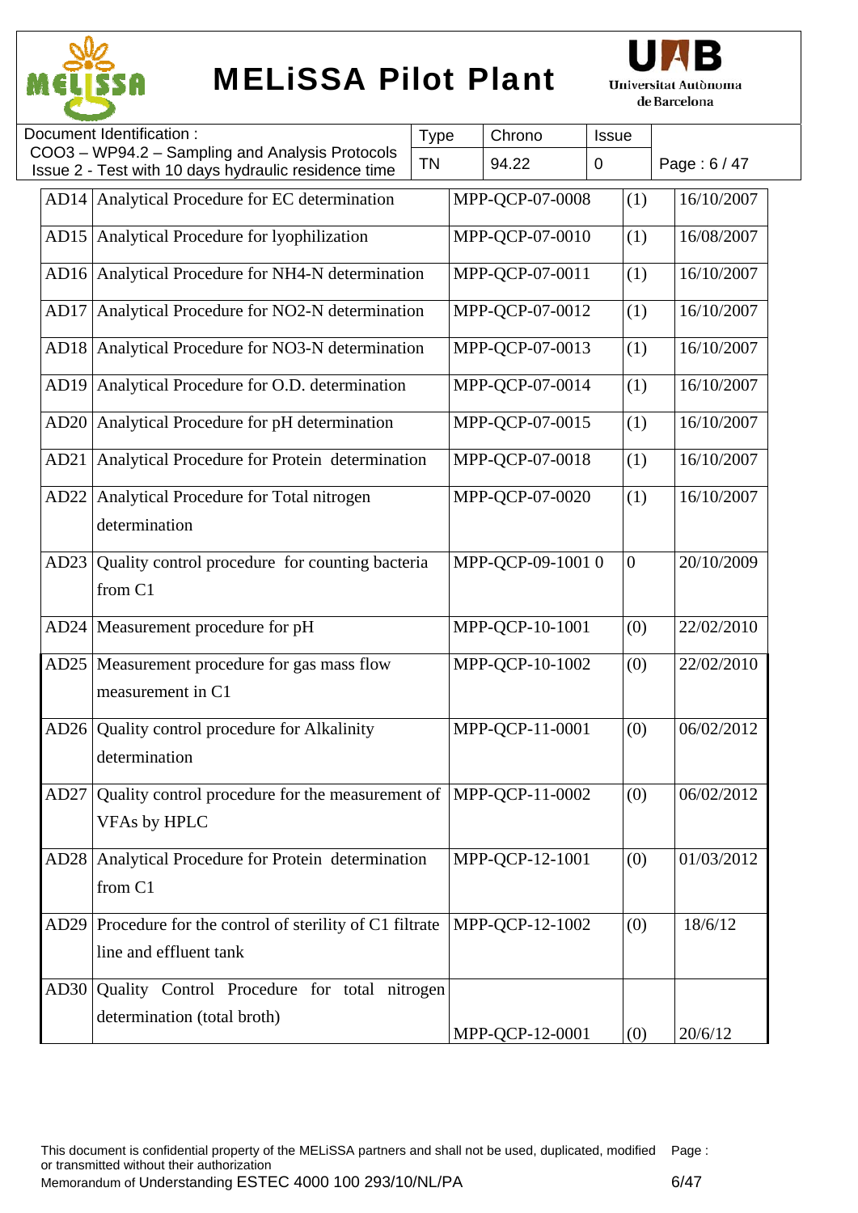| AD14 | Analytical Procedure for EC determination | MPP-QCP-07-0008 | (1) | 16/10/2007 |
|---|---|---|---|---|
| AD15 | Analytical Procedure for lyophilization | MPP-QCP-07-0010 | (1) | 16/08/2007 |
| AD16 | Analytical Procedure for NH4-N determination | MPP-QCP-07-0011 | (1) | 16/10/2007 |
| AD17 | Analytical Procedure for NO2-N determination | MPP-QCP-07-0012 | (1) | 16/10/2007 |
| AD18 | Analytical Procedure for NO3-N determination | MPP-QCP-07-0013 | (1) | 16/10/2007 |
| AD19 | Analytical Procedure for O.D. determination | MPP-QCP-07-0014 | (1) | 16/10/2007 |
| AD20 | Analytical Procedure for pH determination | MPP-QCP-07-0015 | (1) | 16/10/2007 |
| AD21 | Analytical Procedure for Protein determination | MPP-QCP-07-0018 | (1) | 16/10/2007 |
| AD22 | Analytical Procedure for Total nitrogen determination | MPP-QCP-07-0020 | (1) | 16/10/2007 |
| AD23 | Quality control procedure for counting bacteria from C1 | MPP-QCP-09-1001 0 | 0 | 20/10/2009 |
| AD24 | Measurement procedure for pH | MPP-QCP-10-1001 | (0) | 22/02/2010 |
| AD25 | Measurement procedure for gas mass flow measurement in C1 | MPP-QCP-10-1002 | (0) | 22/02/2010 |
| AD26 | Quality control procedure for Alkalinity determination | MPP-QCP-11-0001 | (0) | 06/02/2012 |
| AD27 | Quality control procedure for the measurement of VFAs by HPLC | MPP-QCP-11-0002 | (0) | 06/02/2012 |
| AD28 | Analytical Procedure for Protein determination from C1 | MPP-QCP-12-1001 | (0) | 01/03/2012 |
| AD29 | Procedure for the control of sterility of C1 filtrate line and effluent tank | MPP-QCP-12-1002 | (0) | 18/6/12 |
| AD30 | Quality Control Procedure for total nitrogen determination (total broth) | MPP-QCP-12-0001 | (0) | 20/6/12 |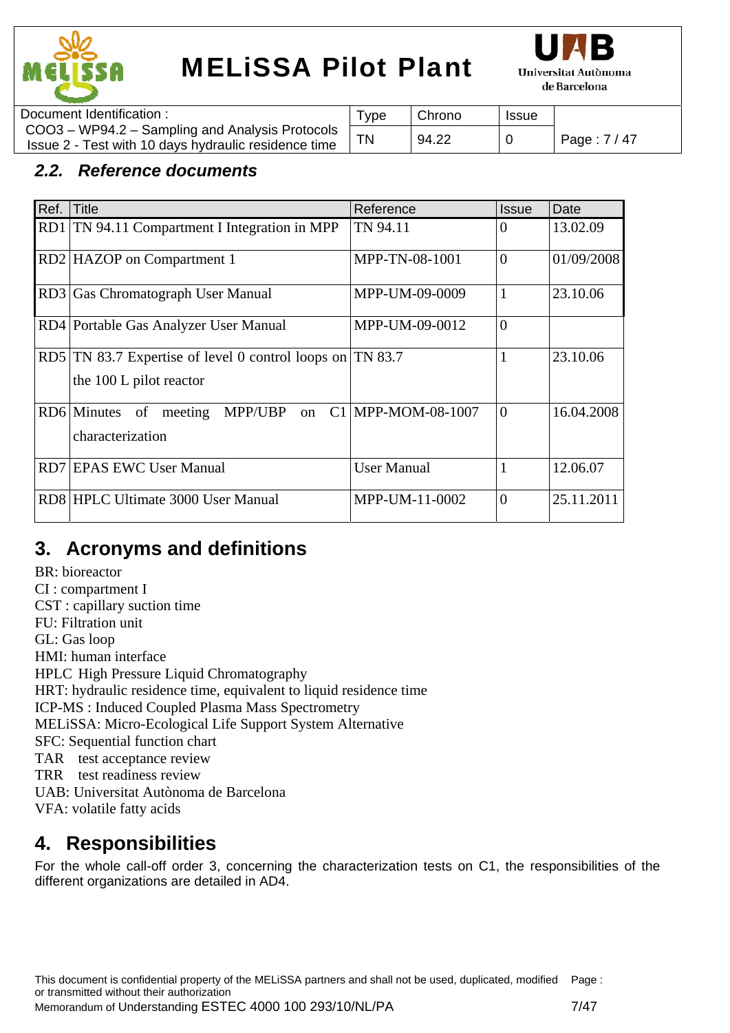## 2.2. Reference documents

| Ref. | Title | Reference | Issue | Date |
|---|---|---|---|---|
| RD1 | TN 94.11 Compartment I Integration in MPP | TN 94.11 | 0 | 13.02.09 |
| RD2 | HAZOP on Compartment 1 | MPP-TN-08-1001 | 0 | 01/09/2008 |
| RD3 | Gas Chromatograph User Manual | MPP-UM-09-0009 | 1 | 23.10.06 |
| RD4 | Portable Gas Analyzer User Manual | MPP-UM-09-0012 | 0 | |
| RD5 | TN 83.7 Expertise of level 0 control loops on the 100 L pilot reactor | TN 83.7 | 1 | 23.10.06 |
| RD6 | Minutes of meeting MPP/UBP on C1 characterization | MPP-MOM-08-1007 | 0 | 16.04.2008 |
| RD7 | EPAS EWC User Manual | User Manual | 1 | 12.06.07 |
| RD8 | HPLC Ultimate 3000 User Manual | MPP-UM-11-0002 | 0 | 25.11.2011 |

# 3. Acronyms and definitions

BR: bioreactor
CI : compartment I
CST : capillary suction time
FU: Filtration unit
GL: Gas loop
HMI: human interface
HPLC High Pressure Liquid Chromatography
HRT: hydraulic residence time, equivalent to liquid residence time
ICP-MS : Induced Coupled Plasma Mass Spectrometry
MELiSSA: Micro-Ecological Life Support System Alternative
SFC: Sequential function chart
TAR test acceptance review
TRR test readiness review
UAB: Universitat Autònoma de Barcelona
VFA: volatile fatty acids

# 4. Responsibilities

For the whole call-off order 3, concerning the characterization tests on C1, the responsibilities of the different organizations are detailed in AD4.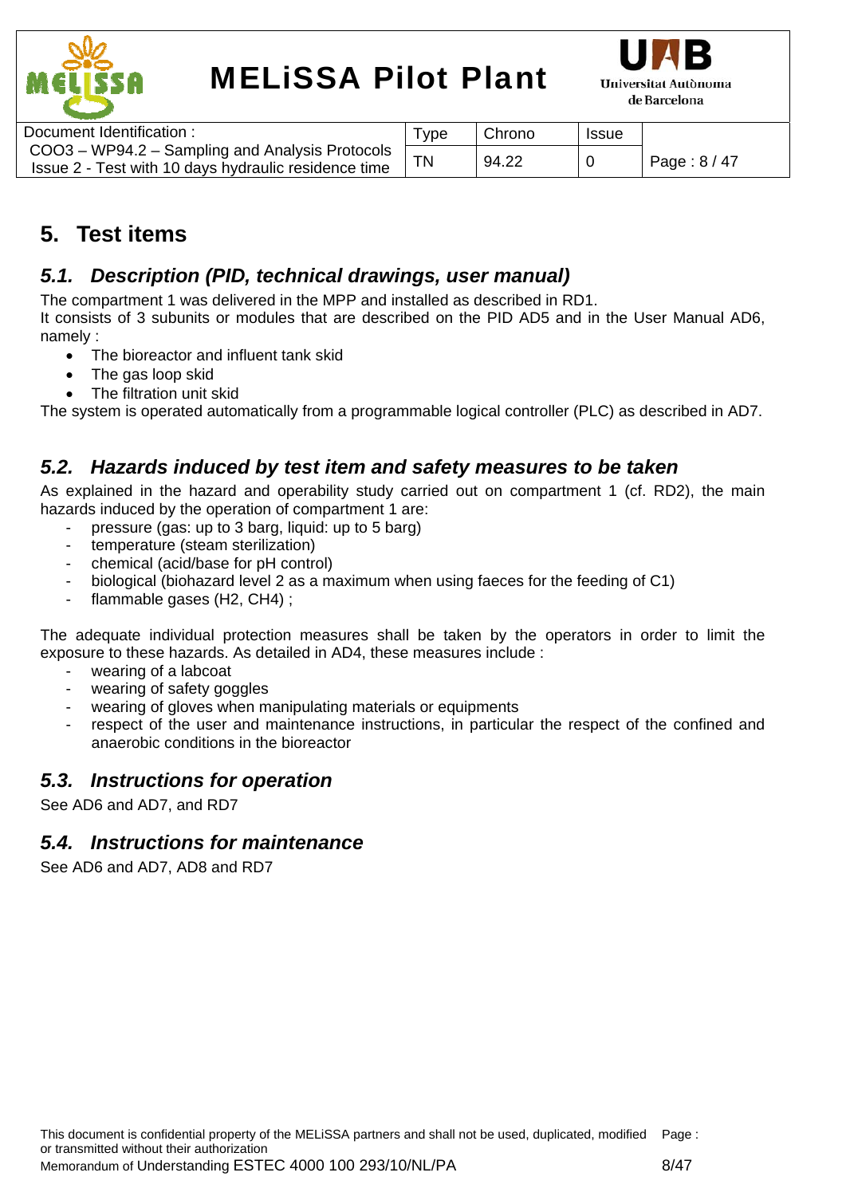# 5. Test items

## 5.1. Description (PID, technical drawings, user manual)

The compartment 1 was delivered in the MPP and installed as described in RD1.
It consists of 3 subunits or modules that are described on the PID AD5 and in the User Manual AD6, namely :

- The bioreactor and influent tank skid
- The gas loop skid
- The filtration unit skid

The system is operated automatically from a programmable logical controller (PLC) as described in AD7.

## 5.2. Hazards induced by test item and safety measures to be taken

As explained in the hazard and operability study carried out on compartment 1 (cf. RD2), the main hazards induced by the operation of compartment 1 are:

- pressure (gas: up to 3 barg, liquid: up to 5 barg)
- temperature (steam sterilization)
- chemical (acid/base for pH control)
- biological (biohazard level 2 as a maximum when using faeces for the feeding of C1)
- flammable gases ($H_2$, $CH_4$) ;

The adequate individual protection measures shall be taken by the operators in order to limit the exposure to these hazards. As detailed in AD4, these measures include :

- wearing of a labcoat
- wearing of safety goggles
- wearing of gloves when manipulating materials or equipments
- respect of the user and maintenance instructions, in particular the respect of the confined and anaerobic conditions in the bioreactor

## 5.3. Instructions for operation

See AD6 and AD7, and RD7

## 5.4. Instructions for maintenance

See AD6 and AD7, AD8 and RD7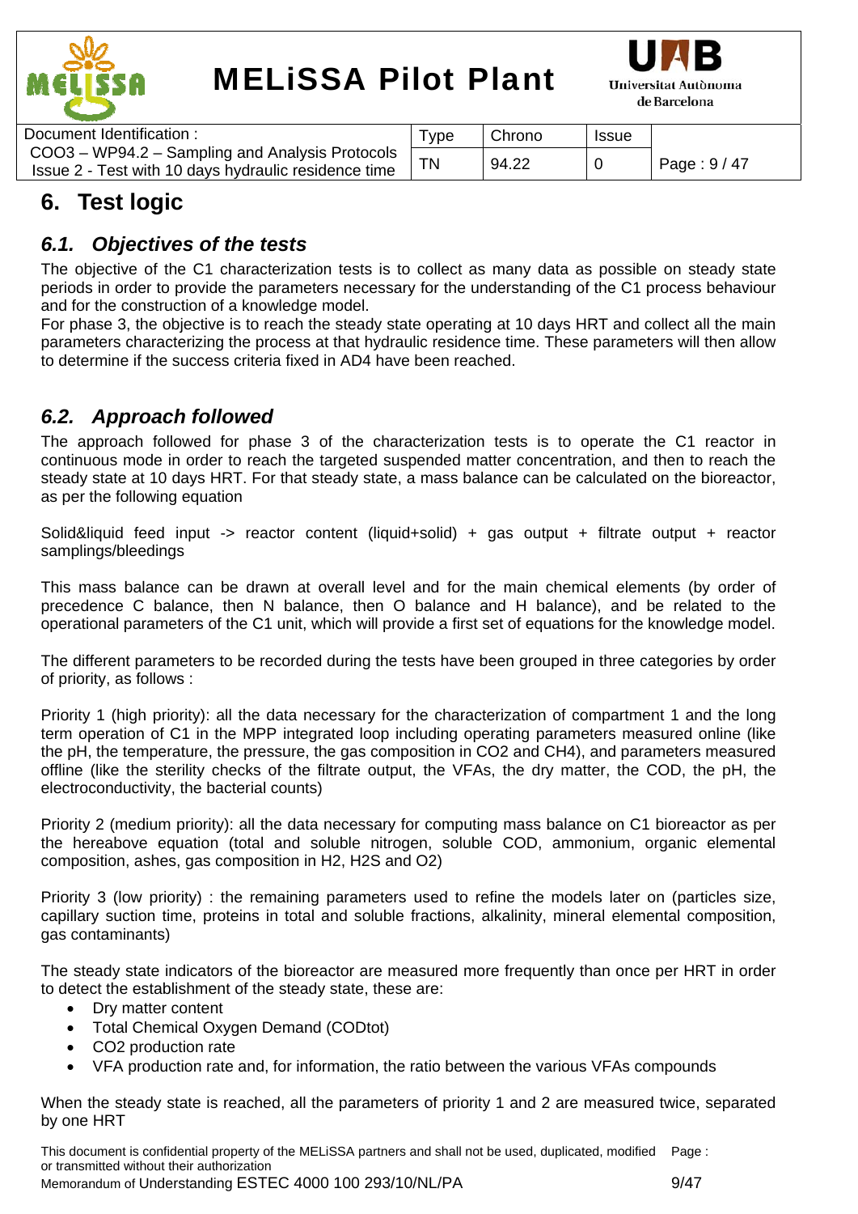# 6. Test logic

## 6.1. Objectives of the tests

The objective of the C1 characterization tests is to collect as many data as possible on steady state periods in order to provide the parameters necessary for the understanding of the C1 process behaviour and for the construction of a knowledge model.

For phase 3, the objective is to reach the steady state operating at 10 days HRT and collect all the main parameters characterizing the process at that hydraulic residence time. These parameters will then allow to determine if the success criteria fixed in AD4 have been reached.

## 6.2. Approach followed

The approach followed for phase 3 of the characterization tests is to operate the C1 reactor in continuous mode in order to reach the targeted suspended matter concentration, and then to reach the steady state at 10 days HRT. For that steady state, a mass balance can be calculated on the bioreactor, as per the following equation

Solid&liquid feed input -> reactor content (liquid+solid) + gas output + filtrate output + reactor samplings/bleedings

This mass balance can be drawn at overall level and for the main chemical elements (by order of precedence C balance, then N balance, then O balance and H balance), and be related to the operational parameters of the C1 unit, which will provide a first set of equations for the knowledge model.

The different parameters to be recorded during the tests have been grouped in three categories by order of priority, as follows :

Priority 1 (high priority): all the data necessary for the characterization of compartment 1 and the long term operation of C1 in the MPP integrated loop including operating parameters measured online (like the pH, the temperature, the pressure, the gas composition in $CO_2$ and $CH_4$), and parameters measured offline (like the sterility checks of the filtrate output, the VFAs, the dry matter, the COD, the pH, the electroconductivity, the bacterial counts)

Priority 2 (medium priority): all the data necessary for computing mass balance on C1 bioreactor as per the hereabove equation (total and soluble nitrogen, soluble COD, ammonium, organic elemental composition, ashes, gas composition in $H_2$, $H_2S$ and $O_2$)

Priority 3 (low priority) : the remaining parameters used to refine the models later on (particles size, capillary suction time, proteins in total and soluble fractions, alkalinity, mineral elemental composition, gas contaminants)

The steady state indicators of the bioreactor are measured more frequently than once per HRT in order to detect the establishment of the steady state, these are:

- Dry matter content
- Total Chemical Oxygen Demand (CODtot)
- $CO_2$ production rate
- VFA production rate and, for information, the ratio between the various VFAs compounds

When the steady state is reached, all the parameters of priority 1 and 2 are measured twice, separated by one HRT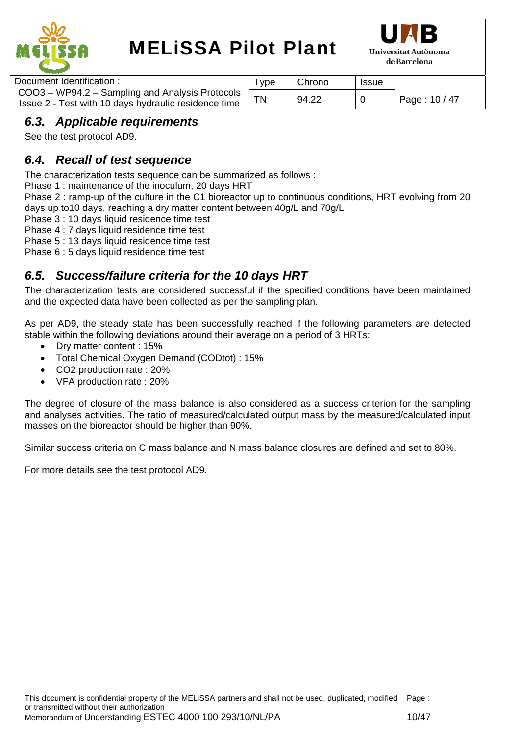### 6.3. *Applicable requirements*

See the test protocol AD9.

### 6.4. *Recall of test sequence*

The characterization tests sequence can be summarized as follows :
Phase 1 : maintenance of the inoculum, 20 days HRT
Phase 2 : ramp-up of the culture in the C1 bioreactor up to continuous conditions, HRT evolving from 20 days up to10 days, reaching a dry matter content between 40g/L and 70g/L
Phase 3 : 10 days liquid residence time test
Phase 4 : 7 days liquid residence time test
Phase 5 : 13 days liquid residence time test
Phase 6 : 5 days liquid residence time test

### 6.5. *Success/failure criteria for the 10 days HRT*

The characterization tests are considered successful if the specified conditions have been maintained and the expected data have been collected as per the sampling plan.

As per AD9, the steady state has been successfully reached if the following parameters are detected stable within the following deviations around their average on a period of 3 HRTs:

- Dry matter content : 15%
- Total Chemical Oxygen Demand (CODtot) : 15%
- $CO_2$ production rate : 20%
- VFA production rate : 20%

The degree of closure of the mass balance is also considered as a success criterion for the sampling and analyses activities. The ratio of measured/calculated output mass by the measured/calculated input masses on the bioreactor should be higher than 90%.

Similar success criteria on C mass balance and N mass balance closures are defined and set to 80%.

For more details see the test protocol AD9.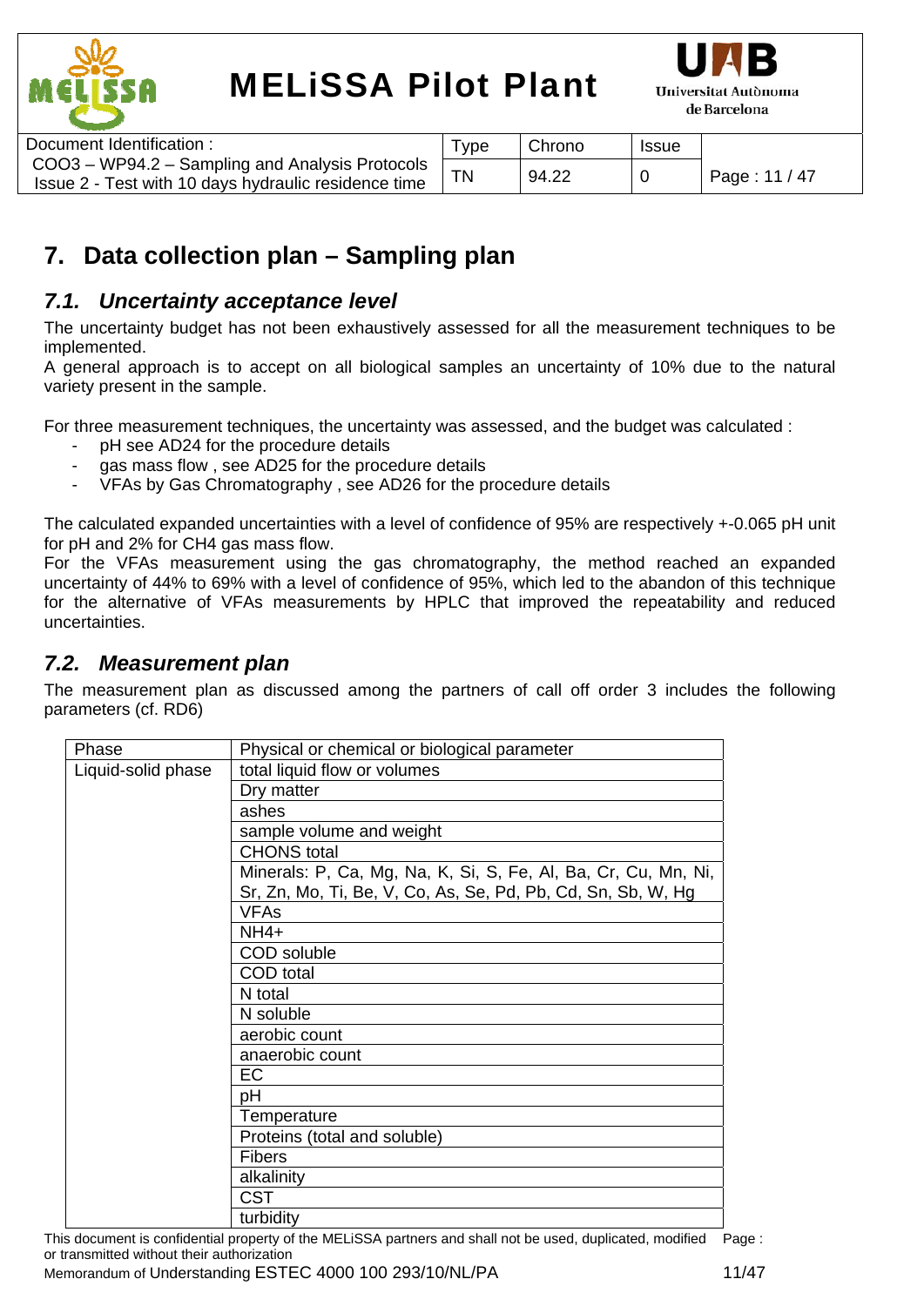# 7. Data collection plan – Sampling plan

## 7.1. Uncertainty acceptance level

The uncertainty budget has not been exhaustively assessed for all the measurement techniques to be implemented.
A general approach is to accept on all biological samples an uncertainty of 10% due to the natural variety present in the sample.

For three measurement techniques, the uncertainty was assessed, and the budget was calculated :

- pH see AD24 for the procedure details
- gas mass flow , see AD25 for the procedure details
- VFAs by Gas Chromatography , see AD26 for the procedure details

The calculated expanded uncertainties with a level of confidence of 95% are respectively +-0.065 pH unit for pH and 2% for $CH_4$ gas mass flow.
For the VFAs measurement using the gas chromatography, the method reached an expanded uncertainty of 44% to 69% with a level of confidence of 95%, which led to the abandon of this technique for the alternative of VFAs measurements by HPLC that improved the repeatability and reduced uncertainties.

## 7.2. Measurement plan

The measurement plan as discussed among the partners of call off order 3 includes the following parameters (cf. RD6)

| Phase | Physical or chemical or biological parameter |
|---|---|
| Liquid-solid phase | total liquid flow or volumes |
| | Dry matter |
| | ashes |
| | sample volume and weight |
| | CHONS total |
| | Minerals: P, Ca, Mg, Na, K, Si, S, Fe, Al, Ba, Cr, Cu, Mn, Ni, Sr, Zn, Mo, Ti, Be, V, Co, As, Se, Pd, Pb, Cd, Sn, Sb, W, Hg |
| | VFAs |
| | $NH_4^+$ |
| | COD soluble |
| | COD total |
| | N total |
| | N soluble |
| | aerobic count |
| | anaerobic count |
| | EC |
| | pH |
| | Temperature |
| | Proteins (total and soluble) |
| | Fibers |
| | alkalinity |
| | CST |
| | turbidity |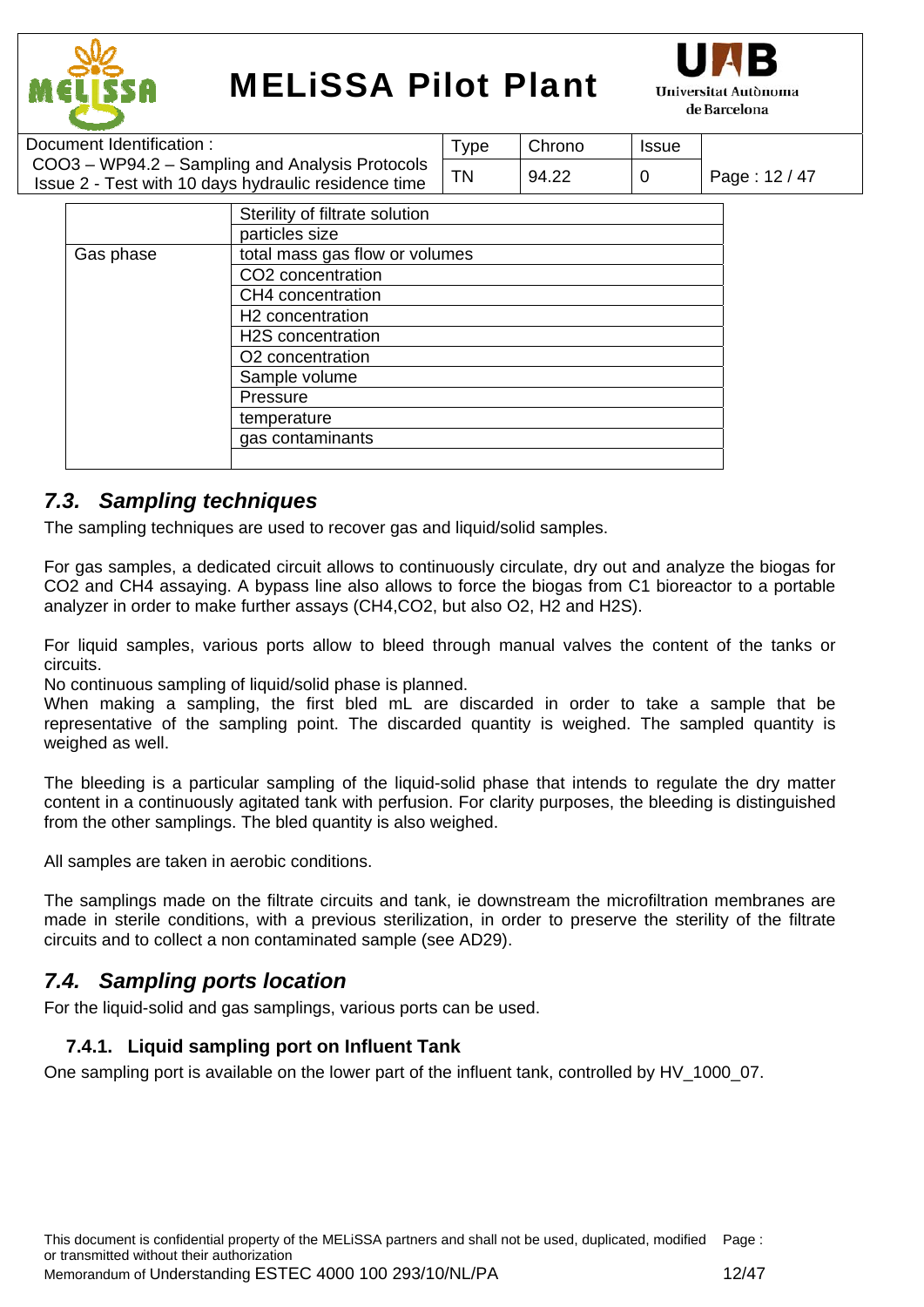| | |
|---|---|
| | Sterility of filtrate solution |
| | particles size |
| Gas phase | total mass gas flow or volumes |
| | $CO_2$ concentration |
| | $CH_4$ concentration |
| | $H_2$ concentration |
| | $H_2S$ concentration |
| | $O_2$ concentration |
| | Sample volume |
| | Pressure |
| | temperature |
| | gas contaminants |
| | |

## 7.3. Sampling techniques

The sampling techniques are used to recover gas and liquid/solid samples.

For gas samples, a dedicated circuit allows to continuously circulate, dry out and analyze the biogas for $CO_2$ and $CH_4$ assaying. A bypass line also allows to force the biogas from C1 bioreactor to a portable analyzer in order to make further assays ($CH_4$,$CO_2$, but also $O_2$, $H_2$ and $H_2S$).

For liquid samples, various ports allow to bleed through manual valves the content of the tanks or circuits.
No continuous sampling of liquid/solid phase is planned.
When making a sampling, the first bled mL are discarded in order to take a sample that be representative of the sampling point. The discarded quantity is weighed. The sampled quantity is weighed as well.

The bleeding is a particular sampling of the liquid-solid phase that intends to regulate the dry matter content in a continuously agitated tank with perfusion. For clarity purposes, the bleeding is distinguished from the other samplings. The bled quantity is also weighed.

All samples are taken in aerobic conditions.

The samplings made on the filtrate circuits and tank, ie downstream the microfiltration membranes are made in sterile conditions, with a previous sterilization, in order to preserve the sterility of the filtrate circuits and to collect a non contaminated sample (see AD29).

## 7.4. Sampling ports location

For the liquid-solid and gas samplings, various ports can be used.

### 7.4.1. Liquid sampling port on Influent Tank

One sampling port is available on the lower part of the influent tank, controlled by HV_1000_07.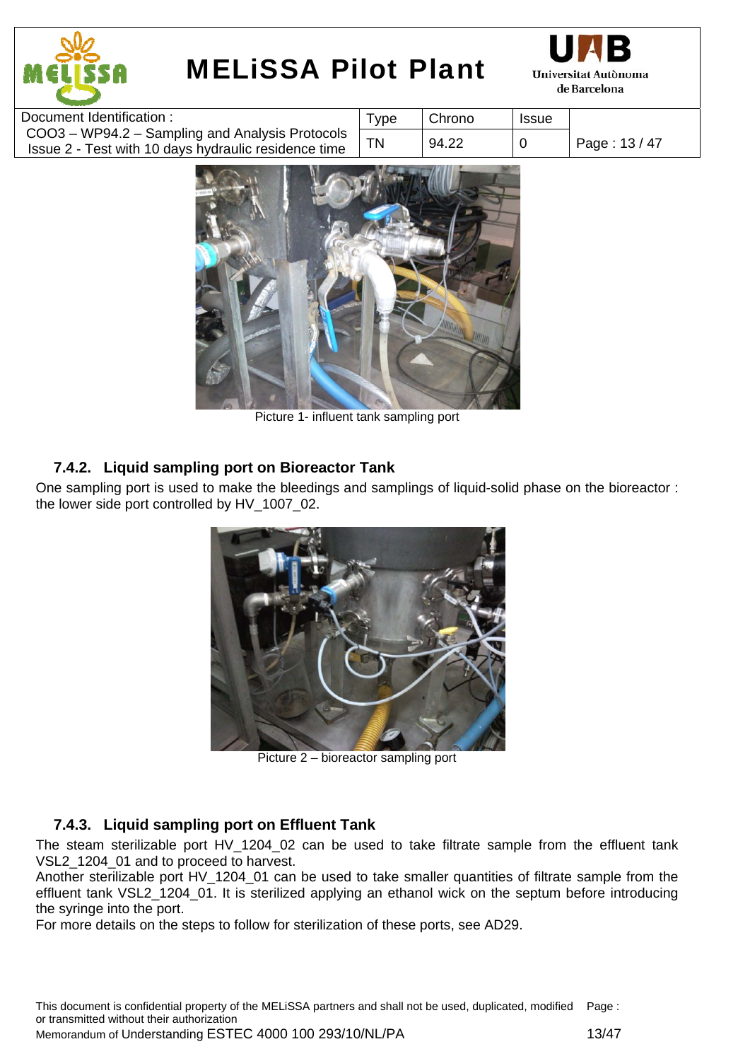Picture 1- influent tank sampling port

### 7.4.2. Liquid sampling port on Bioreactor Tank

One sampling port is used to make the bleedings and samplings of liquid-solid phase on the bioreactor : the lower side port controlled by HV_1007_02.

Picture 2 – bioreactor sampling port

### 7.4.3. Liquid sampling port on Effluent Tank

The steam sterilizable port HV_1204_02 can be used to take filtrate sample from the effluent tank VSL2_1204_01 and to proceed to harvest.

Another sterilizable port HV_1204_01 can be used to take smaller quantities of filtrate sample from the effluent tank VSL2_1204_01. It is sterilized applying an ethanol wick on the septum before introducing the syringe into the port.

For more details on the steps to follow for sterilization of these ports, see AD29.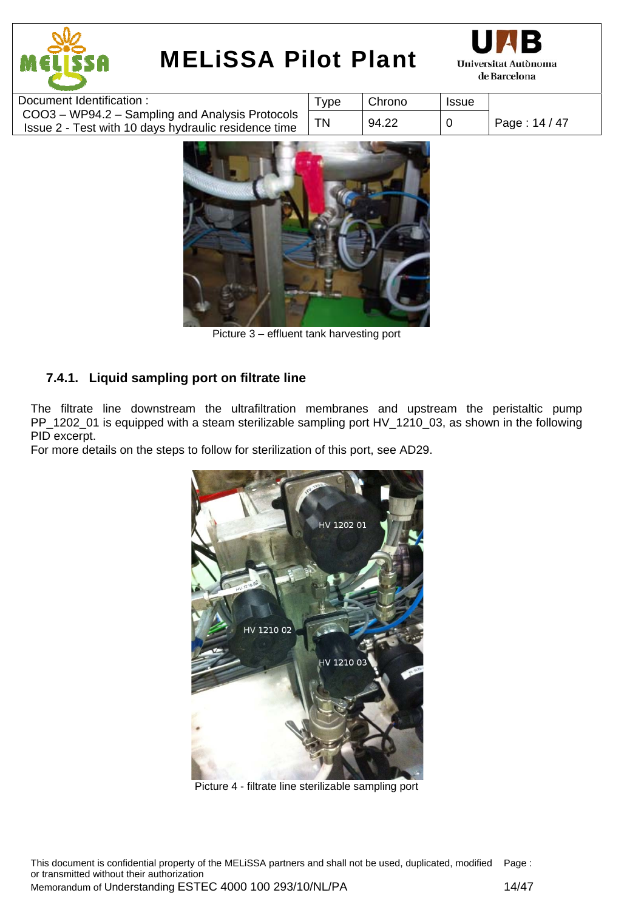Picture 3 – effluent tank harvesting port

### 7.4.1. Liquid sampling port on filtrate line

The filtrate line downstream the ultrafiltration membranes and upstream the peristaltic pump PP_1202_01 is equipped with a steam sterilizable sampling port HV_1210_03, as shown in the following PID excerpt.
For more details on the steps to follow for sterilization of this port, see AD29.

Picture 4 - filtrate line sterilizable sampling port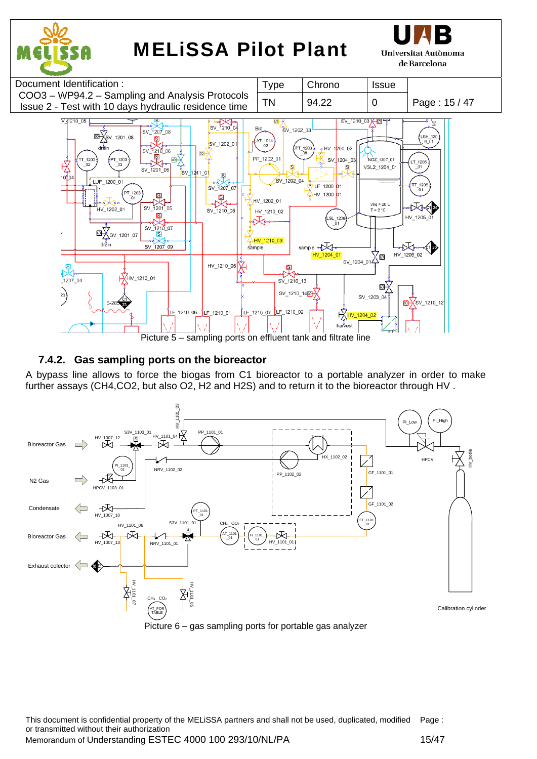Picture 5 – sampling ports on effluent tank and filtrate line

### 7.4.2. Gas sampling ports on the bioreactor

A bypass line allows to force the biogas from C1 bioreactor to a portable analyzer in order to make further assays (CH4,CO2, but also O2, H2 and H2S) and to return it to the bioreactor through HV .

Picture 6 – gas sampling ports for portable gas analyzer

This document is confidential property of the MELiSSA partners and shall not be used, duplicated, modified or transmitted without their authorization
Memorandum of Understanding ESTEC 4000 100 293/10/NL/PA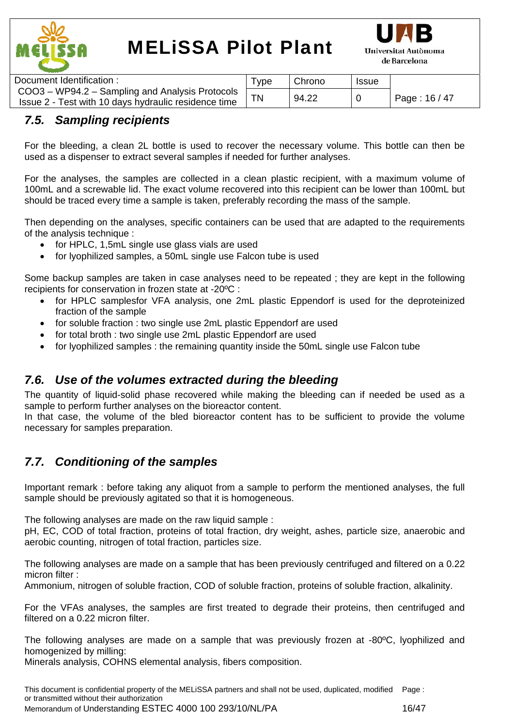## 7.5. Sampling recipients

For the bleeding, a clean 2L bottle is used to recover the necessary volume. This bottle can then be used as a dispenser to extract several samples if needed for further analyses.

For the analyses, the samples are collected in a clean plastic recipient, with a maximum volume of 100mL and a screwable lid. The exact volume recovered into this recipient can be lower than 100mL but should be traced every time a sample is taken, preferably recording the mass of the sample.

Then depending on the analyses, specific containers can be used that are adapted to the requirements of the analysis technique :

- for HPLC, 1,5mL single use glass vials are used
- for lyophilized samples, a 50mL single use Falcon tube is used

Some backup samples are taken in case analyses need to be repeated ; they are kept in the following recipients for conservation in frozen state at -20ºC :

- for HPLC samplesfor VFA analysis, one 2mL plastic Eppendorf is used for the deproteinized fraction of the sample
- for soluble fraction : two single use 2mL plastic Eppendorf are used
- for total broth : two single use 2mL plastic Eppendorf are used
- for lyophilized samples : the remaining quantity inside the 50mL single use Falcon tube

## 7.6. Use of the volumes extracted during the bleeding

The quantity of liquid-solid phase recovered while making the bleeding can if needed be used as a sample to perform further analyses on the bioreactor content.
In that case, the volume of the bled bioreactor content has to be sufficient to provide the volume necessary for samples preparation.

## 7.7. Conditioning of the samples

Important remark : before taking any aliquot from a sample to perform the mentioned analyses, the full sample should be previously agitated so that it is homogeneous.

The following analyses are made on the raw liquid sample :
pH, EC, COD of total fraction, proteins of total fraction, dry weight, ashes, particle size, anaerobic and aerobic counting, nitrogen of total fraction, particles size.

The following analyses are made on a sample that has been previously centrifuged and filtered on a 0.22 micron filter :
Ammonium, nitrogen of soluble fraction, COD of soluble fraction, proteins of soluble fraction, alkalinity.

For the VFAs analyses, the samples are first treated to degrade their proteins, then centrifuged and filtered on a 0.22 micron filter.

The following analyses are made on a sample that was previously frozen at -80ºC, lyophilized and homogenized by milling:
Minerals analysis, COHNS elemental analysis, fibers composition.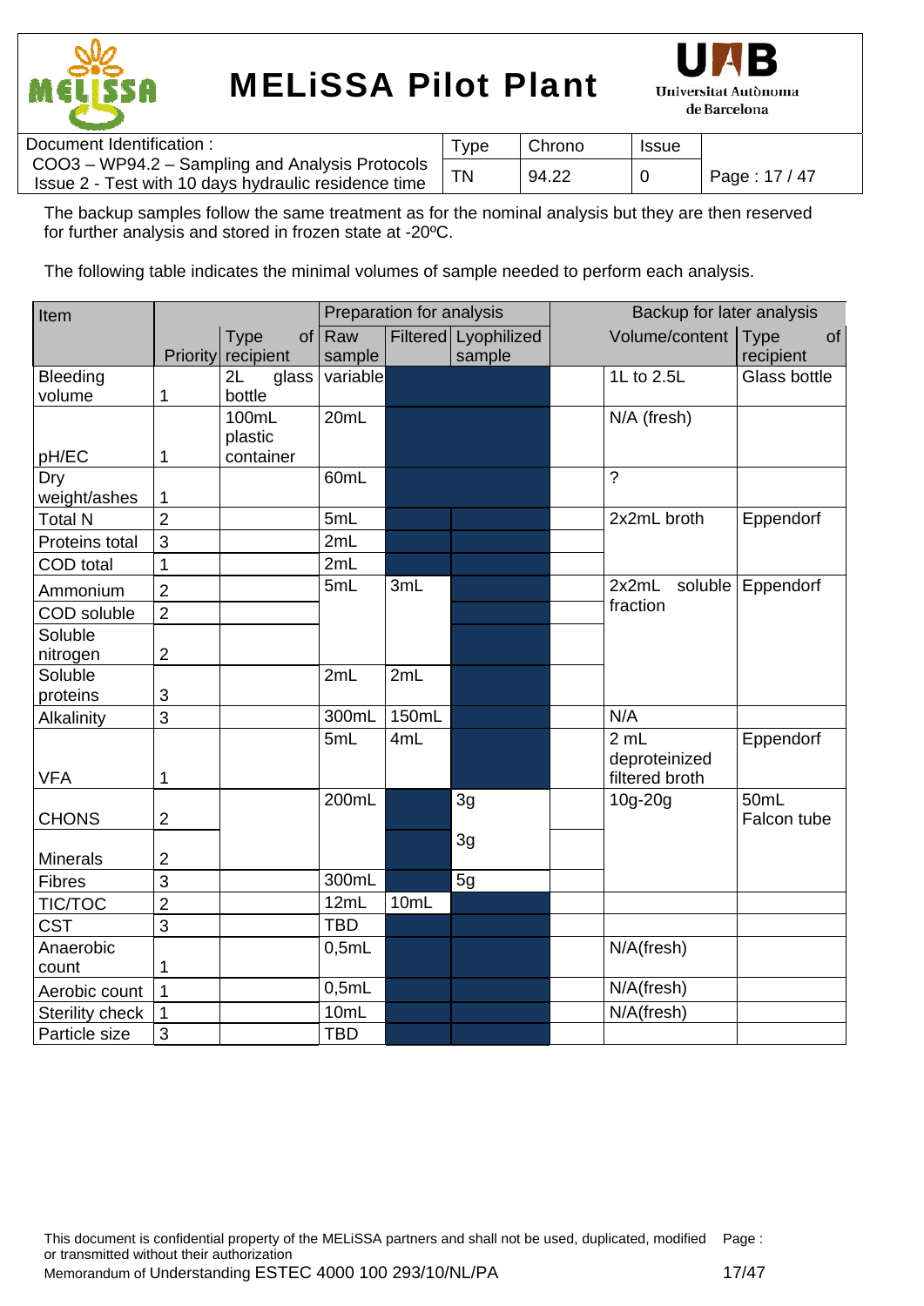The backup samples follow the same treatment as for the nominal analysis but they are then reserved for further analysis and stored in frozen state at -20ºC.

The following table indicates the minimal volumes of sample needed to perform each analysis.

| Item | Priority | Type of recipient | Preparation for analysis | | | Backup for later analysis | | |
|---|---|---|---|---|---|---|---|---|
| | | | Raw sample | Filtered | Lyophilized sample | | Volume/content | Type of recipient |
| Bleeding volume | 1 | 2L glass bottle | variable | | | | 1L to 2.5L | Glass bottle |
| pH/EC | 1 | 100mL plastic container | 20mL | | | | N/A (fresh) | |
| Dry weight/ashes | 1 | | 60mL | | | | ? | |
| Total N | 2 | | 5mL | | | | 2x2mL broth | Eppendorf |
| Proteins total | 3 | | 2mL | | | | | |
| COD total | 1 | | 2mL | | | | | |
| Ammonium | 2 | | 5mL | 3mL | | | 2x2mL soluble fraction | Eppendorf |
| COD soluble | 2 | | | | | | | |
| Soluble nitrogen | 2 | | | | | | | |
| Soluble proteins | 3 | | 2mL | 2mL | | | | |
| Alkalinity | 3 | | 300mL | 150mL | | | N/A | |
| VFA | 1 | | 5mL | 4mL | | | 2 mL deproteinized filtered broth | Eppendorf |
| CHONS | 2 | | 200mL | | 3g | | 10g-20g | 50mL Falcon tube |
| Minerals | 2 | | | | 3g | | | |
| Fibres | 3 | | 300mL | | 5g | | | |
| TIC/TOC | 2 | | 12mL | 10mL | | | | |
| CST | 3 | | TBD | | | | | |
| Anaerobic count | 1 | | 0,5mL | | | | N/A(fresh) | |
| Aerobic count | 1 | | 0,5mL | | | | N/A(fresh) | |
| Sterility check | 1 | | 10mL | | | | N/A(fresh) | |
| Particle size | 3 | | TBD | | | | | |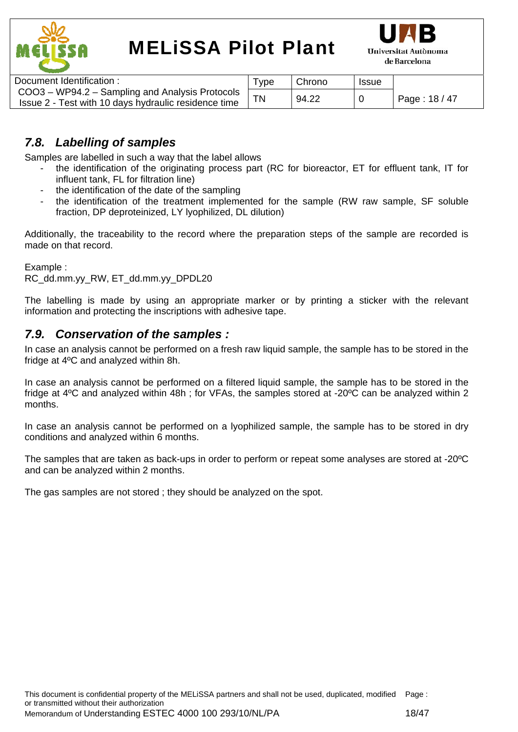## 7.8. Labelling of samples

Samples are labelled in such a way that the label allows

- the identification of the originating process part (RC for bioreactor, ET for effluent tank, IT for influent tank, FL for filtration line)
- the identification of the date of the sampling
- the identification of the treatment implemented for the sample (RW raw sample, SF soluble fraction, DP deproteinized, LY lyophilized, DL dilution)

Additionally, the traceability to the record where the preparation steps of the sample are recorded is made on that record.

Example :
RC_dd.mm.yy_RW, ET_dd.mm.yy_DPDL20

The labelling is made by using an appropriate marker or by printing a sticker with the relevant information and protecting the inscriptions with adhesive tape.

## 7.9. Conservation of the samples :

In case an analysis cannot be performed on a fresh raw liquid sample, the sample has to be stored in the fridge at 4ºC and analyzed within 8h.

In case an analysis cannot be performed on a filtered liquid sample, the sample has to be stored in the fridge at 4ºC and analyzed within 48h ; for VFAs, the samples stored at -20ºC can be analyzed within 2 months.

In case an analysis cannot be performed on a lyophilized sample, the sample has to be stored in dry conditions and analyzed within 6 months.

The samples that are taken as back-ups in order to perform or repeat some analyses are stored at -20ºC and can be analyzed within 2 months.

The gas samples are not stored ; they should be analyzed on the spot.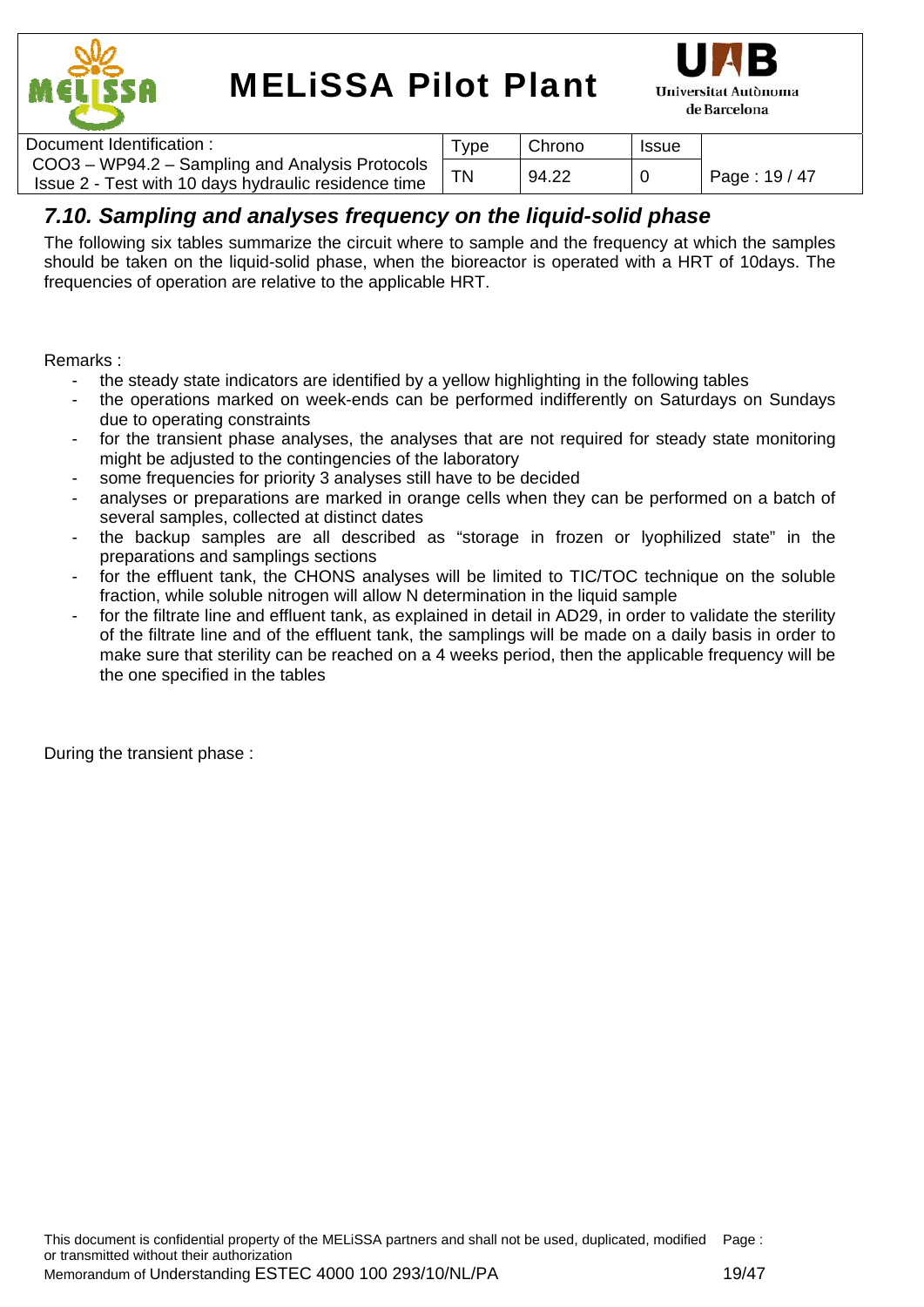## *7.10. Sampling and analyses frequency on the liquid-solid phase*

The following six tables summarize the circuit where to sample and the frequency at which the samples should be taken on the liquid-solid phase, when the bioreactor is operated with a HRT of 10days. The frequencies of operation are relative to the applicable HRT.

Remarks :

- the steady state indicators are identified by a yellow highlighting in the following tables
- the operations marked on week-ends can be performed indifferently on Saturdays on Sundays due to operating constraints
- for the transient phase analyses, the analyses that are not required for steady state monitoring might be adjusted to the contingencies of the laboratory
- some frequencies for priority 3 analyses still have to be decided
- analyses or preparations are marked in orange cells when they can be performed on a batch of several samples, collected at distinct dates
- the backup samples are all described as "storage in frozen or lyophilized state" in the preparations and samplings sections
- for the effluent tank, the CHONS analyses will be limited to TIC/TOC technique on the soluble fraction, while soluble nitrogen will allow N determination in the liquid sample
- for the filtrate line and effluent tank, as explained in detail in AD29, in order to validate the sterility of the filtrate line and of the effluent tank, the samplings will be made on a daily basis in order to make sure that sterility can be reached on a 4 weeks period, then the applicable frequency will be the one specified in the tables

During the transient phase :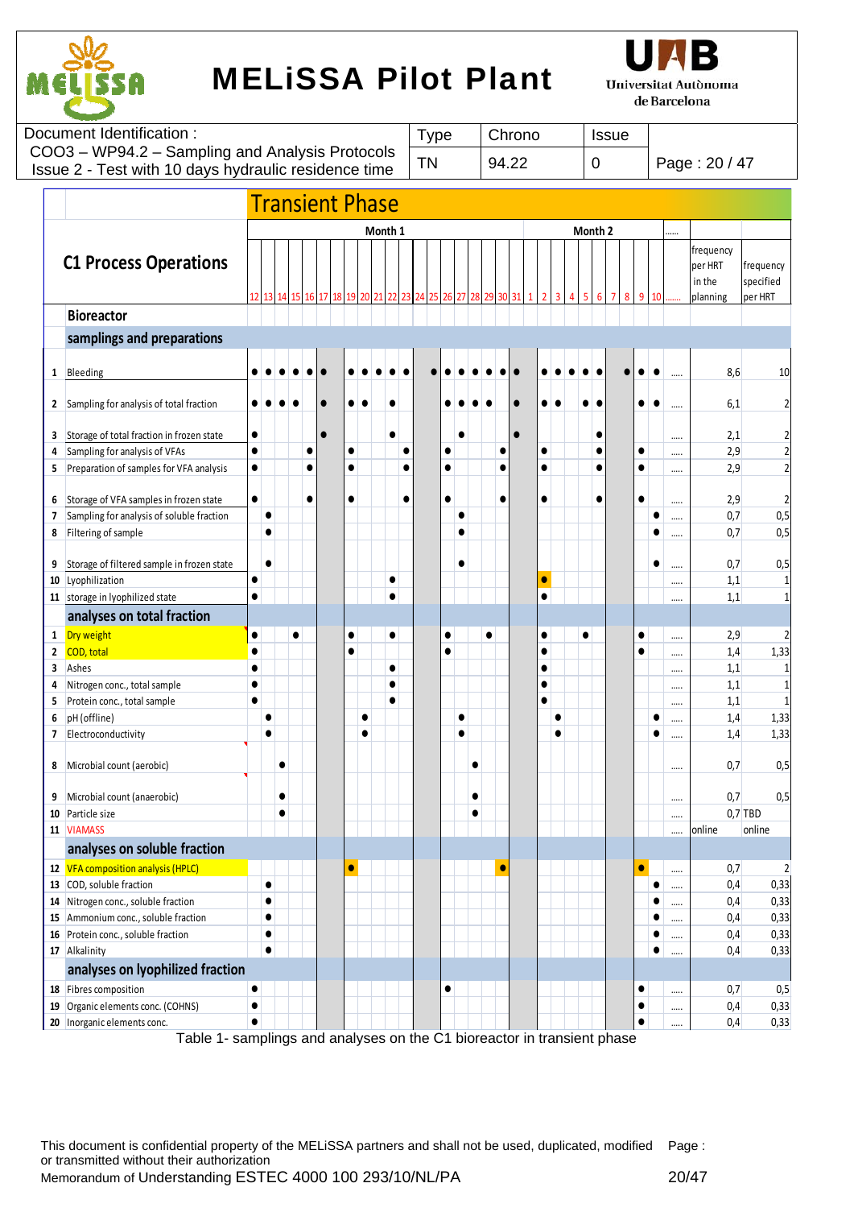## Transient Phase

| | C1 Process Operations | Month 1 | | | | | | | | | | | | | | | | | | | | Month 2 | | | | | | | | | | ..... | frequency per HRT in the planning | frequency specified per HRT |
|---|---|---|---|---|---|---|---|---|---|---|---|---|---|---|---|---|---|---|---|---|---|---|---|---|---|---|---|---|---|---|---|---|---|---|
| | | 12 | 13 | 14 | 15 | 16 | 17 | 18 | 19 | 20 | 21 | 22 | 23 | 24 | 25 | 26 | 27 | 28 | 29 | 30 | 31 | 1 | 2 | 3 | 4 | 5 | 6 | 7 | 8 | 9 | 10 | ..... | | |
| | **Bioreactor** | | | | | | | | | | | | | | | | | | | | | | | | | | | | | | | | | |
| | **samplings and preparations** | | | | | | | | | | | | | | | | | | | | | | | | | | | | | | | | | |
| 1 | Bleeding | ● | ● | ● | ● | ● | ● | | ● | ● | ● | ● | ● | | ● | ● | ● | ● | ● | ● | ● | | ● | ● | ● | ● | ● | | ● | ● | ● | ..... | 8,6 | 10 |
| 2 | Sampling for analysis of total fraction | ● | ● | ● | ● | | ● | | ● | ● | | ● | | | | ● | ● | ● | ● | | ● | | ● | ● | | ● | ● | | | ● | ● | ..... | 6,1 | 2 |
| 3 | Storage of total fraction in frozen state | ● | | | | | ● | | | | | ● | | | | | ● | | | | ● | | | | | | ● | | | | | ..... | 2,1 | 2 |
| 4 | Sampling for analysis of VFAs | ● | | | | ● | | | ● | | | | ● | | | ● | | | | ● | | | ● | | | | ● | | | ● | | ..... | 2,9 | 2 |
| 5 | Preparation of samples for VFA analysis | ● | | | | ● | | | ● | | | | ● | | | ● | | | | ● | | | ● | | | | ● | | | ● | | ..... | 2,9 | 2 |
| 6 | Storage of VFA samples in frozen state | ● | | | | ● | | | ● | | | | ● | | | ● | | | | ● | | | ● | | | | ● | | | ● | | ..... | 2,9 | 2 |
| 7 | Sampling for analysis of soluble fraction | | ● | | | | | | | | | | | | | | ● | | | | | | | | | | | | | | ● | ..... | 0,7 | 0,5 |
| 8 | Filtering of sample | | ● | | | | | | | | | | | | | | ● | | | | | | | | | | | | | | ● | ..... | 0,7 | 0,5 |
| 9 | Storage of filtered sample in frozen state | | ● | | | | | | | | | | | | | | ● | | | | | | | | | | | | | | ● | ..... | 0,7 | 0,5 |
| 10 | Lyophilization | ● | | | | | | | | | | ● | | | | | | | | | | | ● | | | | | | | | | ..... | 1,1 | 1 |
| 11 | storage in lyophilized state | ● | | | | | | | | | | ● | | | | | | | | | | | ● | | | | | | | | | ..... | 1,1 | 1 |
| | **analyses on total fraction** | | | | | | | | | | | | | | | | | | | | | | | | | | | | | | | | | |
| 1 | Dry weight | ● | | | ● | | | | ● | | | ● | | | | ● | | | ● | | | | ● | | | ● | | | | ● | | ..... | 2,9 | 2 |
| 2 | COD, total | ● | | | | | | | ● | | | | | | | ● | | | | | | | ● | | | | | | | ● | | ..... | 1,4 | 1,33 |
| 3 | Ashes | ● | | | | | | | | | | ● | | | | | | | | | | | ● | | | | | | | | | ..... | 1,1 | 1 |
| 4 | Nitrogen conc., total sample | ● | | | | | | | | | | ● | | | | | | | | | | | ● | | | | | | | | | ..... | 1,1 | 1 |
| 5 | Protein conc., total sample | ● | | | | | | | | | | ● | | | | | | | | | | | ● | | | | | | | | | ..... | 1,1 | 1 |
| 6 | pH (offline) | | ● | | | | | | | ● | | | | | | | ● | | | | | | | ● | | | | | | | ● | ..... | 1,4 | 1,33 |
| 7 | Electroconductivity | | ● | | | | | | | ● | | | | | | | ● | | | | | | | ● | | | | | | | ● | ..... | 1,4 | 1,33 |
| 8 | Microbial count (aerobic) | | | ● | | | | | | | | | | | | | | ● | | | | | | | | | | | | | | ..... | 0,7 | 0,5 |
| 9 | Microbial count (anaerobic) | | | ● | | | | | | | | | | | | | | ● | | | | | | | | | | | | | | ..... | 0,7 | 0,5 |
| 10 | Particle size | | | ● | | | | | | | | | | | | | | ● | | | | | | | | | | | | | | ..... | 0,7 | TBD |
| 11 | VIAMASS | | | | | | | | | | | | | | | | | | | | | | | | | | | | | | | ..... | online | online |
| | **analyses on soluble fraction** | | | | | | | | | | | | | | | | | | | | | | | | | | | | | | | | | |
| 12 | VFA composition analysis (HPLC) | | | | | | | | ● | | | | | | | | | | | ● | | | | | | | | | | ● | | ..... | 0,7 | 2 |
| 13 | COD, soluble fraction | | ● | | | | | | | | | | | | | | | | | | | | | | | | | | | | ● | ..... | 0,4 | 0,33 |
| 14 | Nitrogen conc., soluble fraction | | ● | | | | | | | | | | | | | | | | | | | | | | | | | | | | ● | ..... | 0,4 | 0,33 |
| 15 | Ammonium conc., soluble fraction | | ● | | | | | | | | | | | | | | | | | | | | | | | | | | | | ● | ..... | 0,4 | 0,33 |
| 16 | Protein conc., soluble fraction | | ● | | | | | | | | | | | | | | | | | | | | | | | | | | | | ● | ..... | 0,4 | 0,33 |
| 17 | Alkalinity | | ● | | | | | | | | | | | | | | | | | | | | | | | | | | | | ● | ..... | 0,4 | 0,33 |
| | **analyses on lyophilized fraction** | | | | | | | | | | | | | | | | | | | | | | | | | | | | | | | | | |
| 18 | Fibres composition | ● | | | | | | | | | | | | | | ● | | | | | | | | | | | | | | ● | | ..... | 0,7 | 0,5 |
| 19 | Organic elements conc. (COHNS) | ● | | | | | | | | | | | | | | | | | | | | | | | | | | | | ● | | ..... | 0,4 | 0,33 |
| 20 | Inorganic elements conc. | ● | | | | | | | | | | | | | | | | | | | | | | | | | | | | ● | | ..... | 0,4 | 0,33 |

Table 1- samplings and analyses on the C1 bioreactor in transient phase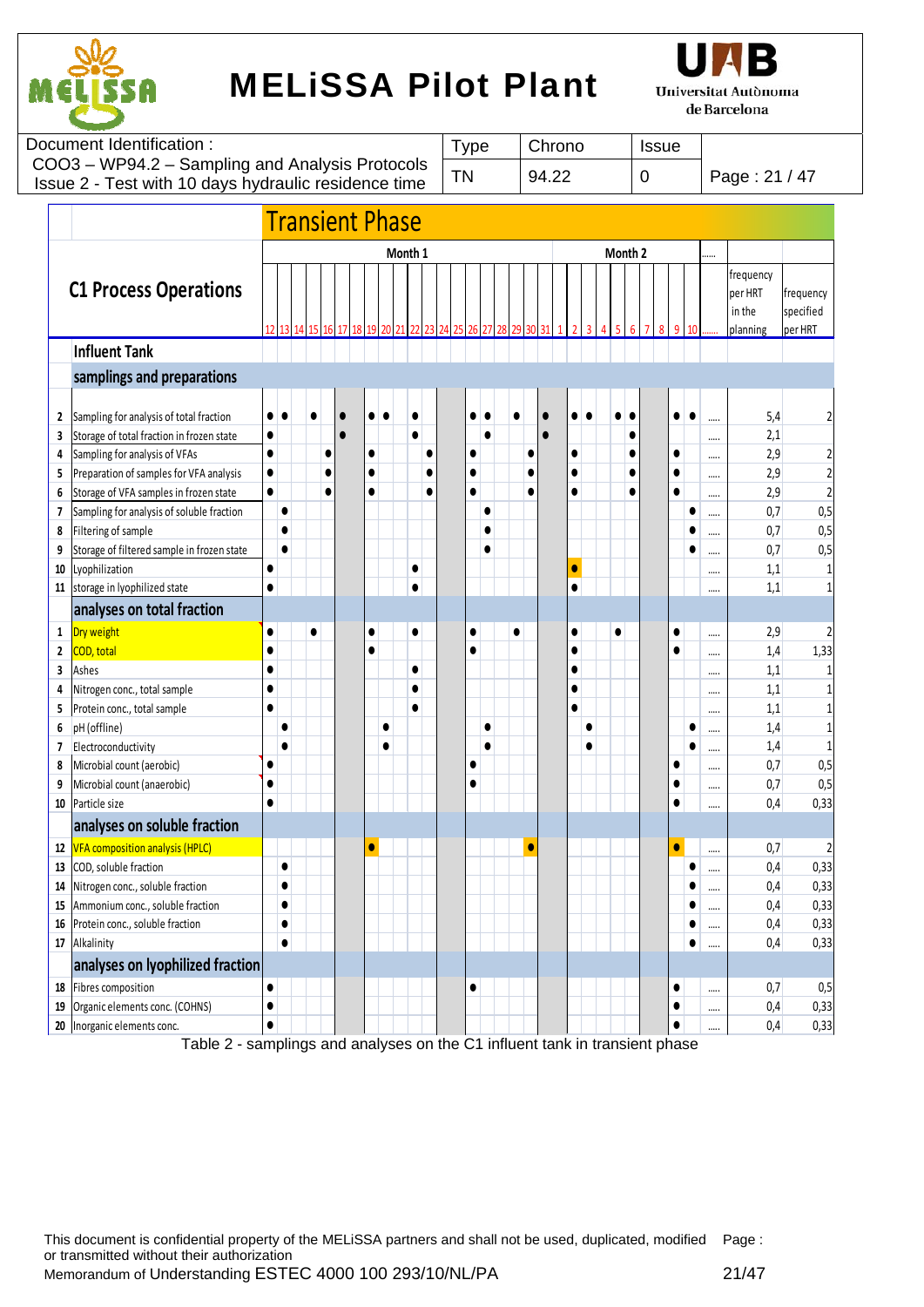**Transient Phase**

| | C1 Process Operations | Month 1 | | | | | | | | | | | | | | | | | | | | Month 2 | | | | | | | | | | ...... | frequency per HRT in the planning | frequency specified per HRT |
|---|---|---|---|---|---|---|---|---|---|---|---|---|---|---|---|---|---|---|---|---|---|---|---|---|---|---|---|---|---|---|---|---|---|---|
| | | 12 | 13 | 14 | 15 | 16 | 17 | 18 | 19 | 20 | 21 | 22 | 23 | 24 | 25 | 26 | 27 | 28 | 29 | 30 | 31 | 1 | 2 | 3 | 4 | 5 | 6 | 7 | 8 | 9 | 10 | ...... | | |
| | **Influent Tank** | | | | | | | | | | | | | | | | | | | | | | | | | | | | | | | | | |
| | **samplings and preparations** | | | | | | | | | | | | | | | | | | | | | | | | | | | | | | | | | |
| 2 | Sampling for analysis of total fraction | ● | ● | | ● | | ● | | ● | ● | | ● | | | | ● | ● | | ● | | ● | | ● | ● | | ● | ● | | | ● | ● | ..... | 5,4 | 2 |
| 3 | Storage of total fraction in frozen state | ● | | | | | ● | | | | | ● | | | | | ● | | | | ● | | | | | | ● | | | | | ..... | 2,1 | |
| 4 | Sampling for analysis of VFAs | ● | | | | ● | | | ● | | | | ● | | | ● | | | | ● | | | ● | | | | ● | | | ● | | ..... | 2,9 | 2 |
| 5 | Preparation of samples for VFA analysis | ● | | | | ● | | | ● | | | | ● | | | ● | | | | ● | | | ● | | | | ● | | | ● | | ..... | 2,9 | 2 |
| 6 | Storage of VFA samples in frozen state | ● | | | | ● | | | ● | | | | ● | | | ● | | | | ● | | | ● | | | | ● | | | ● | | ..... | 2,9 | 2 |
| 7 | Sampling for analysis of soluble fraction | | ● | | | | | | | | | | | | | | ● | | | | | | | | | | | | | | ● | ..... | 0,7 | 0,5 |
| 8 | Filtering of sample | | ● | | | | | | | | | | | | | | ● | | | | | | | | | | | | | | ● | ..... | 0,7 | 0,5 |
| 9 | Storage of filtered sample in frozen state | | ● | | | | | | | | | | | | | | ● | | | | | | | | | | | | | | ● | ..... | 0,7 | 0,5 |
| 10 | Lyophilization | ● | | | | | | | | | | ● | | | | | | | | | | | ● | | | | | | | | | ..... | 1,1 | 1 |
| 11 | storage in lyophilized state | ● | | | | | | | | | | ● | | | | | | | | | | | ● | | | | | | | | | ..... | 1,1 | 1 |
| | **analyses on total fraction** | | | | | | | | | | | | | | | | | | | | | | | | | | | | | | | | | |
| 1 | Dry weight | ● | | | ● | | | | ● | | | ● | | | | ● | | | ● | | | | ● | | | ● | | | | ● | | ..... | 2,9 | 2 |
| 2 | COD, total | ● | | | | | | | ● | | | | | | | ● | | | | | | | ● | | | | | | | ● | | ..... | 1,4 | 1,33 |
| 3 | Ashes | ● | | | | | | | | | | ● | | | | | | | | | | | ● | | | | | | | | | ..... | 1,1 | 1 |
| 4 | Nitrogen conc., total sample | ● | | | | | | | | | | ● | | | | | | | | | | | ● | | | | | | | | | ..... | 1,1 | 1 |
| 5 | Protein conc., total sample | ● | | | | | | | | | | ● | | | | | | | | | | | ● | | | | | | | | | ..... | 1,1 | 1 |
| 6 | pH (offline) | | ● | | | | | | | ● | | | | | | | ● | | | | | | | ● | | | | | | | ● | ..... | 1,4 | 1 |
| 7 | Electroconductivity | | ● | | | | | | | ● | | | | | | | ● | | | | | | | ● | | | | | | | ● | ..... | 1,4 | 1 |
| 8 | Microbial count (aerobic) | ● | | | | | | | | | | | | | | ● | | | | | | | | | | | | | | ● | | ..... | 0,7 | 0,5 |
| 9 | Microbial count (anaerobic) | ● | | | | | | | | | | | | | | ● | | | | | | | | | | | | | | ● | | ..... | 0,7 | 0,5 |
| 10 | Particle size | ● | | | | | | | | | | | | | | | | | | | | | | | | | | | | ● | | ..... | 0,4 | 0,33 |
| | **analyses on soluble fraction** | | | | | | | | | | | | | | | | | | | | | | | | | | | | | | | | | |
| 12 | VFA composition analysis (HPLC) | | | | | | | | ● | | | | | | | | | | | ● | | | | | | | | | | ● | | ..... | 0,7 | 2 |
| 13 | COD, soluble fraction | | ● | | | | | | | | | | | | | | | | | | | | | | | | | | | | ● | ..... | 0,4 | 0,33 |
| 14 | Nitrogen conc., soluble fraction | | ● | | | | | | | | | | | | | | | | | | | | | | | | | | | | ● | ..... | 0,4 | 0,33 |
| 15 | Ammonium conc., soluble fraction | | ● | | | | | | | | | | | | | | | | | | | | | | | | | | | | ● | ..... | 0,4 | 0,33 |
| 16 | Protein conc., soluble fraction | | ● | | | | | | | | | | | | | | | | | | | | | | | | | | | | ● | ..... | 0,4 | 0,33 |
| 17 | Alkalinity | | ● | | | | | | | | | | | | | | | | | | | | | | | | | | | | ● | ..... | 0,4 | 0,33 |
| | **analyses on lyophilized fraction** | | | | | | | | | | | | | | | | | | | | | | | | | | | | | | | | | |
| 18 | Fibres composition | ● | | | | | | | | | | | | | | ● | | | | | | | | | | | | | | ● | | ..... | 0,7 | 0,5 |
| 19 | Organic elements conc. (COHNS) | ● | | | | | | | | | | | | | | | | | | | | | | | | | | | | ● | | ..... | 0,4 | 0,33 |
| 20 | Inorganic elements conc. | ● | | | | | | | | | | | | | | | | | | | | | | | | | | | | ● | | ..... | 0,4 | 0,33 |

Table 2 - samplings and analyses on the C1 influent tank in transient phase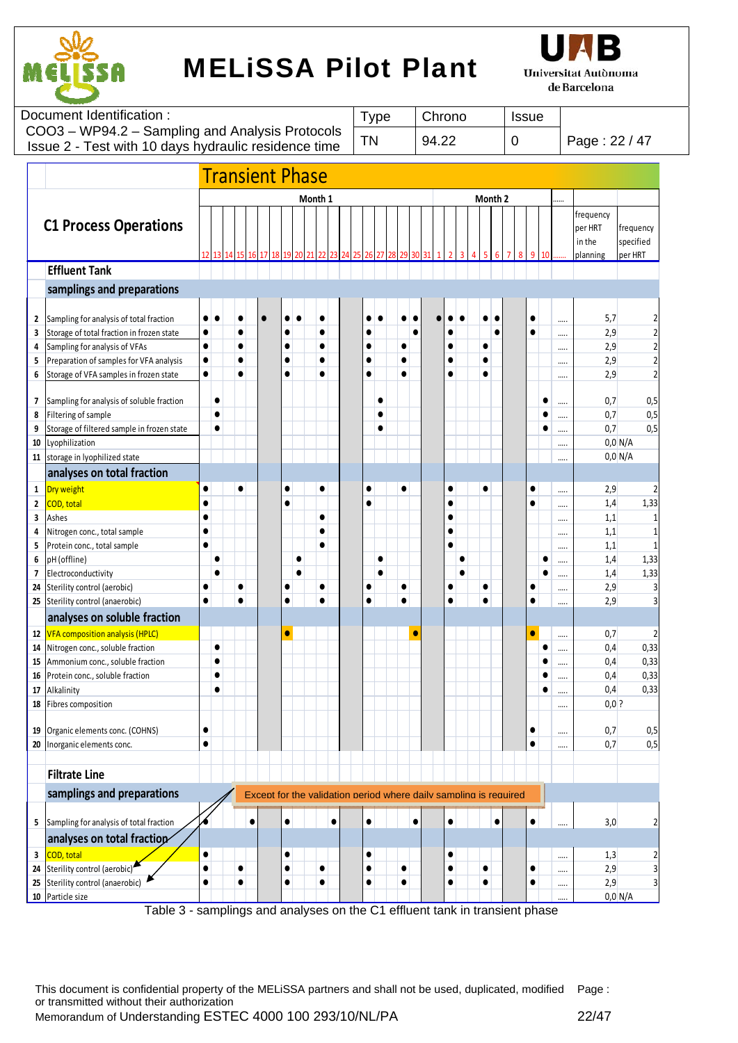# Transient Phase

| | C1 Process Operations | Month 1 | | | | | | | | | | | | | | | | | | | | Month 2 | | | | | | | | | | ...... | frequency per HRT in the planning | frequency specified per HRT |
|---|---|---|---|---|---|---|---|---|---|---|---|---|---|---|---|---|---|---|---|---|---|---|---|---|---|---|---|---|---|---|---|---|---|---|
| | | 12 | 13 | 14 | 15 | 16 | 17 | 18 | 19 | 20 | 21 | 22 | 23 | 24 | 25 | 26 | 27 | 28 | 29 | 30 | 31 | 1 | 2 | 3 | 4 | 5 | 6 | 7 | 8 | 9 | 10 | ...... | | |
| | **Effluent Tank** | | | | | | | | | | | | | | | | | | | | | | | | | | | | | | | | | |
| | **samplings and preparations** | | | | | | | | | | | | | | | | | | | | | | | | | | | | | | | | | |
| 2 | Sampling for analysis of total fraction | ● | ● | | ● | | ● | | ● | ● | | ● | | | | ● | ● | | ● | ● | | ● | ● | ● | | ● | ● | | | ● | | ..... | 5,7 | 2 |
| 3 | Storage of total fraction in frozen state | ● | | | ● | | | | ● | | | ● | | | | ● | | | | ● | | | ● | | | | ● | | | ● | | ..... | 2,9 | 2 |
| 4 | Sampling for analysis of VFAs | ● | | | ● | | | | ● | | | ● | | | | ● | | | ● | | | | ● | | | ● | | | | | | ..... | 2,9 | 2 |
| 5 | Preparation of samples for VFA analysis | ● | | | ● | | | | ● | | | ● | | | | ● | | | ● | | | | ● | | | ● | | | | | | ..... | 2,9 | 2 |
| 6 | Storage of VFA samples in frozen state | ● | | | ● | | | | ● | | | ● | | | | ● | | | ● | | | | ● | | | ● | | | | | | ..... | 2,9 | 2 |
| 7 | Sampling for analysis of soluble fraction | | ● | | | | | | | | | | | | | | ● | | | | | | | | | | | | | | ● | ..... | 0,7 | 0,5 |
| 8 | Filtering of sample | | ● | | | | | | | | | | | | | | ● | | | | | | | | | | | | | | ● | ..... | 0,7 | 0,5 |
| 9 | Storage of filtered sample in frozen state | | ● | | | | | | | | | | | | | | ● | | | | | | | | | | | | | | ● | ..... | 0,7 | 0,5 |
| 10 | Lyophilization | | | | | | | | | | | | | | | | | | | | | | | | | | | | | | | ..... | 0,0 | N/A |
| 11 | storage in lyophilized state | | | | | | | | | | | | | | | | | | | | | | | | | | | | | | | ..... | 0,0 | N/A |
| | **analyses on total fraction** | | | | | | | | | | | | | | | | | | | | | | | | | | | | | | | | | |
| 1 | Dry weight | ● | | | ● | | | | ● | | | ● | | | | ● | | | ● | | | | ● | | | ● | | | | ● | | ..... | 2,9 | 2 |
| 2 | COD, total | ● | | | | | | | ● | | | | | | | ● | | | | | | | ● | | | | | | | ● | | ..... | 1,4 | 1,33 |
| 3 | Ashes | ● | | | | | | | | | | ● | | | | | | | | | | | ● | | | | | | | | | ..... | 1,1 | 1 |
| 4 | Nitrogen conc., total sample | ● | | | | | | | | | | ● | | | | | | | | | | | ● | | | | | | | | | ..... | 1,1 | 1 |
| 5 | Protein conc., total sample | ● | | | | | | | | | | ● | | | | | | | | | | | ● | | | | | | | | | ..... | 1,1 | 1 |
| 6 | pH (offline) | | ● | | | | | | | ● | | | | | | | ● | | | | | | | ● | | | | | | | ● | ..... | 1,4 | 1,33 |
| 7 | Electroconductivity | | ● | | | | | | | ● | | | | | | | ● | | | | | | | ● | | | | | | | ● | ..... | 1,4 | 1,33 |
| 24 | Sterility control (aerobic) | ● | | | ● | | | | ● | | | ● | | | | ● | | | ● | | | | ● | | | ● | | | | ● | | ..... | 2,9 | 3 |
| 25 | Sterility control (anaerobic) | ● | | | ● | | | | ● | | | ● | | | | ● | | | ● | | | | ● | | | ● | | | | ● | | ..... | 2,9 | 3 |
| | **analyses on soluble fraction** | | | | | | | | | | | | | | | | | | | | | | | | | | | | | | | | | |
| 12 | VFA composition analysis (HPLC) | | | | | | | | ● | | | | | | | | | | | ● | | | | | | | | | | ● | | ..... | 0,7 | 2 |
| 14 | Nitrogen conc., soluble fraction | | ● | | | | | | | | | | | | | | | | | | | | | | | | | | | | ● | ..... | 0,4 | 0,33 |
| 15 | Ammonium conc., soluble fraction | | ● | | | | | | | | | | | | | | | | | | | | | | | | | | | | ● | ..... | 0,4 | 0,33 |
| 16 | Protein conc., soluble fraction | | ● | | | | | | | | | | | | | | | | | | | | | | | | | | | | ● | ..... | 0,4 | 0,33 |
| 17 | Alkalinity | | ● | | | | | | | | | | | | | | | | | | | | | | | | | | | | ● | ..... | 0,4 | 0,33 |
| 18 | Fibres composition | | | | | | | | | | | | | | | | | | | | | | | | | | | | | | | ..... | 0,0 | ? |
| 19 | Organic elements conc. (COHNS) | ● | | | | | | | | | | | | | | | | | | | | | | | | | | | | ● | | ..... | 0,7 | 0,5 |
| 20 | Inorganic elements conc. | ● | | | | | | | | | | | | | | | | | | | | | | | | | | | | ● | | ..... | 0,7 | 0,5 |
| | **Filtrate Line** | | | | | | | | | | | | | | | | | | | | | | | | | | | | | | | | | |
| | **samplings and preparations** | | | | | | | | | | | | | | | | | | | | | | | | | | | | | | | | | |
| 5 | Sampling for analysis of total fraction | ● | | | | ● | | | ● | | | | ● | | | ● | | | | ● | | | ● | | | | ● | | | ● | | ..... | 3,0 | 2 |
| | **analyses on total fraction** | | | | | | | | | | | | | | | | | | | | | | | | | | | | | | | | | |
| 3 | COD, total | ● | | | | | | | ● | | | | | | | ● | | | | | | | ● | | | | | | | | | ..... | 1,3 | 2 |
| 24 | Sterility control (aerobic) | ● | | | ● | | | | ● | | | ● | | | | ● | | | ● | | | | ● | | | ● | | | | ● | | ..... | 2,9 | 3 |
| 25 | Sterility control (anaerobic) | ● | | | ● | | | | ● | | | ● | | | | ● | | | ● | | | | ● | | | ● | | | | ● | | ..... | 2,9 | 3 |
| 10 | Particle size | | | | | | | | | | | | | | | | | | | | | | | | | | | | | | | ..... | 0,0 | N/A |

Note (Filtrate Line, applies to Sampling for analysis of total fraction, COD total and Sterility controls): Except for the validation period where daily sampling is required

Table 3 - samplings and analyses on the C1 effluent tank in transient phase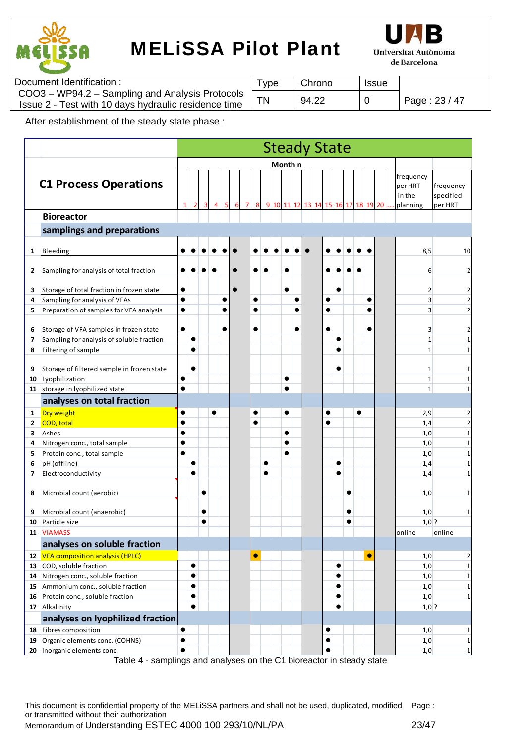After establishment of the steady state phase :

| | C1 Process Operations | Steady State<br>Month n | | | | | | | | | | | | | | | | | | | | frequency per HRT in the planning | frequency specified per HRT |
|---|---|---|---|---|---|---|---|---|---|---|---|---|---|---|---|---|---|---|---|---|---|---|---|
| | | 1 | 2 | 3 | 4 | 5 | 6 | 7 | 8 | 9 | 10 | 11 | 12 | 13 | 14 | 15 | 16 | 17 | 18 | 19 | 20 ..... | | |
| | **Bioreactor** | | | | | | | | | | | | | | | | | | | | | | |
| | **samplings and preparations** | | | | | | | | | | | | | | | | | | | | | | |
| 1 | Bleeding | ● | ● | ● | ● | ● | ● | | ● | ● | ● | ● | ● | ● | | ● | ● | ● | ● | ● | | 8,5 | 10 |
| 2 | Sampling for analysis of total fraction | ● | ● | ● | ● | | ● | | ● | ● | | ● | | | | ● | ● | ● | ● | | | 6 | 2 |
| 3 | Storage of total fraction in frozen state | ● | | | | | ● | | | | | ● | | | | | ● | | | | | 2 | 2 |
| 4 | Sampling for analysis of VFAs | ● | | | | ● | | | ● | | | | ● | | | ● | | | | ● | | 3 | 2 |
| 5 | Preparation of samples for VFA analysis | ● | | | | ● | | | ● | | | | ● | | | ● | | | | ● | | 3 | 2 |
| 6 | Storage of VFA samples in frozen state | ● | | | | ● | | | ● | | | | ● | | | ● | | | | ● | | 3 | 2 |
| 7 | Sampling for analysis of soluble fraction | | ● | | | | | | | | | | | | | | ● | | | | | 1 | 1 |
| 8 | Filtering of sample | | ● | | | | | | | | | | | | | | ● | | | | | 1 | 1 |
| 9 | Storage of filtered sample in frozen state | | ● | | | | | | | | | | | | | | ● | | | | | 1 | 1 |
| 10 | Lyophilization | ● | | | | | | | | | | ● | | | | | | | | | | 1 | 1 |
| 11 | storage in lyophilized state | ● | | | | | | | | | | ● | | | | | | | | | | 1 | 1 |
| | **analyses on total fraction** | | | | | | | | | | | | | | | | | | | | | | |
| 1 | Dry weight | ● | | | ● | | | | ● | | | ● | | | | ● | | | ● | | | 2,9 | 2 |
| 2 | COD, total | ● | | | | | | | ● | | | | | | | ● | | | | | | 1,4 | 2 |
| 3 | Ashes | ● | | | | | | | | | | ● | | | | | | | | | | 1,0 | 1 |
| 4 | Nitrogen conc., total sample | ● | | | | | | | | | | ● | | | | | | | | | | 1,0 | 1 |
| 5 | Protein conc., total sample | ● | | | | | | | | | | ● | | | | | | | | | | 1,0 | 1 |
| 6 | pH (offline) | | ● | | | | | | | ● | | | | | | | ● | | | | | 1,4 | 1 |
| 7 | Electroconductivity | | ● | | | | | | | ● | | | | | | | ● | | | | | 1,4 | 1 |
| 8 | Microbial count (aerobic) | | | ● | | | | | | | | | | | | | | ● | | | | 1,0 | 1 |
| 9 | Microbial count (anaerobic) | | | ● | | | | | | | | | | | | | | ● | | | | 1,0 | 1 |
| 10 | Particle size | | | ● | | | | | | | | | | | | | | ● | | | | 1,0 | ? |
| 11 | VIAMASS | | | | | | | | | | | | | | | | | | | | | online | online |
| | **analyses on soluble fraction** | | | | | | | | | | | | | | | | | | | | | | |
| 12 | VFA composition analysis (HPLC) | | | | | | | | ● | | | | | | | | | | | ● | | 1,0 | 2 |
| 13 | COD, soluble fraction | | ● | | | | | | | | | | | | | | ● | | | | | 1,0 | 1 |
| 14 | Nitrogen conc., soluble fraction | | ● | | | | | | | | | | | | | | ● | | | | | 1,0 | 1 |
| 15 | Ammonium conc., soluble fraction | | ● | | | | | | | | | | | | | | ● | | | | | 1,0 | 1 |
| 16 | Protein conc., soluble fraction | | ● | | | | | | | | | | | | | | ● | | | | | 1,0 | 1 |
| 17 | Alkalinity | | ● | | | | | | | | | | | | | | ● | | | | | 1,0 | ? |
| | **analyses on lyophilized fraction** | | | | | | | | | | | | | | | | | | | | | | |
| 18 | Fibres composition | ● | | | | | | | | | | | | | | ● | | | | | | 1,0 | 1 |
| 19 | Organic elements conc. (COHNS) | ● | | | | | | | | | | | | | | ● | | | | | | 1,0 | 1 |
| 20 | Inorganic elements conc. | ● | | | | | | | | | | | | | | ● | | | | | | 1,0 | 1 |

Table 4 - samplings and analyses on the C1 bioreactor in steady state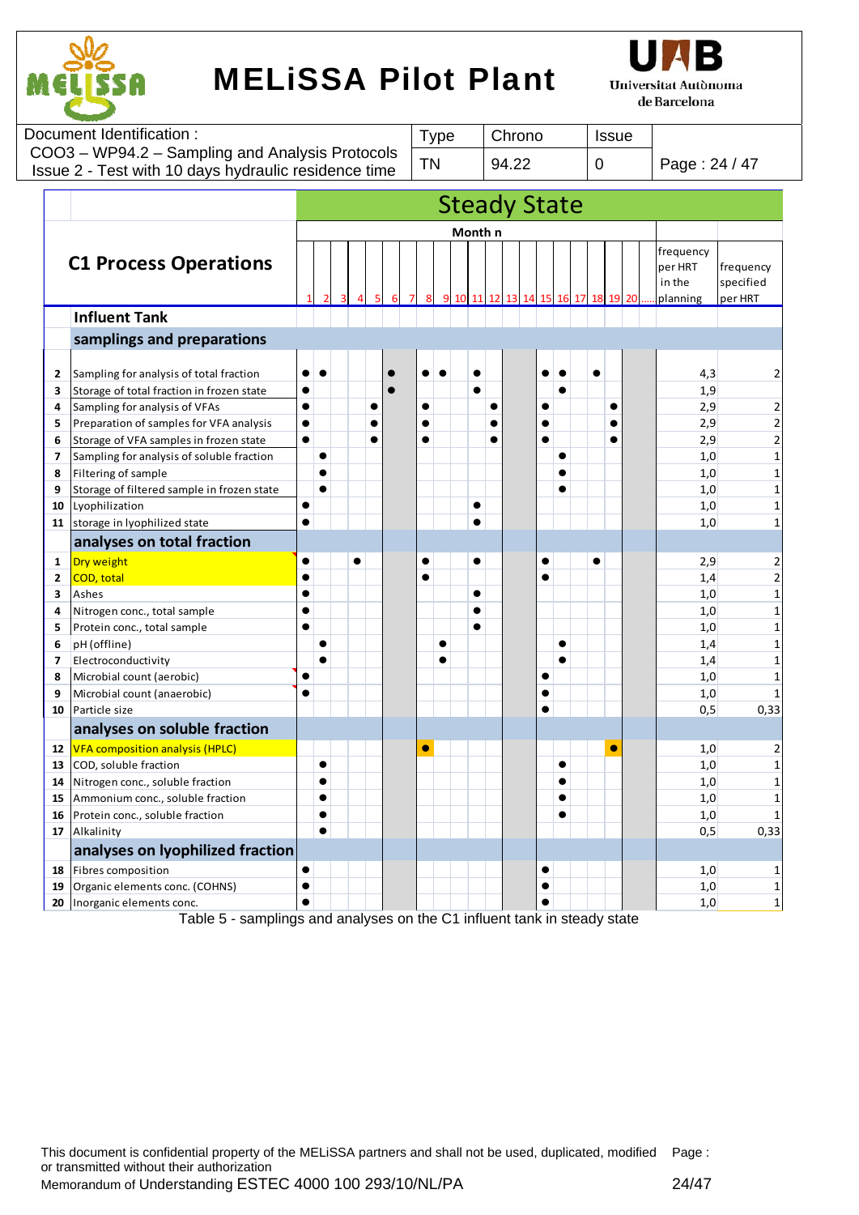| | C1 Process Operations | Steady State | | | | | | | | | | | | | | | | | | | | | | |
|---|---|---|---|---|---|---|---|---|---|---|---|---|---|---|---|---|---|---|---|---|---|---|---|---|
| | | Month n | | | | | | | | | | | | | | | | | | | | | frequency per HRT in the planning | frequency specified per HRT |
| | | 1 | 2 | 3 | 4 | 5 | 6 | 7 | 8 | 9 | 10 | 11 | 12 | 13 | 14 | 15 | 16 | 17 | 18 | 19 | 20 | ..... | | |
| | **Influent Tank** | | | | | | | | | | | | | | | | | | | | | | | |
| | **samplings and preparations** | | | | | | | | | | | | | | | | | | | | | | | |
| 2 | Sampling for analysis of total fraction | ● | ● | | | | ● | | ● | ● | | ● | | | | ● | ● | | ● | | | | 4,3 | 2 |
| 3 | Storage of total fraction in frozen state | ● | | | | | ● | | | | | ● | | | | | ● | | | | | | 1,9 | |
| 4 | Sampling for analysis of VFAs | ● | | | | ● | | | ● | | | | ● | | | ● | | | | ● | | | 2,9 | 2 |
| 5 | Preparation of samples for VFA analysis | ● | | | | ● | | | ● | | | | ● | | | ● | | | | ● | | | 2,9 | 2 |
| 6 | Storage of VFA samples in frozen state | ● | | | | ● | | | ● | | | | ● | | | ● | | | | ● | | | 2,9 | 2 |
| 7 | Sampling for analysis of soluble fraction | | ● | | | | | | | | | | | | | | ● | | | | | | 1,0 | 1 |
| 8 | Filtering of sample | | ● | | | | | | | | | | | | | | ● | | | | | | 1,0 | 1 |
| 9 | Storage of filtered sample in frozen state | | ● | | | | | | | | | | | | | | ● | | | | | | 1,0 | 1 |
| 10 | Lyophilization | ● | | | | | | | | | | ● | | | | | | | | | | | 1,0 | 1 |
| 11 | storage in lyophilized state | ● | | | | | | | | | | ● | | | | | | | | | | | 1,0 | 1 |
| | **analyses on total fraction** | | | | | | | | | | | | | | | | | | | | | | | |
| 1 | Dry weight | ● | | | ● | | | | ● | | | ● | | | | ● | | | ● | | | | 2,9 | 2 |
| 2 | COD, total | ● | | | | | | | ● | | | | | | | ● | | | | | | | 1,4 | 2 |
| 3 | Ashes | ● | | | | | | | | | | ● | | | | | | | | | | | 1,0 | 1 |
| 4 | Nitrogen conc., total sample | ● | | | | | | | | | | ● | | | | | | | | | | | 1,0 | 1 |
| 5 | Protein conc., total sample | ● | | | | | | | | | | ● | | | | | | | | | | | 1,0 | 1 |
| 6 | pH (offline) | | ● | | | | | | | ● | | | | | | | ● | | | | | | 1,4 | 1 |
| 7 | Electroconductivity | | ● | | | | | | | ● | | | | | | | ● | | | | | | 1,4 | 1 |
| 8 | Microbial count (aerobic) | ● | | | | | | | | | | | | | | ● | | | | | | | 1,0 | 1 |
| 9 | Microbial count (anaerobic) | ● | | | | | | | | | | | | | | ● | | | | | | | 1,0 | 1 |
| 10 | Particle size | | | | | | | | | | | | | | | ● | | | | | | | 0,5 | 0,33 |
| | **analyses on soluble fraction** | | | | | | | | | | | | | | | | | | | | | | | |
| 12 | VFA composition analysis (HPLC) | | | | | | | | ● | | | | | | | | | | | ● | | | 1,0 | 2 |
| 13 | COD, soluble fraction | | ● | | | | | | | | | | | | | | ● | | | | | | 1,0 | 1 |
| 14 | Nitrogen conc., soluble fraction | | ● | | | | | | | | | | | | | | ● | | | | | | 1,0 | 1 |
| 15 | Ammonium conc., soluble fraction | | ● | | | | | | | | | | | | | | ● | | | | | | 1,0 | 1 |
| 16 | Protein conc., soluble fraction | | ● | | | | | | | | | | | | | | ● | | | | | | 1,0 | 1 |
| 17 | Alkalinity | | ● | | | | | | | | | | | | | | | | | | | | 0,5 | 0,33 |
| | **analyses on lyophilized fraction** | | | | | | | | | | | | | | | | | | | | | | | |
| 18 | Fibres composition | ● | | | | | | | | | | | | | | ● | | | | | | | 1,0 | 1 |
| 19 | Organic elements conc. (COHNS) | ● | | | | | | | | | | | | | | ● | | | | | | | 1,0 | 1 |
| 20 | Inorganic elements conc. | ● | | | | | | | | | | | | | | ● | | | | | | | 1,0 | 1 |

Table 5 - samplings and analyses on the C1 influent tank in steady state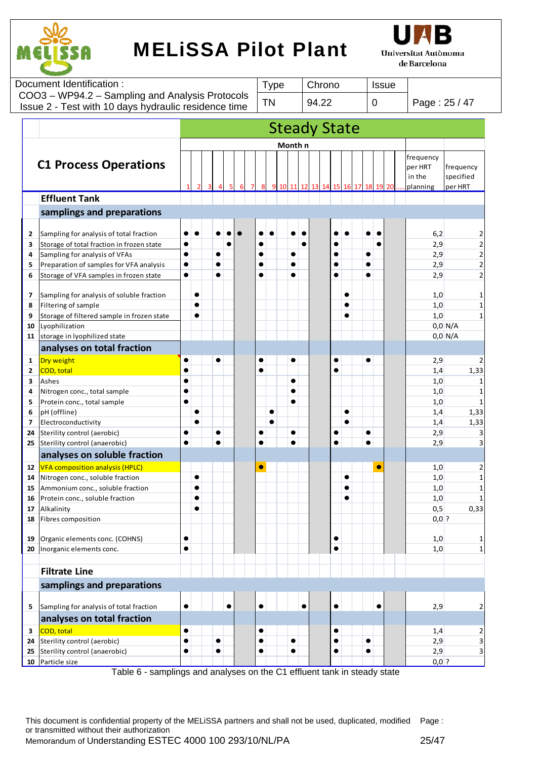| | C1 Process Operations | Steady State | | | | | | | | | | | | | | | | | | | | | | |
|---|---|---|---|---|---|---|---|---|---|---|---|---|---|---|---|---|---|---|---|---|---|---|---|---|
| | | Month n | | | | | | | | | | | | | | | | | | | | | frequency per HRT in the planning | frequency specified per HRT |
| | | 1 | 2 | 3 | 4 | 5 | 6 | 7 | 8 | 9 | 10 | 11 | 12 | 13 | 14 | 15 | 16 | 17 | 18 | 19 | 20 | ..... | | |
| | **Effluent Tank** | | | | | | | | | | | | | | | | | | | | | | | |
| | **samplings and preparations** | | | | | | | | | | | | | | | | | | | | | | | |
| 2 | Sampling for analysis of total fraction | ● | ● | | ● | ● | ● | | ● | ● | | ● | ● | | | ● | ● | | ● | ● | | | 6,2 | 2 |
| 3 | Storage of total fraction in frozen state | ● | | | | ● | | | ● | | | | ● | | | ● | | | | ● | | | 2,9 | 2 |
| 4 | Sampling for analysis of VFAs | ● | | | ● | | | | ● | | | ● | | | | ● | | | ● | | | | 2,9 | 2 |
| 5 | Preparation of samples for VFA analysis | ● | | | ● | | | | ● | | | ● | | | | ● | | | ● | | | | 2,9 | 2 |
| 6 | Storage of VFA samples in frozen state | ● | | | ● | | | | ● | | | ● | | | | ● | | | ● | | | | 2,9 | 2 |
| 7 | Sampling for analysis of soluble fraction | | ● | | | | | | | | | | | | | | ● | | | | | | 1,0 | 1 |
| 8 | Filtering of sample | | ● | | | | | | | | | | | | | | ● | | | | | | 1,0 | 1 |
| 9 | Storage of filtered sample in frozen state | | ● | | | | | | | | | | | | | | ● | | | | | | 1,0 | 1 |
| 10 | Lyophilization | | | | | | | | | | | | | | | | | | | | | | 0,0 | N/A |
| 11 | storage in lyophilized state | | | | | | | | | | | | | | | | | | | | | | 0,0 | N/A |
| | **analyses on total fraction** | | | | | | | | | | | | | | | | | | | | | | | |
| 1 | Dry weight | ● | | | ● | | | | ● | | | ● | | | | ● | | | ● | | | | 2,9 | 2 |
| 2 | COD, total | ● | | | | | | | ● | | | | | | | ● | | | | | | | 1,4 | 1,33 |
| 3 | Ashes | ● | | | | | | | | | | ● | | | | | | | | | | | 1,0 | 1 |
| 4 | Nitrogen conc., total sample | ● | | | | | | | | | | ● | | | | | | | | | | | 1,0 | 1 |
| 5 | Protein conc., total sample | ● | | | | | | | | | | ● | | | | | | | | | | | 1,0 | 1 |
| 6 | pH (offline) | | ● | | | | | | | ● | | | | | | | ● | | | | | | 1,4 | 1,33 |
| 7 | Electroconductivity | | ● | | | | | | | ● | | | | | | | ● | | | | | | 1,4 | 1,33 |
| 24 | Sterility control (aerobic) | ● | | | ● | | | | ● | | | ● | | | | ● | | | ● | | | | 2,9 | 3 |
| 25 | Sterility control (anaerobic) | ● | | | ● | | | | ● | | | ● | | | | ● | | | ● | | | | 2,9 | 3 |
| | **analyses on soluble fraction** | | | | | | | | | | | | | | | | | | | | | | | |
| 12 | VFA composition analysis (HPLC) | | | | | | | | ● | | | | | | | | | | | ● | | | 1,0 | 2 |
| 14 | Nitrogen conc., soluble fraction | | ● | | | | | | | | | | | | | | ● | | | | | | 1,0 | 1 |
| 15 | Ammonium conc., soluble fraction | | ● | | | | | | | | | | | | | | ● | | | | | | 1,0 | 1 |
| 16 | Protein conc., soluble fraction | | ● | | | | | | | | | | | | | | ● | | | | | | 1,0 | 1 |
| 17 | Alkalinity | | ● | | | | | | | | | | | | | | | | | | | | 0,5 | 0,33 |
| 18 | Fibres composition | | | | | | | | | | | | | | | | | | | | | | 0,0 | ? |
| 19 | Organic elements conc. (COHNS) | ● | | | | | | | | | | | | | | ● | | | | | | | 1,0 | 1 |
| 20 | Inorganic elements conc. | ● | | | | | | | | | | | | | | ● | | | | | | | 1,0 | 1 |
| | **Filtrate Line** | | | | | | | | | | | | | | | | | | | | | | | |
| | **samplings and preparations** | | | | | | | | | | | | | | | | | | | | | | | |
| 5 | Sampling for analysis of total fraction | ● | | | | ● | | | ● | | | | ● | | | ● | | | | ● | | | 2,9 | 2 |
| | **analyses on total fraction** | | | | | | | | | | | | | | | | | | | | | | | |
| 3 | COD, total | ● | | | | | | | ● | | | | | | | ● | | | | | | | 1,4 | 2 |
| 24 | Sterility control (aerobic) | ● | | | ● | | | | ● | | | ● | | | | ● | | | ● | | | | 2,9 | 3 |
| 25 | Sterility control (anaerobic) | ● | | | ● | | | | ● | | | ● | | | | ● | | | ● | | | | 2,9 | 3 |
| 10 | Particle size | | | | | | | | | | | | | | | | | | | | | | 0,0 | ? |

Table 6 - samplings and analyses on the C1 effluent tank in steady state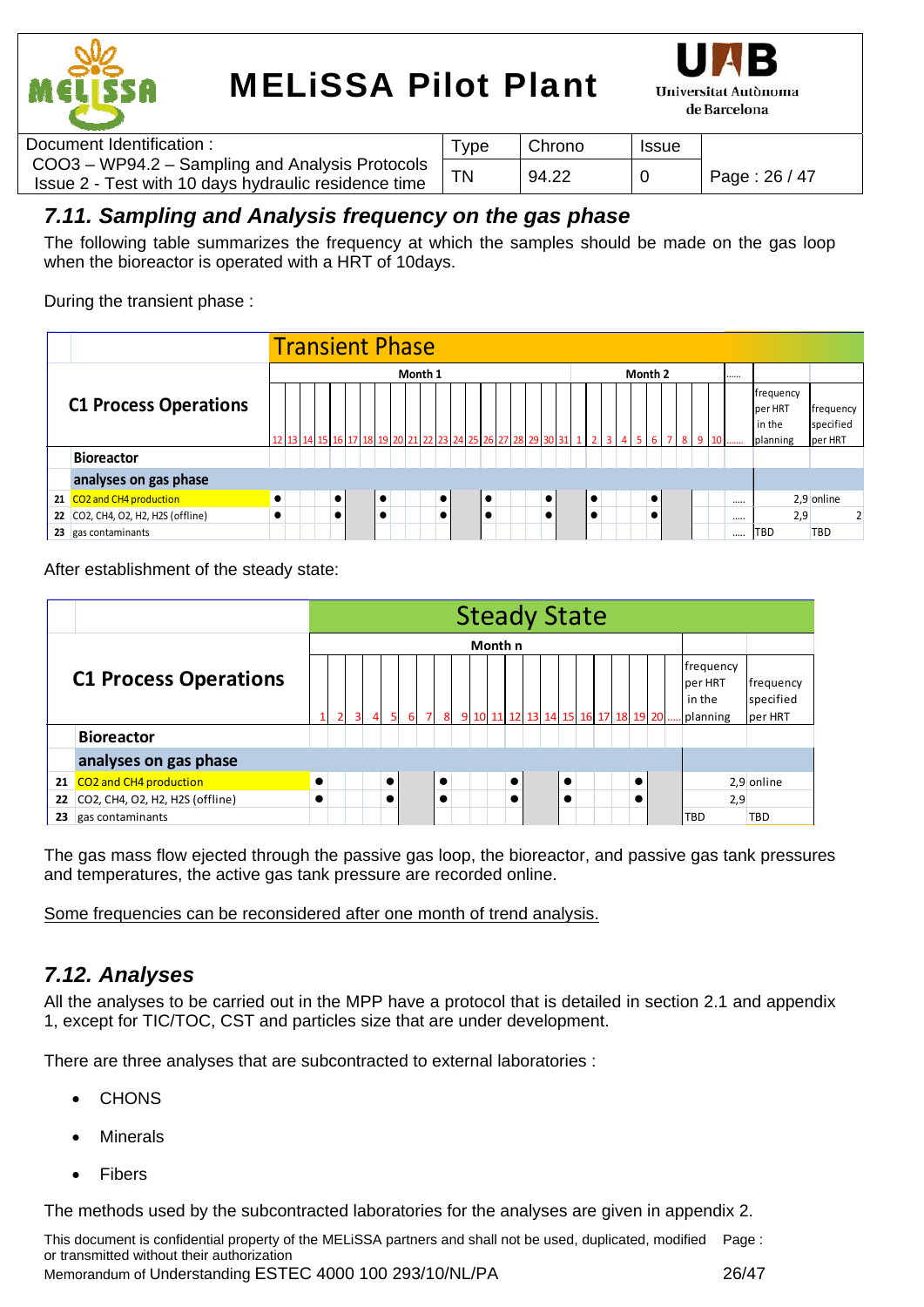## 7.11. Sampling and Analysis frequency on the gas phase

The following table summarizes the frequency at which the samples should be made on the gas loop when the bioreactor is operated with a HRT of 10days.

During the transient phase :

| | C1 Process Operations | Transient Phase | | | | | | | | | | | | | | | | | | | | | | | | | | | | | | | | |
|---|---|---|---|---|---|---|---|---|---|---|---|---|---|---|---|---|---|---|---|---|---|---|---|---|---|---|---|---|---|---|---|---|---|---|
| | | Month 1 | | | | | | | | | | | | | | | | | | | | Month 2 | | | | | | | | | | ...... | | |
| | | 12 | 13 | 14 | 15 | 16 | 17 | 18 | 19 | 20 | 21 | 22 | 23 | 24 | 25 | 26 | 27 | 28 | 29 | 30 | 31 | 1 | 2 | 3 | 4 | 5 | 6 | 7 | 8 | 9 | 10 | ...... | frequency per HRT in the planning | frequency specified per HRT |
| | **Bioreactor** | | | | | | | | | | | | | | | | | | | | | | | | | | | | | | | | | |
| | **analyses on gas phase** | | | | | | | | | | | | | | | | | | | | | | | | | | | | | | | | | |
| 21 | CO2 and CH4 production | ● | | | | ● | | | ● | | | | ● | | | ● | | | | ● | | | ● | | | | ● | | | | | ...... | 2,9 | online |
| 22 | CO2, CH4, O2, H2, H2S (offline) | ● | | | | ● | | | ● | | | | ● | | | ● | | | | ● | | | ● | | | | ● | | | | | ...... | 2,9 | 2 |
| 23 | gas contaminants | | | | | | | | | | | | | | | | | | | | | | | | | | | | | | | ...... | TBD | TBD |

After establishment of the steady state:

| | C1 Process Operations | Steady State | | | | | | | | | | | | | | | | | | | | | | |
|---|---|---|---|---|---|---|---|---|---|---|---|---|---|---|---|---|---|---|---|---|---|---|---|---|
| | | Month n | | | | | | | | | | | | | | | | | | | | | | |
| | | 1 | 2 | 3 | 4 | 5 | 6 | 7 | 8 | 9 | 10 | 11 | 12 | 13 | 14 | 15 | 16 | 17 | 18 | 19 | 20 | ..... | frequency per HRT in the planning | frequency specified per HRT |
| | **Bioreactor** | | | | | | | | | | | | | | | | | | | | | | | |
| | **analyses on gas phase** | | | | | | | | | | | | | | | | | | | | | | | |
| 21 | CO2 and CH4 production | ● | | | | ● | | | ● | | | | ● | | | ● | | | | ● | | | 2,9 | online |
| 22 | CO2, CH4, O2, H2, H2S (offline) | ● | | | | ● | | | ● | | | | ● | | | ● | | | | ● | | | 2,9 | |
| 23 | gas contaminants | | | | | | | | | | | | | | | | | | | | | | TBD | TBD |

The gas mass flow ejected through the passive gas loop, the bioreactor, and passive gas tank pressures and temperatures, the active gas tank pressure are recorded online.

<u>Some frequencies can be reconsidered after one month of trend analysis.</u>

## 7.12. Analyses

All the analyses to be carried out in the MPP have a protocol that is detailed in section 2.1 and appendix 1, except for TIC/TOC, CST and particles size that are under development.

There are three analyses that are subcontracted to external laboratories :

- CHONS
- Minerals
- Fibers

The methods used by the subcontracted laboratories for the analyses are given in appendix 2.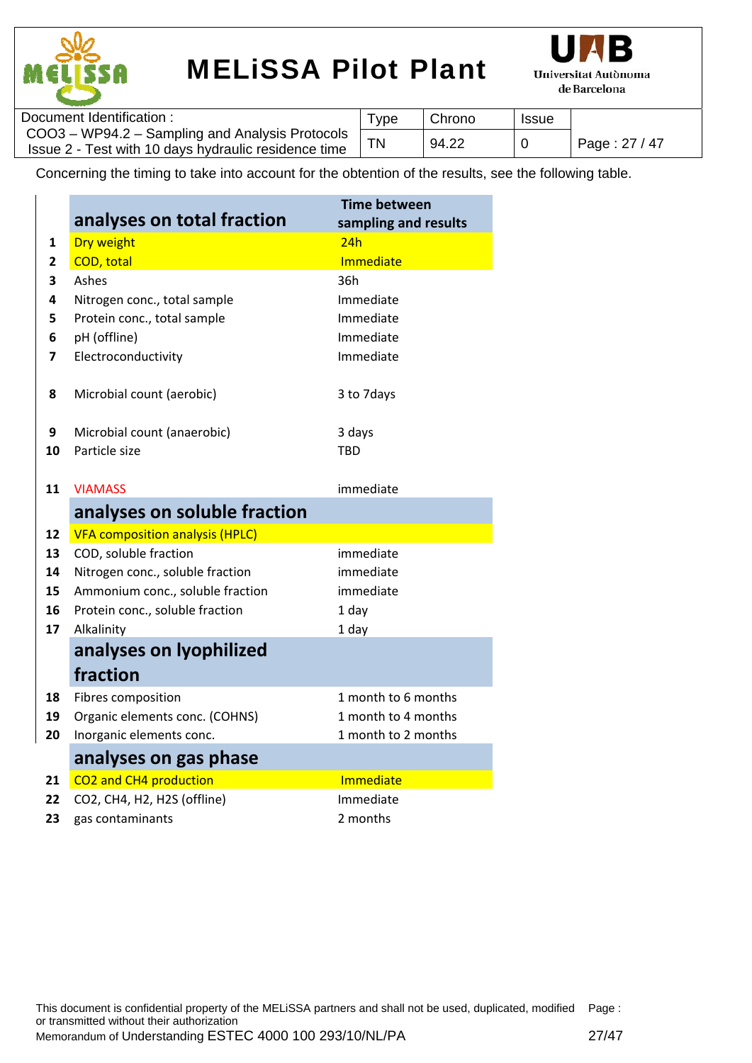Concerning the timing to take into account for the obtention of the results, see the following table.

| | analyses on total fraction | Time between sampling and results |
|---|---|---|
| 1 | Dry weight | 24h |
| 2 | COD, total | Immediate |
| 3 | Ashes | 36h |
| 4 | Nitrogen conc., total sample | Immediate |
| 5 | Protein conc., total sample | Immediate |
| 6 | pH (offline) | Immediate |
| 7 | Electroconductivity | Immediate |
| 8 | Microbial count (aerobic) | 3 to 7days |
| 9 | Microbial count (anaerobic) | 3 days |
| 10 | Particle size | TBD |
| 11 | VIAMASS | immediate |
| | **analyses on soluble fraction** | |
| 12 | VFA composition analysis (HPLC) | |
| 13 | COD, soluble fraction | immediate |
| 14 | Nitrogen conc., soluble fraction | immediate |
| 15 | Ammonium conc., soluble fraction | immediate |
| 16 | Protein conc., soluble fraction | 1 day |
| 17 | Alkalinity | 1 day |
| | **analyses on lyophilized fraction** | |
| 18 | Fibres composition | 1 month to 6 months |
| 19 | Organic elements conc. (COHNS) | 1 month to 4 months |
| 20 | Inorganic elements conc. | 1 month to 2 months |
| | **analyses on gas phase** | |
| 21 | $CO_2$ and $CH_4$ production | Immediate |
| 22 | $CO_2$, $CH_4$, $H_2$, $H_2S$ (offline) | Immediate |
| 23 | gas contaminants | 2 months |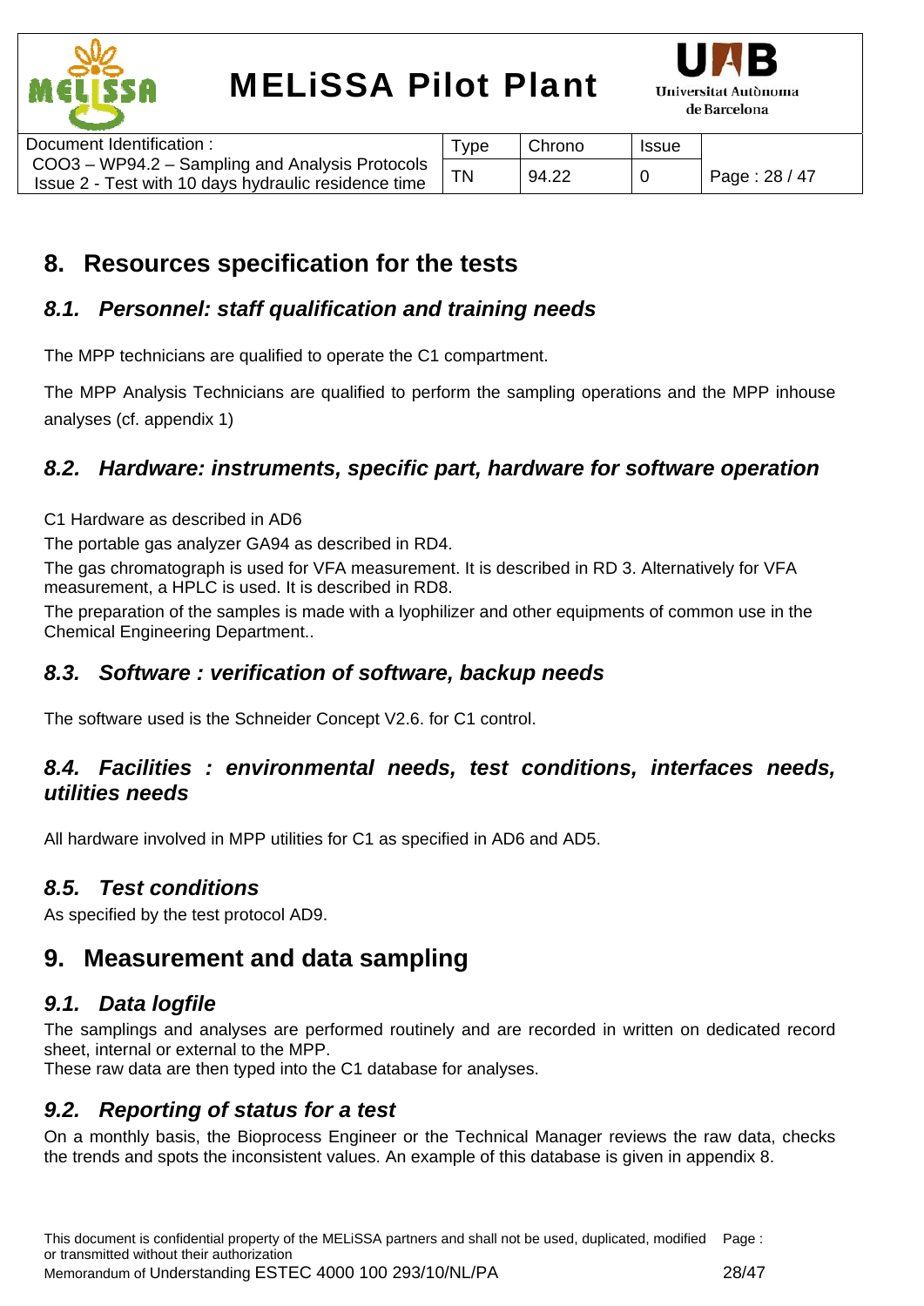# 8. Resources specification for the tests

## 8.1. Personnel: staff qualification and training needs

The MPP technicians are qualified to operate the C1 compartment.

The MPP Analysis Technicians are qualified to perform the sampling operations and the MPP inhouse analyses (cf. appendix 1)

## 8.2. Hardware: instruments, specific part, hardware for software operation

C1 Hardware as described in AD6

The portable gas analyzer GA94 as described in RD4.

The gas chromatograph is used for VFA measurement. It is described in RD 3. Alternatively for VFA measurement, a HPLC is used. It is described in RD8.

The preparation of the samples is made with a lyophilizer and other equipments of common use in the Chemical Engineering Department..

## 8.3. Software : verification of software, backup needs

The software used is the Schneider Concept V2.6. for C1 control.

## 8.4. Facilities : environmental needs, test conditions, interfaces needs, utilities needs

All hardware involved in MPP utilities for C1 as specified in AD6 and AD5.

## 8.5. Test conditions

As specified by the test protocol AD9.

# 9. Measurement and data sampling

## 9.1. Data logfile

The samplings and analyses are performed routinely and are recorded in written on dedicated record sheet, internal or external to the MPP.
These raw data are then typed into the C1 database for analyses.

## 9.2. Reporting of status for a test

On a monthly basis, the Bioprocess Engineer or the Technical Manager reviews the raw data, checks the trends and spots the inconsistent values. An example of this database is given in appendix 8.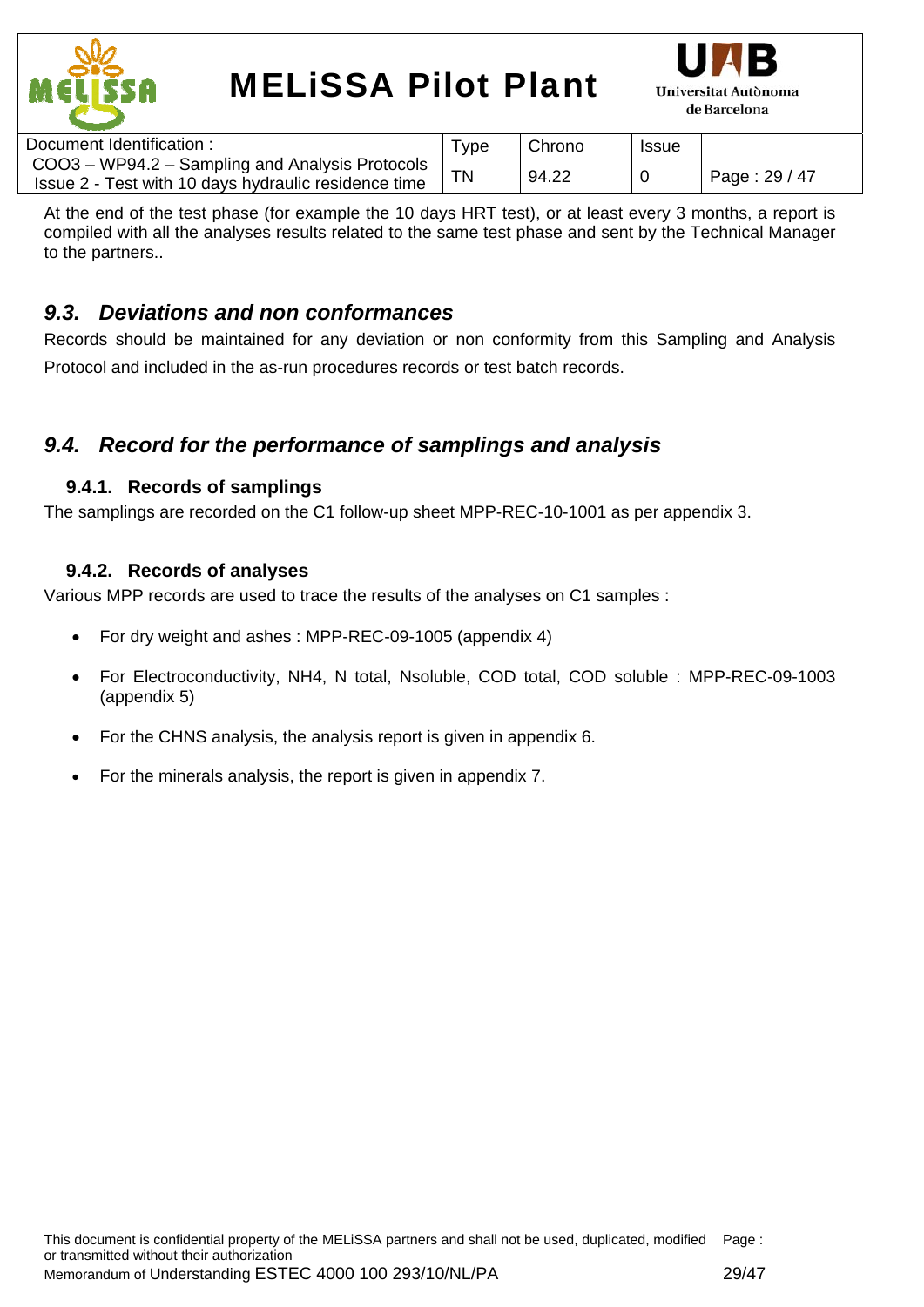At the end of the test phase (for example the 10 days HRT test), or at least every 3 months, a report is compiled with all the analyses results related to the same test phase and sent by the Technical Manager to the partners..

## *9.3. Deviations and non conformances*

Records should be maintained for any deviation or non conformity from this Sampling and Analysis Protocol and included in the as-run procedures records or test batch records.

## *9.4. Record for the performance of samplings and analysis*

### 9.4.1. Records of samplings

The samplings are recorded on the C1 follow-up sheet MPP-REC-10-1001 as per appendix 3.

### 9.4.2. Records of analyses

Various MPP records are used to trace the results of the analyses on C1 samples :

- For dry weight and ashes : MPP-REC-09-1005 (appendix 4)
- For Electroconductivity, NH4, N total, Nsoluble, COD total, COD soluble : MPP-REC-09-1003 (appendix 5)
- For the CHNS analysis, the analysis report is given in appendix 6.
- For the minerals analysis, the report is given in appendix 7.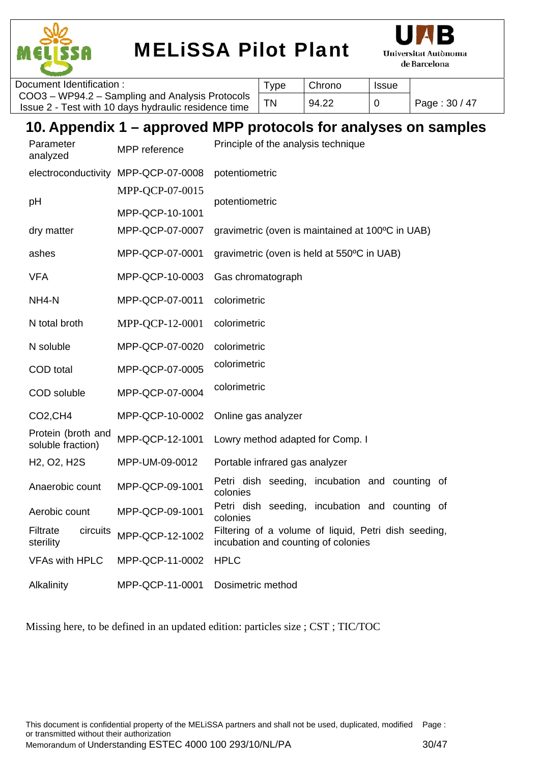## 10. Appendix 1 – approved MPP protocols for analyses on samples

| Parameter analyzed | MPP reference | Principle of the analysis technique |
|---|---|---|
| electroconductivity | MPP-QCP-07-0008 | potentiometric |
| pH | MPP-QCP-07-0015<br>MPP-QCP-10-1001 | potentiometric |
| dry matter | MPP-QCP-07-0007 | gravimetric (oven is maintained at 100ºC in UAB) |
| ashes | MPP-QCP-07-0001 | gravimetric (oven is held at 550ºC in UAB) |
| VFA | MPP-QCP-10-0003 | Gas chromatograph |
| NH4-N | MPP-QCP-07-0011 | colorimetric |
| N total broth | MPP-QCP-12-0001 | colorimetric |
| N soluble | MPP-QCP-07-0020 | colorimetric |
| COD total | MPP-QCP-07-0005 | colorimetric |
| COD soluble | MPP-QCP-07-0004 | colorimetric |
| CO2,CH4 | MPP-QCP-10-0002 | Online gas analyzer |
| Protein (broth and soluble fraction) | MPP-QCP-12-1001 | Lowry method adapted for Comp. I |
| H2, O2, H2S | MPP-UM-09-0012 | Portable infrared gas analyzer |
| Anaerobic count | MPP-QCP-09-1001 | Petri dish seeding, incubation and counting of colonies |
| Aerobic count | MPP-QCP-09-1001 | Petri dish seeding, incubation and counting of colonies |
| Filtrate circuits sterility | MPP-QCP-12-1002 | Filtering of a volume of liquid, Petri dish seeding, incubation and counting of colonies |
| VFAs with HPLC | MPP-QCP-11-0002 | HPLC |
| Alkalinity | MPP-QCP-11-0001 | Dosimetric method |

Missing here, to be defined in an updated edition: particles size ; CST ; TIC/TOC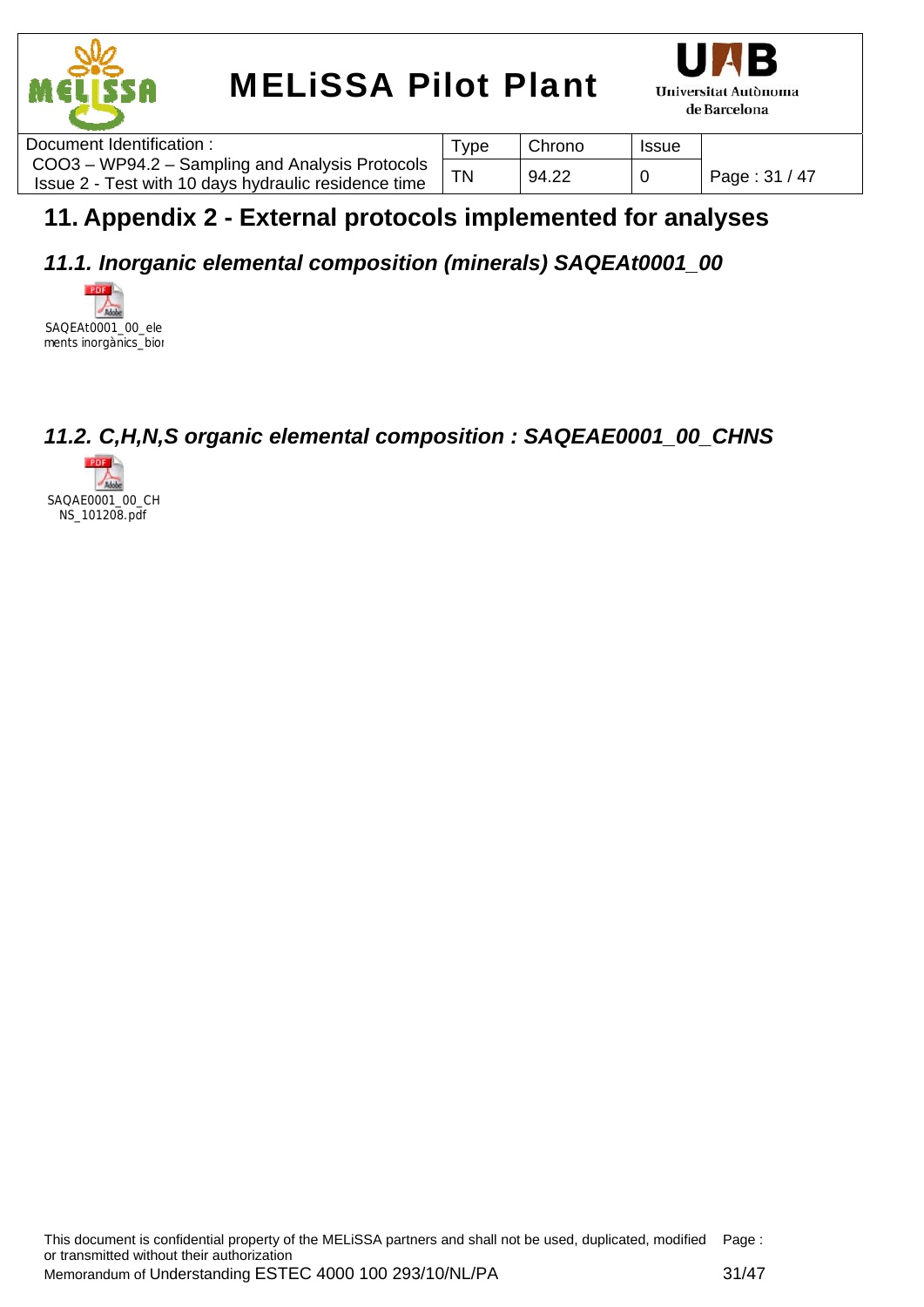# 11. Appendix 2 - External protocols implemented for analyses

## 11.1. Inorganic elemental composition (minerals) SAQEAt0001_00

SAQEAt0001_00_ele ments inorgànics_bioı

## 11.2. C,H,N,S organic elemental composition : SAQEAE0001_00_CHNS

SAQAE0001_00_CH NS_101208.pdf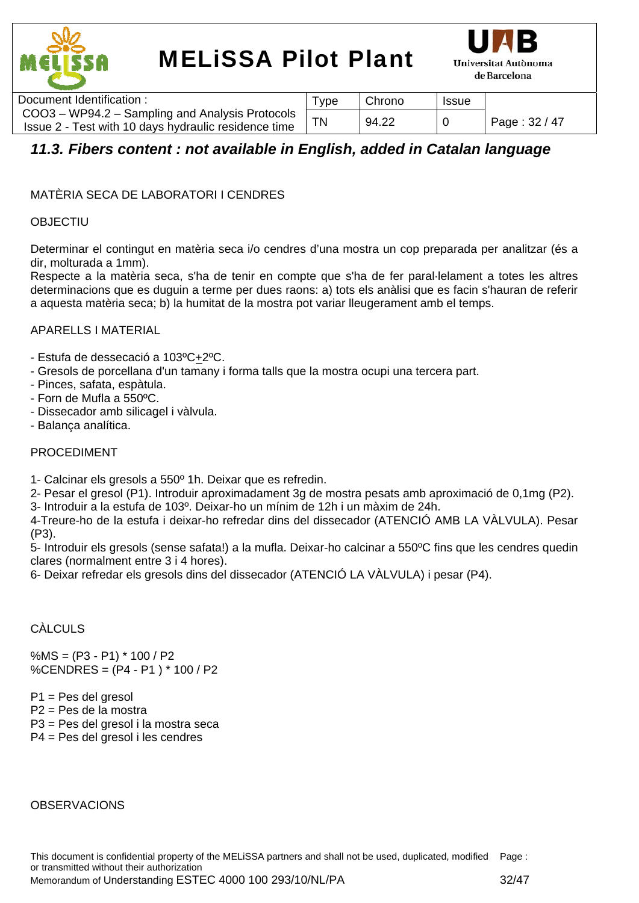### *11.3. Fibers content : not available in English, added in Catalan language*

MATÈRIA SECA DE LABORATORI I CENDRES

OBJECTIU

Determinar el contingut en matèria seca i/o cendres d'una mostra un cop preparada per analitzar (és a dir, molturada a 1mm).
Respecte a la matèria seca, s'ha de tenir en compte que s'ha de fer paral·lelament a totes les altres determinacions que es duguin a terme per dues raons: a) tots els anàlisi que es facin s'hauran de referir a aquesta matèria seca; b) la humitat de la mostra pot variar lleugerament amb el temps.

APARELLS I MATERIAL

- Estufa de dessecació a 103ºC$\pm$2ºC.
- Gresols de porcellana d'un tamany i forma talls que la mostra ocupi una tercera part.
- Pinces, safata, espàtula.
- Forn de Mufla a 550ºC.
- Dissecador amb silicagel i vàlvula.
- Balança analítica.

PROCEDIMENT

1- Calcinar els gresols a 550º 1h. Deixar que es refredin.
2- Pesar el gresol (P1). Introduir aproximadament 3g de mostra pesats amb aproximació de 0,1mg (P2).
3- Introduir a la estufa de 103º. Deixar-ho un mínim de 12h i un màxim de 24h.
4-Treure-ho de la estufa i deixar-ho refredar dins del dissecador (ATENCIÓ AMB LA VÀLVULA). Pesar (P3).
5- Introduir els gresols (sense safata!) a la mufla. Deixar-ho calcinar a 550ºC fins que les cendres quedin clares (normalment entre 3 i 4 hores).
6- Deixar refredar els gresols dins del dissecador (ATENCIÓ LA VÀLVULA) i pesar (P4).

CÀLCULS

$\%MS = (P3 - P1) * 100 / P2$
$\%CENDRES = (P4 - P1) * 100 / P2$

P1 = Pes del gresol
P2 = Pes de la mostra
P3 = Pes del gresol i la mostra seca
P4 = Pes del gresol i les cendres

OBSERVACIONS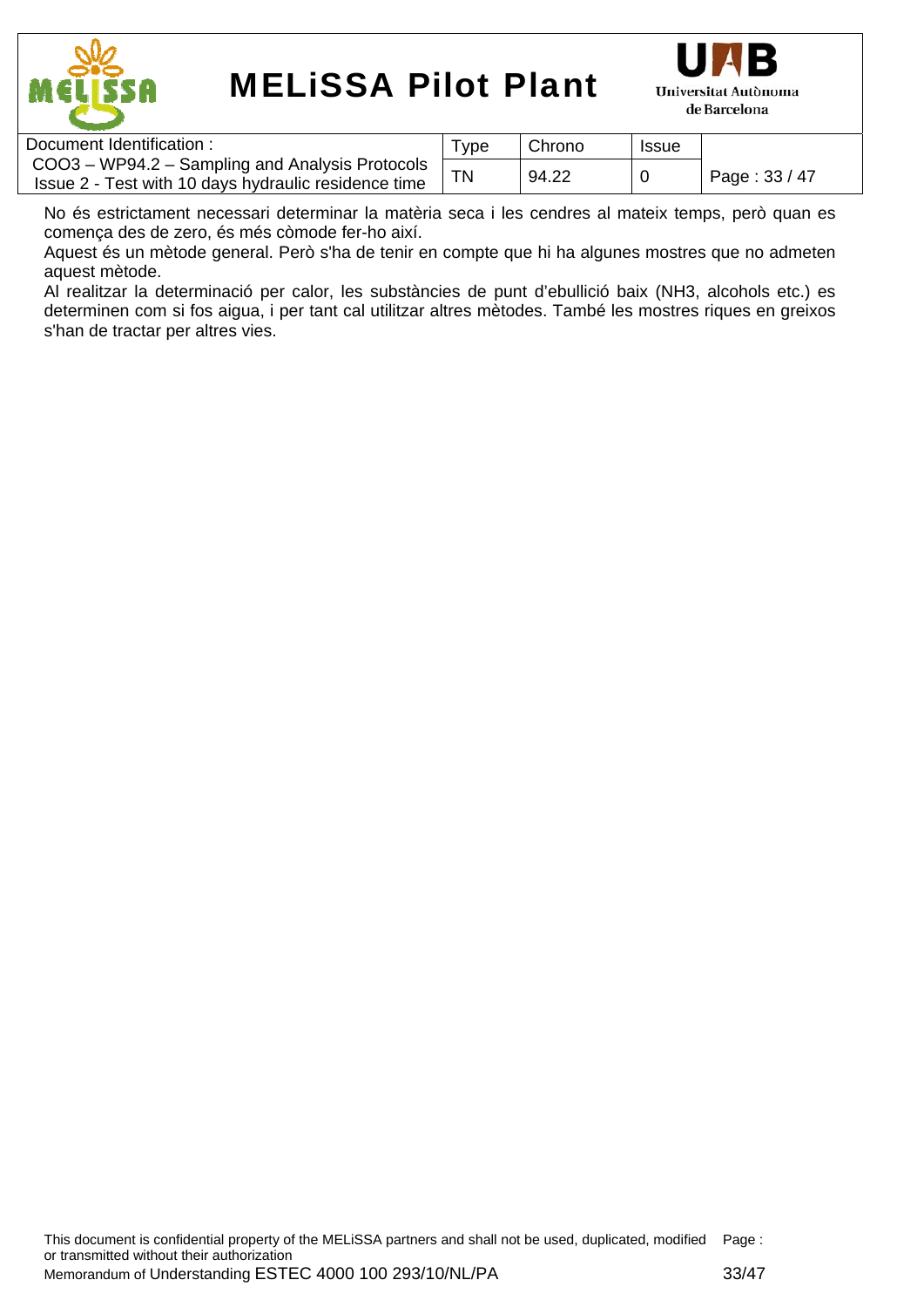No és estrictament necessari determinar la matèria seca i les cendres al mateix temps, però quan es comença des de zero, és més còmode fer-ho així.

Aquest és un mètode general. Però s'ha de tenir en compte que hi ha algunes mostres que no admeten aquest mètode.

Al realitzar la determinació per calor, les substàncies de punt d'ebullició baix ($NH_3$, alcohols etc.) es determinen com si fos aigua, i per tant cal utilitzar altres mètodes. També les mostres riques en greixos s'han de tractar per altres vies.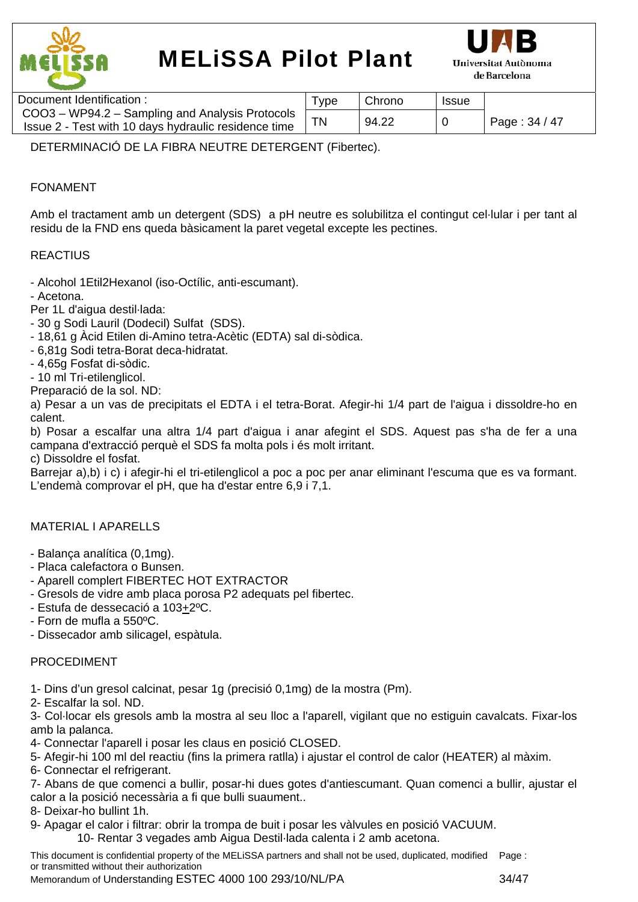DETERMINACIÓ DE LA FIBRA NEUTRE DETERGENT (Fibertec).

## FONAMENT

Amb el tractament amb un detergent (SDS) a pH neutre es solubilitza el contingut cel·lular i per tant al residu de la FND ens queda bàsicament la paret vegetal excepte les pectines.

## REACTIUS

- Alcohol 1Etil2Hexanol (iso-Octílic, anti-escumant).
- Acetona.

Per 1L d'aigua destil·lada:

- 30 g Sodi Lauril (Dodecil) Sulfat (SDS).
- 18,61 g Àcid Etilen di-Amino tetra-Acètic (EDTA) sal di-sòdica.
- 6,81g Sodi tetra-Borat deca-hidratat.
- 4,65g Fosfat di-sòdic.
- 10 ml Tri-etilenglicol.

Preparació de la sol. ND:

a) Pesar a un vas de precipitats el EDTA i el tetra-Borat. Afegir-hi 1/4 part de l'aigua i dissoldre-ho en calent.

b) Posar a escalfar una altra 1/4 part d'aigua i anar afegint el SDS. Aquest pas s'ha de fer a una campana d'extracció perquè el SDS fa molta pols i és molt irritant.

c) Dissoldre el fosfat.

Barrejar a),b) i c) i afegir-hi el tri-etilenglicol a poc a poc per anar eliminant l'escuma que es va formant. L'endemà comprovar el pH, que ha d'estar entre 6,9 i 7,1.

## MATERIAL I APARELLS

- Balança analítica (0,1mg).
- Placa calefactora o Bunsen.
- Aparell complert FIBERTEC HOT EXTRACTOR
- Gresols de vidre amb placa porosa P2 adequats pel fibertec.
- Estufa de dessecació a 103±2ºC.
- Forn de mufla a 550ºC.
- Dissecador amb silicagel, espàtula.

## PROCEDIMENT

1- Dins d'un gresol calcinat, pesar 1g (precisió 0,1mg) de la mostra (Pm).
2- Escalfar la sol. ND.
3- Col·locar els gresols amb la mostra al seu lloc a l'aparell, vigilant que no estiguin cavalcats. Fixar-los amb la palanca.
4- Connectar l'aparell i posar les claus en posició CLOSED.
5- Afegir-hi 100 ml del reactiu (fins la primera ratlla) i ajustar el control de calor (HEATER) al màxim.
6- Connectar el refrigerant.
7- Abans de que comenci a bullir, posar-hi dues gotes d'antiescumant. Quan comenci a bullir, ajustar el calor a la posició necessària a fi que bulli suaument..
8- Deixar-ho bullint 1h.
9- Apagar el calor i filtrar: obrir la trompa de buit i posar les vàlvules en posició VACUUM.
10- Rentar 3 vegades amb Aigua Destil·lada calenta i 2 amb acetona.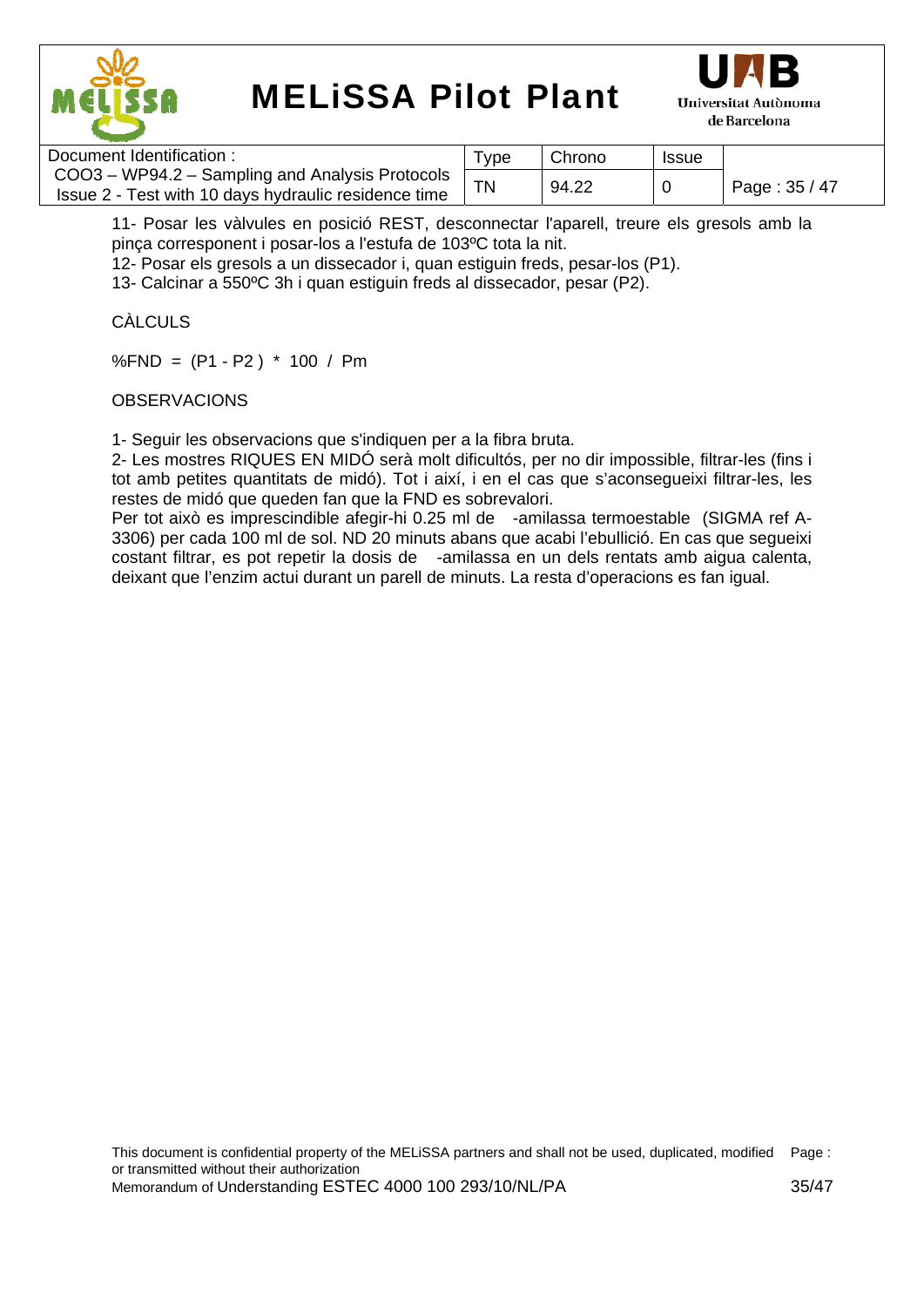11- Posar les vàlvules en posició REST, desconnectar l'aparell, treure els gresols amb la pinça corresponent i posar-los a l'estufa de 103ºC tota la nit.
12- Posar els gresols a un dissecador i, quan estiguin freds, pesar-los (P1).
13- Calcinar a 550ºC 3h i quan estiguin freds al dissecador, pesar (P2).

CÀLCULS

$$\%FND = (P1 - P2) * 100 / Pm$$

OBSERVACIONS

1- Seguir les observacions que s'indiquen per a la fibra bruta.
2- Les mostres RIQUES EN MIDÓ serà molt dificultós, per no dir impossible, filtrar-les (fins i tot amb petites quantitats de midó). Tot i així, i en el cas que s'aconsegueixi filtrar-les, les restes de midó que queden fan que la FND es sobrevalori.
Per tot això es imprescindible afegir-hi 0.25 ml de  -amilassa termoestable  (SIGMA ref A-3306) per cada 100 ml de sol. ND 20 minuts abans que acabi l'ebullició. En cas que segueixi costant filtrar, es pot repetir la dosis de  -amilassa en un dels rentats amb aigua calenta, deixant que l'enzim actui durant un parell de minuts. La resta d'operacions es fan igual.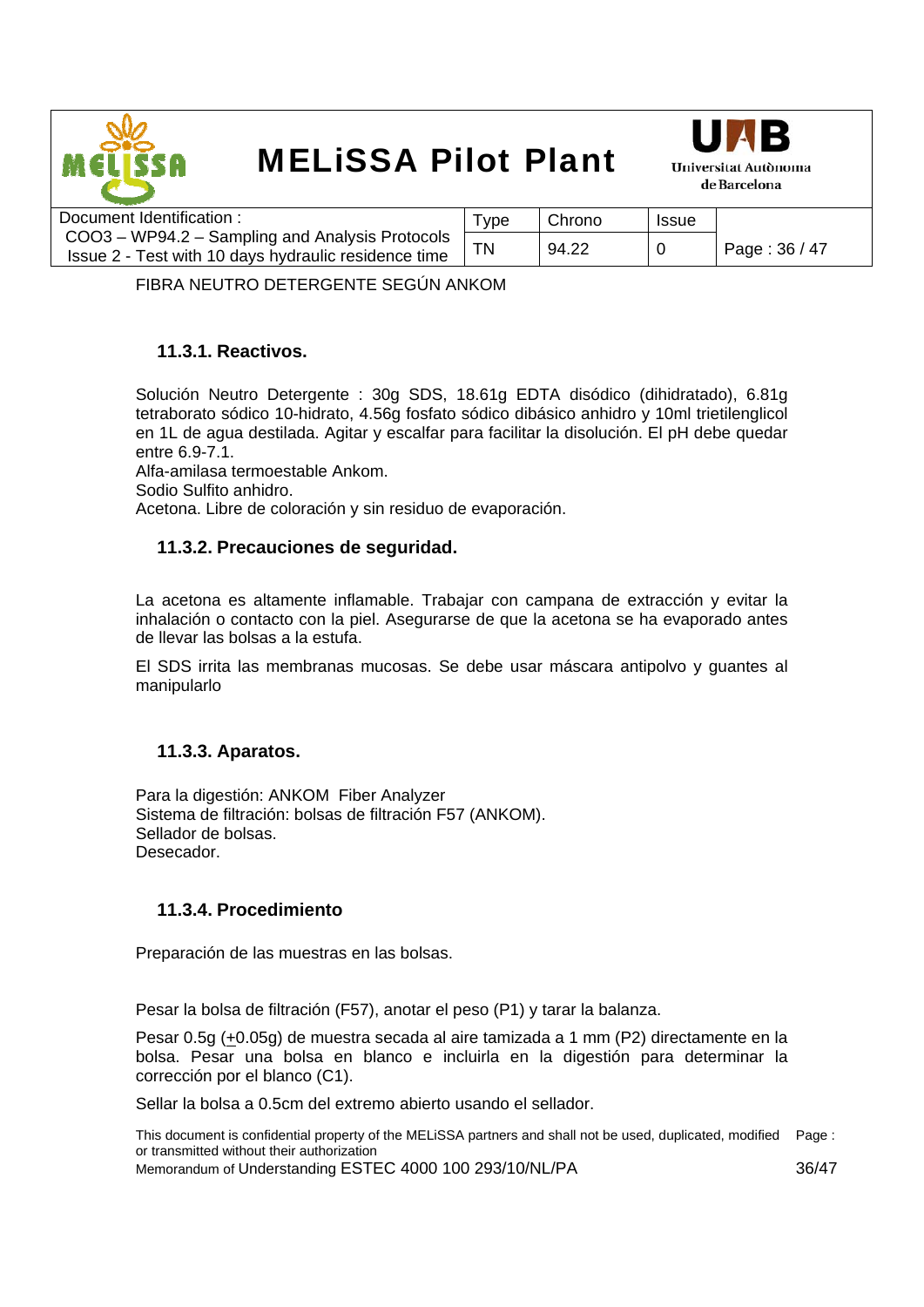FIBRA NEUTRO DETERGENTE SEGÚN ANKOM

### 11.3.1. Reactivos.

Solución Neutro Detergente : 30g SDS, 18.61g EDTA disódico (dihidratado), 6.81g tetraborato sódico 10-hidrato, 4.56g fosfato sódico dibásico anhidro y 10ml trietilenglicol en 1L de agua destilada. Agitar y escalfar para facilitar la disolución. El pH debe quedar entre 6.9-7.1.
Alfa-amilasa termoestable Ankom.
Sodio Sulfito anhidro.
Acetona. Libre de coloración y sin residuo de evaporación.

### 11.3.2. Precauciones de seguridad.

La acetona es altamente inflamable. Trabajar con campana de extracción y evitar la inhalación o contacto con la piel. Asegurarse de que la acetona se ha evaporado antes de llevar las bolsas a la estufa.

El SDS irrita las membranas mucosas. Se debe usar máscara antipolvo y guantes al manipularlo

### 11.3.3. Aparatos.

Para la digestión: ANKOM Fiber Analyzer
Sistema de filtración: bolsas de filtración F57 (ANKOM).
Sellador de bolsas.
Desecador.

### 11.3.4. Procedimiento

Preparación de las muestras en las bolsas.

Pesar la bolsa de filtración (F57), anotar el peso (P1) y tarar la balanza.

Pesar 0.5g (±0.05g) de muestra secada al aire tamizada a 1 mm (P2) directamente en la bolsa. Pesar una bolsa en blanco e incluirla en la digestión para determinar la corrección por el blanco (C1).

Sellar la bolsa a 0.5cm del extremo abierto usando el sellador.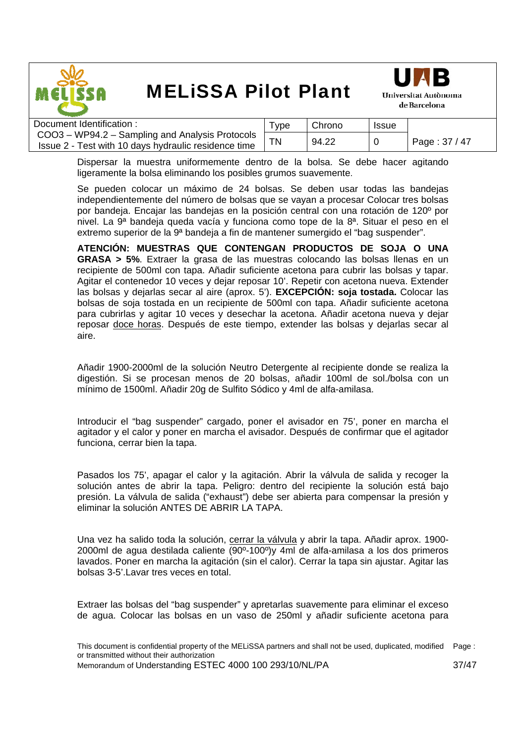Dispersar la muestra uniformemente dentro de la bolsa. Se debe hacer agitando ligeramente la bolsa eliminando los posibles grumos suavemente.

Se pueden colocar un máximo de 24 bolsas. Se deben usar todas las bandejas independientemente del número de bolsas que se vayan a procesar Colocar tres bolsas por bandeja. Encajar las bandejas en la posición central con una rotación de 120º por nivel. La 9ª bandeja queda vacía y funciona como tope de la 8ª. Situar el peso en el extremo superior de la 9ª bandeja a fin de mantener sumergido el "bag suspender".

**ATENCIÓN: MUESTRAS QUE CONTENGAN PRODUCTOS DE SOJA O UNA GRASA > 5%**. Extraer la grasa de las muestras colocando las bolsas llenas en un recipiente de 500ml con tapa. Añadir suficiente acetona para cubrir las bolsas y tapar. Agitar el contenedor 10 veces y dejar reposar 10'. Repetir con acetona nueva. Extender las bolsas y dejarlas secar al aire (aprox. 5'). **EXCEPCIÓN: soja tostada.** Colocar las bolsas de soja tostada en un recipiente de 500ml con tapa. Añadir suficiente acetona para cubrirlas y agitar 10 veces y desechar la acetona. Añadir acetona nueva y dejar reposar doce horas. Después de este tiempo, extender las bolsas y dejarlas secar al aire.

Añadir 1900-2000ml de la solución Neutro Detergente al recipiente donde se realiza la digestión. Si se procesan menos de 20 bolsas, añadir 100ml de sol./bolsa con un mínimo de 1500ml. Añadir 20g de Sulfito Sódico y 4ml de alfa-amilasa.

Introducir el "bag suspender" cargado, poner el avisador en 75', poner en marcha el agitador y el calor y poner en marcha el avisador. Después de confirmar que el agitador funciona, cerrar bien la tapa.

Pasados los 75', apagar el calor y la agitación. Abrir la válvula de salida y recoger la solución antes de abrir la tapa. Peligro: dentro del recipiente la solución está bajo presión. La válvula de salida ("exhaust") debe ser abierta para compensar la presión y eliminar la solución ANTES DE ABRIR LA TAPA.

Una vez ha salido toda la solución, cerrar la válvula y abrir la tapa. Añadir aprox. 1900-2000ml de agua destilada caliente (90º-100º)y 4ml de alfa-amilasa a los dos primeros lavados. Poner en marcha la agitación (sin el calor). Cerrar la tapa sin ajustar. Agitar las bolsas 3-5'.Lavar tres veces en total.

Extraer las bolsas del "bag suspender" y apretarlas suavemente para eliminar el exceso de agua. Colocar las bolsas en un vaso de 250ml y añadir suficiente acetona para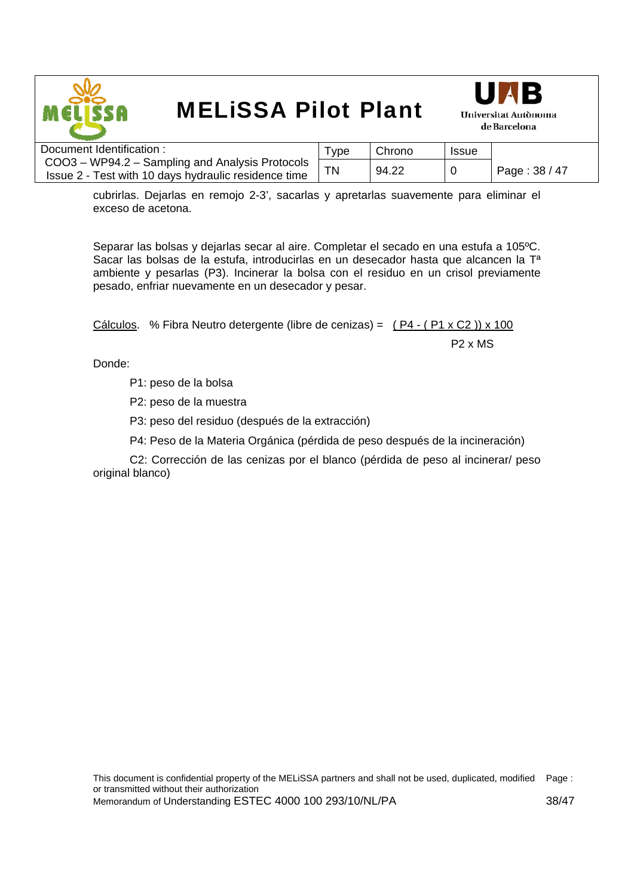cubrirlas. Dejarlas en remojo 2-3', sacarlas y apretarlas suavemente para eliminar el exceso de acetona.

Separar las bolsas y dejarlas secar al aire. Completar el secado en una estufa a 105ºC. Sacar las bolsas de la estufa, introducirlas en un desecador hasta que alcancen la Tª ambiente y pesarlas (P3). Incinerar la bolsa con el residuo en un crisol previamente pesado, enfriar nuevamente en un desecador y pesar.

<u>Cálculos</u>. % Fibra Neutro detergente (libre de cenizas) = 

$$\frac{(P4 - (P1 \times C2)) \times 100}{P2 \times MS}$$

Donde:

P1: peso de la bolsa

P2: peso de la muestra

P3: peso del residuo (después de la extracción)

P4: Peso de la Materia Orgánica (pérdida de peso después de la incineración)

C2: Corrección de las cenizas por el blanco (pérdida de peso al incinerar/ peso original blanco)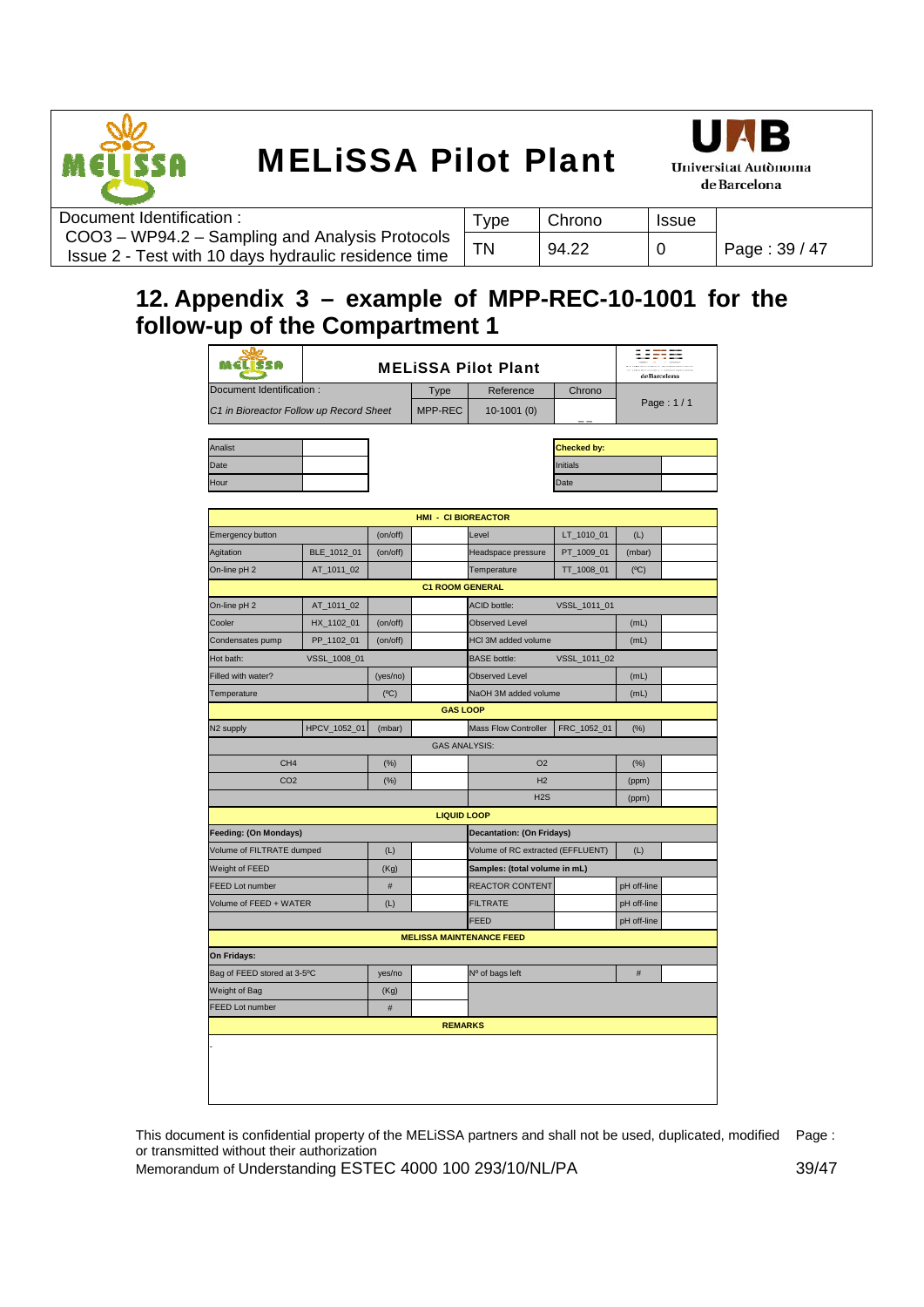## 12. Appendix 3 – example of MPP-REC-10-1001 for the follow-up of the Compartment 1

| MELiSSA Pilot Plant | | | | |
|---|---|---|---|---|
| Document Identification : | Type | Reference | Chrono | Page : 1 / 1 |
| *C1 in Bioreactor Follow up Record Sheet* | MPP-REC | 10-1001 (0) | _ _ | |

| Analist | |
|---|---|
| Date | |
| Hour | |

| Checked by: | |
|---|---|
| Initials | |
| Date | |

| | | | | | | | |
|---|---|---|---|---|---|---|---|
| **HMI - CI BIOREACTOR** | | | | | | | |
| Emergency button | | (on/off) | | Level | LT_1010_01 | (L) | |
| Agitation | BLE_1012_01 | (on/off) | | Headspace pressure | PT_1009_01 | (mbar) | |
| On-line pH 2 | AT_1011_02 | | | Temperature | TT_1008_01 | (ºC) | |
| **C1 ROOM GENERAL** | | | | | | | |
| On-line pH 2 | AT_1011_02 | | | ACID bottle: | VSSL_1011_01 | | |
| Cooler | HX_1102_01 | (on/off) | | Observed Level | | (mL) | |
| Condensates pump | PP_1102_01 | (on/off) | | HCl 3M added volume | | (mL) | |
| Hot bath: | VSSL_1008_01 | | | BASE bottle: | VSSL_1011_02 | | |
| Filled with water? | | (yes/no) | | Observed Level | | (mL) | |
| Temperature | | (ºC) | | NaOH 3M added volume | | (mL) | |
| **GAS LOOP** | | | | | | | |
| N2 supply | HPCV_1052_01 | (mbar) | | Mass Flow Controller | FRC_1052_01 | (%) | |
| GAS ANALYSIS: | | | | | | | |
| CH4 | | (%) | | O2 | | (%) | |
| CO2 | | (%) | | H2 | | (ppm) | |
| | | | | H2S | | (ppm) | |
| **LIQUID LOOP** | | | | | | | |
| **Feeding: (On Mondays)** | | | | **Decantation: (On Fridays)** | | | |
| Volume of FILTRATE dumped | | (L) | | Volume of RC extracted (EFFLUENT) | | (L) | |
| Weight of FEED | | (Kg) | | **Samples: (total volume in mL)** | | | |
| FEED Lot number | | # | | REACTOR CONTENT | | pH off-line | |
| Volume of FEED + WATER | | (L) | | FILTRATE | | pH off-line | |
| | | | | FEED | | pH off-line | |
| **MELISSA MAINTENANCE FEED** | | | | | | | |
| **On Fridays:** | | | | | | | |
| Bag of FEED stored at 3-5ºC | | yes/no | | Nº of bags left | | # | |
| Weight of Bag | | (Kg) | | | | | |
| FEED Lot number | | # | | | | | |
| **REMARKS** | | | | | | | |
| - | | | | | | | |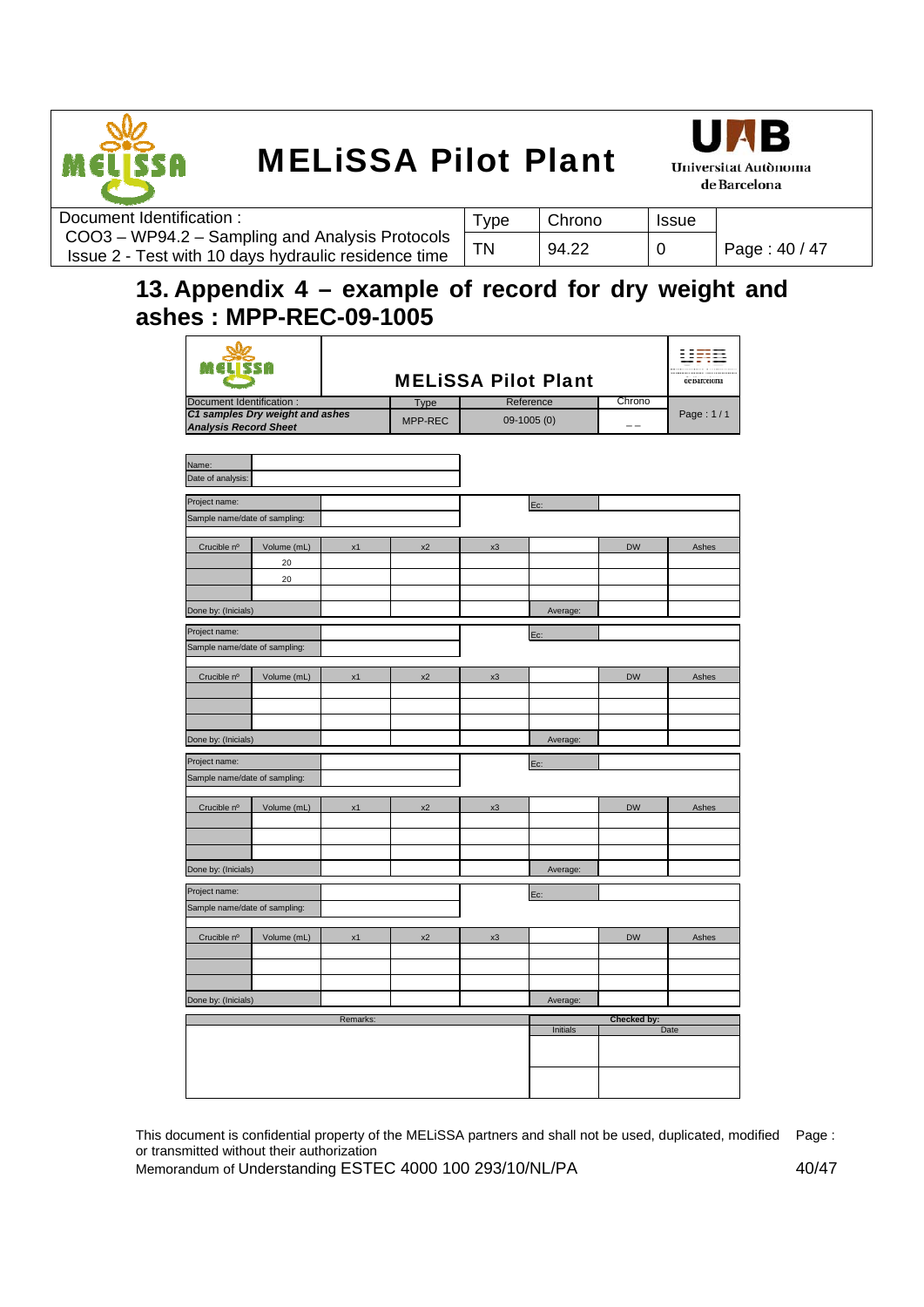# 13. Appendix 4 – example of record for dry weight and ashes : MPP-REC-09-1005

| MELiSSA Pilot Plant | | | | |
|---|---|---|---|---|
| Document Identification : | Type | Reference | Chrono | Page : 1 / 1 |
| *C1 samples Dry weight and ashes Analysis Record Sheet* | MPP-REC | 09-1005 (0) | _ _ | |

| Name: | |
|---|---|
| Date of analysis: | |

| Project name: | | | | | Ec: | | |
|---|---|---|---|---|---|---|---|
| Sample name/date of sampling: | | | | | | | |
| Crucible nº | Volume (mL) | x1 | x2 | x3 | | DW | Ashes |
| | 20 | | | | | | |
| | 20 | | | | | | |
| | | | | | | | |
| Done by: (Inicials) | | | | | Average: | | |

| Project name: | | | | | Ec: | | |
|---|---|---|---|---|---|---|---|
| Sample name/date of sampling: | | | | | | | |
| Crucible nº | Volume (mL) | x1 | x2 | x3 | | DW | Ashes |
| | | | | | | | |
| | | | | | | | |
| | | | | | | | |
| Done by: (Inicials) | | | | | Average: | | |

| Project name: | | | | | Ec: | | |
|---|---|---|---|---|---|---|---|
| Sample name/date of sampling: | | | | | | | |
| Crucible nº | Volume (mL) | x1 | x2 | x3 | | DW | Ashes |
| | | | | | | | |
| | | | | | | | |
| | | | | | | | |
| Done by: (Inicials) | | | | | Average: | | |

| Project name: | | | | | Ec: | | |
|---|---|---|---|---|---|---|---|
| Sample name/date of sampling: | | | | | | | |
| Crucible nº | Volume (mL) | x1 | x2 | x3 | | DW | Ashes |
| | | | | | | | |
| | | | | | | | |
| | | | | | | | |
| Done by: (Inicials) | | | | | Average: | | |

| Remarks: | Checked by: | |
|---|---|---|
| | Initials | Date |
| | | |
| | | |

This document is confidential property of the MELiSSA partners and shall not be used, duplicated, modified or transmitted without their authorization
Memorandum of Understanding ESTEC 4000 100 293/10/NL/PA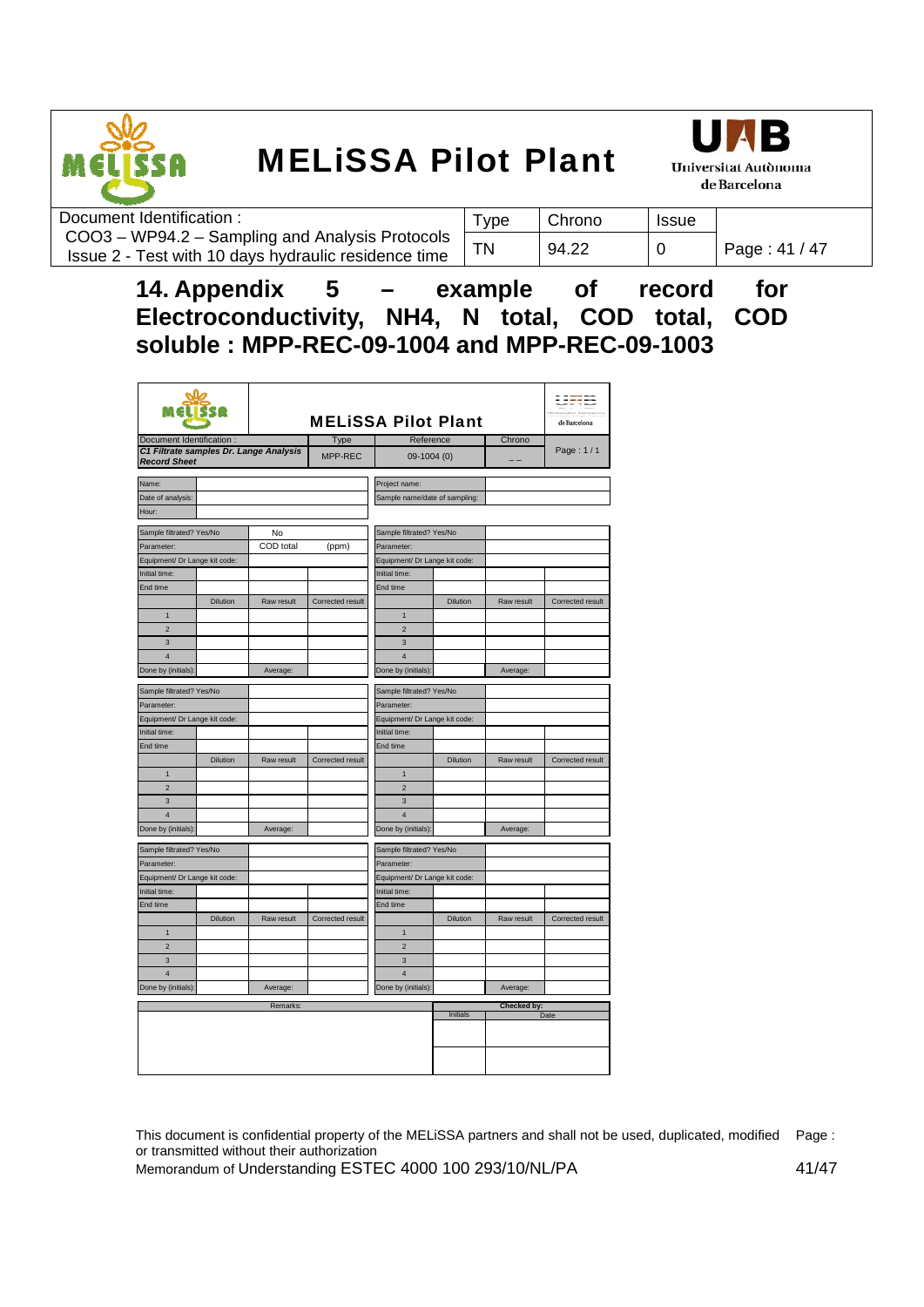# 14. Appendix 5 – example of record for Electroconductivity, NH4, N total, COD total, COD soluble : MPP-REC-09-1004 and MPP-REC-09-1003

| MELiSSA Pilot Plant | | | | |
|---|---|---|---|---|
| Document Identification : | Type | Reference | Chrono | Page : 1 / 1 |
| ***C1 Filtrate samples Dr. Lange Analysis Record Sheet*** | MPP-REC | 09-1004 (0) | _ _ | |

| Name: | | Project name: | |
|---|---|---|---|
| Date of analysis: | | Sample name/date of sampling: | |
| Hour: | | | |

| Sample filtrated? Yes/No | | No | | Sample filtrated? Yes/No | | | |
|---|---|---|---|---|---|---|---|
| Parameter: | | COD total | (ppm) | Parameter: | | | |
| Equipment/ Dr Lange kit code: | | | | Equipment/ Dr Lange kit code: | | | |
| Initial time: | | | | Initial time: | | | |
| End time | | | | End time | | | |
| | Dilution | Raw result | Corrected result | | Dilution | Raw result | Corrected result |
| 1 | | | | 1 | | | |
| 2 | | | | 2 | | | |
| 3 | | | | 3 | | | |
| 4 | | | | 4 | | | |
| Done by (initials): | | Average: | | Done by (initials): | | Average: | |

| Sample filtrated? Yes/No | | | | Sample filtrated? Yes/No | | | |
|---|---|---|---|---|---|---|---|
| Parameter: | | | | Parameter: | | | |
| Equipment/ Dr Lange kit code: | | | | Equipment/ Dr Lange kit code: | | | |
| Initial time: | | | | Initial time: | | | |
| End time | | | | End time | | | |
| | Dilution | Raw result | Corrected result | | Dilution | Raw result | Corrected result |
| 1 | | | | 1 | | | |
| 2 | | | | 2 | | | |
| 3 | | | | 3 | | | |
| 4 | | | | 4 | | | |
| Done by (initials): | | Average: | | Done by (initials): | | Average: | |

| Sample filtrated? Yes/No | | | | Sample filtrated? Yes/No | | | |
|---|---|---|---|---|---|---|---|
| Parameter: | | | | Parameter: | | | |
| Equipment/ Dr Lange kit code: | | | | Equipment/ Dr Lange kit code: | | | |
| Initial time: | | | | Initial time: | | | |
| End time | | | | End time | | | |
| | Dilution | Raw result | Corrected result | | Dilution | Raw result | Corrected result |
| 1 | | | | 1 | | | |
| 2 | | | | 2 | | | |
| 3 | | | | 3 | | | |
| 4 | | | | 4 | | | |
| Done by (initials): | | Average: | | Done by (initials): | | Average: | |

| Remarks: | Checked by: | |
|---|---|---|
| | Initials | Date |
| | | |
| | | |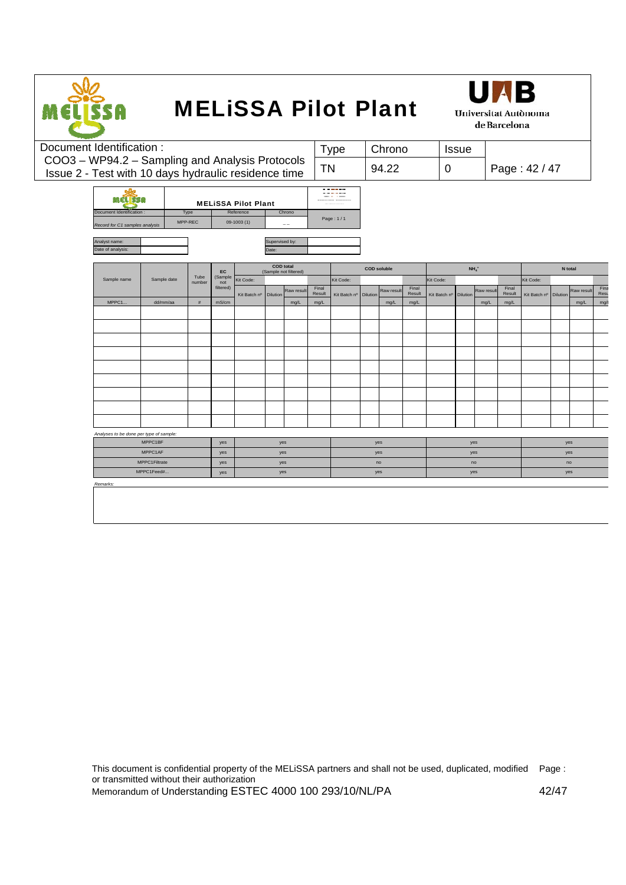| Document Identification : | Type | Chrono | Issue | |
|---|---|---|---|---|
| COO3 – WP94.2 – Sampling and Analysis Protocols Issue 2 - Test with 10 days hydraulic residence time | TN | 94.22 | 0 | Page : 42 / 47 |

**MELiSSA Pilot Plant**

| Document Identification : | Type | Reference | Chrono | |
|---|---|---|---|---|
| *Record for C1 samples analysis* | MPP-REC | 09-1003 (1) | _ _ | Page : 1 / 1 |

| Analyst name: | | Supervised by: | |
|---|---|---|---|
| Date of analysis: | | Date: | |

| Sample name | Sample date | Tube number | EC (Sample not filtered) | COD total (Sample not filtered) | | | | COD soluble | | | | $NH_4^+$ | | | | N total | | | |
|---|---|---|---|---|---|---|---|---|---|---|---|---|---|---|---|---|---|---|---|
| | | | | Kit Code: | | | | Kit Code: | | | | Kit Code: | | | | Kit Code: | | | |
| | | | | Kit Batch nº | Dilution | Raw result | Final Result | Kit Batch nº | Dilution | Raw result | Final Result | Kit Batch nº | Dilution | Raw result | Final Result | Kit Batch nº | Dilution | Raw result | Final Result |
| MPPC1... | dd/mm/aa | # | mS/cm | | | mg/L | mg/L | | | mg/L | mg/L | | | mg/L | mg/L | | | mg/L | mg/L |
| | | | | | | | | | | | | | | | | | | | |
| | | | | | | | | | | | | | | | | | | | |
| | | | | | | | | | | | | | | | | | | | |
| | | | | | | | | | | | | | | | | | | | |
| | | | | | | | | | | | | | | | | | | | |
| | | | | | | | | | | | | | | | | | | | |
| | | | | | | | | | | | | | | | | | | | |
| | | | | | | | | | | | | | | | | | | | |
| | | | | | | | | | | | | | | | | | | | |

*Analyses to be done per type of sample:*

| Sample type | EC | COD total | COD soluble | $NH_4^+$ | N total |
|---|---|---|---|---|---|
| MPPC1BF | yes | yes | yes | yes | yes |
| MPPC1AF | yes | yes | yes | yes | yes |
| MPPC1Filtrate | yes | yes | no | no | no |
| MPPC1Feed#... | yes | yes | yes | yes | yes |

*Remarks:*

This document is confidential property of the MELiSSA partners and shall not be used, duplicated, modified or transmitted without their authorization

Memorandum of Understanding ESTEC 4000 100 293/10/NL/PA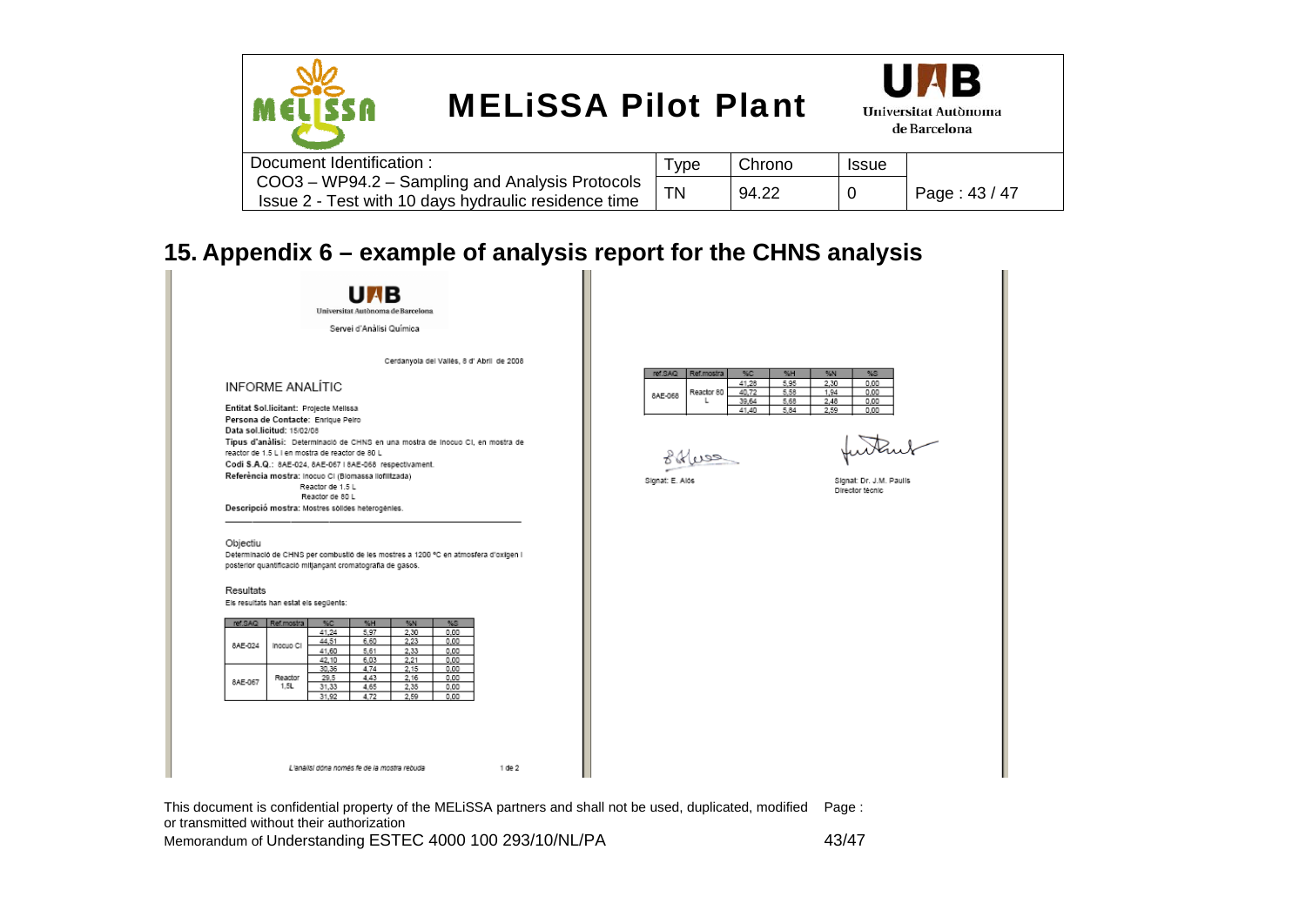## 15. Appendix 6 – example of analysis report for the CHNS analysis

UAB
Universitat Autònoma de Barcelona

Servei d'Anàlisi Química

Cerdanyola del Vallès, 8 d' Abril de 2008

INFORME ANALÍTIC

**Entitat Sol.licitant:** Projecte Melissa
**Persona de Contacte:** Enrique Peiro
**Data sol.licitud:** 15/02/08
**Tipus d'anàlisi:** Determinació de CHNS en una mostra de Inocuo CI, en mostra de reactor de 1.5 L i en mostra de reactor de 80 L
**Codi S.A.Q.:** 8AE-024, 8AE-067 i 8AE-068 respectivament.
**Referència mostra:** Inocuo CI (Biomassa liofilitzada)
Reactor de 1.5 L
Reactor de 80 L
**Descripció mostra:** Mostres sòlides heterogènies.

Objectiu

Determinació de CHNS per combustió de les mostres a 1200 ºC en atmosfera d'oxigen i posterior quantificació mitjançant cromatografia de gasos.

Resultats

Els resultats han estat els següents:

| ref.SAQ | Ref.mostra | %C | %H | %N | %S |
|---|---|---|---|---|---|
| 8AE-024 | Inocuo CI | 41,24 | 5,97 | 2,30 | 0,00 |
| | | 44,51 | 6,60 | 2,23 | 0,00 |
| | | 41,60 | 5,61 | 2,33 | 0,00 |
| | | 42,10 | 6,03 | 2,21 | 0,00 |
| 8AE-067 | Reactor 1,5L | 30,36 | 4,74 | 2,15 | 0,00 |
| | | 29,5 | 4,43 | 2,16 | 0,00 |
| | | 31,33 | 4,65 | 2,35 | 0,00 |
| | | 31,92 | 4,72 | 2,59 | 0,00 |

L'anàlisi dóna només fe de la mostra rebuda

1 de 2

| ref.SAQ | Ref.mostra | %C | %H | %N | %S |
|---|---|---|---|---|---|
| 8AE-068 | Reactor 80 L | 41,28 | 5,95 | 2,30 | 0,00 |
| | | 40,72 | 5,58 | 1,94 | 0,00 |
| | | 39,64 | 5,68 | 2,48 | 0,00 |
| | | 41,40 | 5,84 | 2,59 | 0,00 |

Signat: E. Alós

Signat: Dr. J.M. Paulis
Director tècnic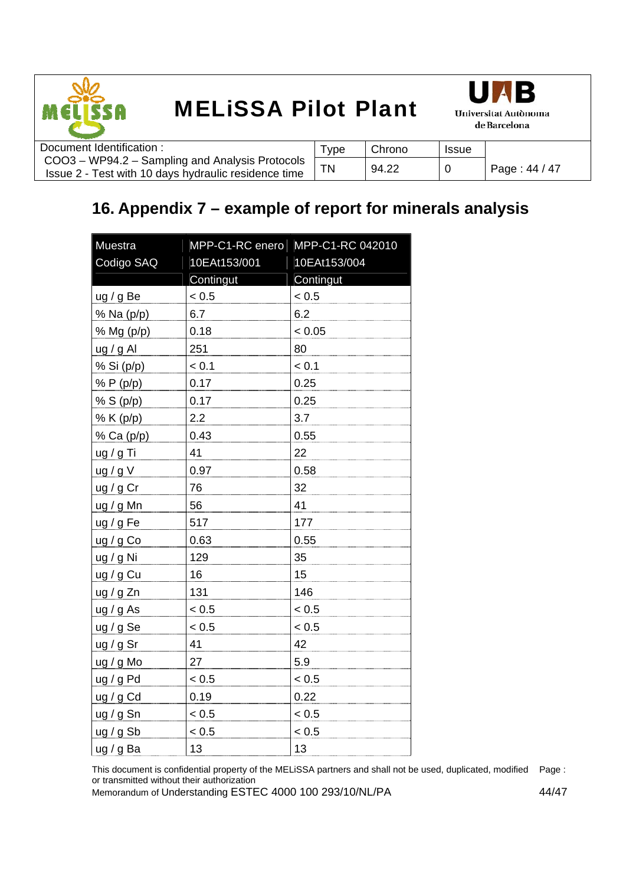# 16. Appendix 7 – example of report for minerals analysis

| Muestra | MPP-C1-RC enero | MPP-C1-RC 042010 |
|---|---|---|
| Codigo SAQ | 10EAt153/001 | 10EAt153/004 |
| | Contingut | Contingut |
| ug / g Be | < 0.5 | < 0.5 |
| % Na (p/p) | 6.7 | 6.2 |
| % Mg (p/p) | 0.18 | < 0.05 |
| ug / g Al | 251 | 80 |
| % Si (p/p) | < 0.1 | < 0.1 |
| % P (p/p) | 0.17 | 0.25 |
| % S (p/p) | 0.17 | 0.25 |
| % K (p/p) | 2.2 | 3.7 |
| % Ca (p/p) | 0.43 | 0.55 |
| ug / g Ti | 41 | 22 |
| ug / g V | 0.97 | 0.58 |
| ug / g Cr | 76 | 32 |
| ug / g Mn | 56 | 41 |
| ug / g Fe | 517 | 177 |
| ug / g Co | 0.63 | 0.55 |
| ug / g Ni | 129 | 35 |
| ug / g Cu | 16 | 15 |
| ug / g Zn | 131 | 146 |
| ug / g As | < 0.5 | < 0.5 |
| ug / g Se | < 0.5 | < 0.5 |
| ug / g Sr | 41 | 42 |
| ug / g Mo | 27 | 5.9 |
| ug / g Pd | < 0.5 | < 0.5 |
| ug / g Cd | 0.19 | 0.22 |
| ug / g Sn | < 0.5 | < 0.5 |
| ug / g Sb | < 0.5 | < 0.5 |
| ug / g Ba | 13 | 13 |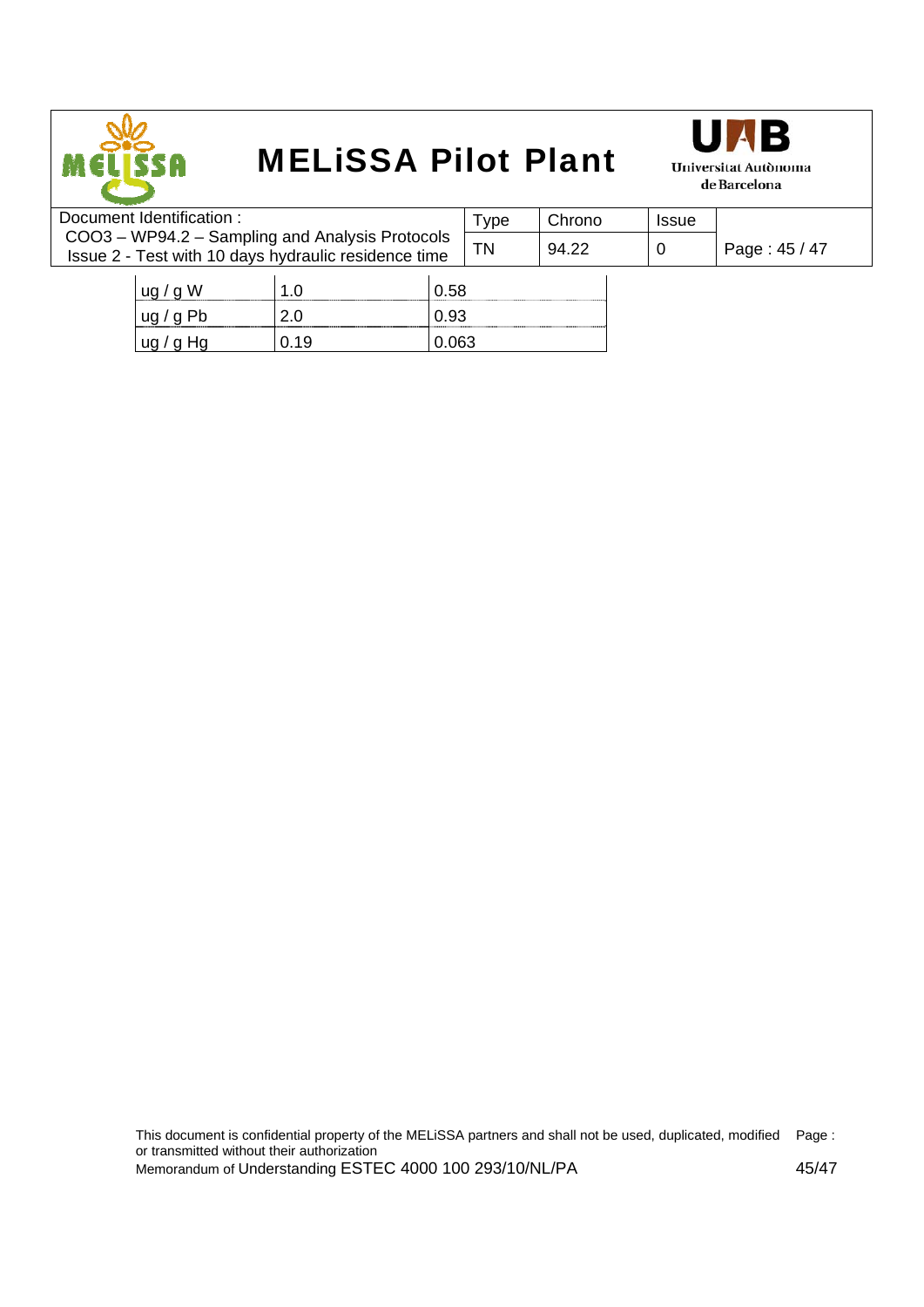| | | |
|---|---|---|
| ug / g W | 1.0 | 0.58 |
| ug / g Pb | 2.0 | 0.93 |
| ug / g Hg | 0.19 | 0.063 |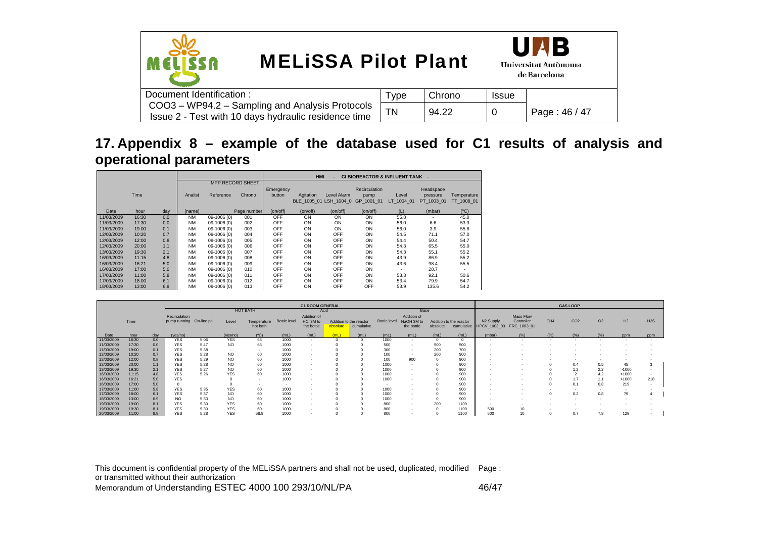# 17. Appendix 8 – example of the database used for C1 results of analysis and operational parameters

| Time | | | MPP RECORD SHEET | | | HMI - CI BIOREACTOR & INFLUENT TANK - | | | | | | |
|---|---|---|---|---|---|---|---|---|---|---|---|---|
| | | | Analist | Reference | Chrono | Emergency button | Agitation BLE_1005_01 | Level Alarm LSH_1004_0 | Recirculation pump GP_1001_01 | Level LT_1004_01 | Headspace pressure PT_1003_01 | Temperature TT_1008_01 |
| Date | hour | day | (name) | | Page number | (on/off) | (on/off) | (on/off) | (on/off) | (L) | (mbar) | (ºC) |
| 11/03/2009 | 16:30 | 0.0 | NM | 09-1006 (0) | 001 | OFF | ON | ON | ON | 55.8 | - | 45.0 |
| 11/03/2009 | 17:30 | 0.0 | NM | 09-1006 (0) | 002 | OFF | ON | ON | ON | 56.0 | 6.6 | 53.3 |
| 11/03/2009 | 19:00 | 0.1 | NM | 09-1006 (0) | 003 | OFF | ON | ON | ON | 56.0 | 3.9 | 55.8 |
| 12/03/2009 | 10:20 | 0.7 | NM | 09-1006 (0) | 004 | OFF | ON | OFF | ON | 54.5 | 71.1 | 57.0 |
| 12/03/2009 | 12:00 | 0.8 | NM | 09-1006 (0) | 005 | OFF | ON | OFF | ON | 54.4 | 50.4 | 54.7 |
| 12/03/2009 | 20:00 | 1.1 | NM | 09-1006 (0) | 006 | OFF | ON | OFF | ON | 54.3 | 65.5 | 55.0 |
| 13/03/2009 | 19:30 | 2.1 | NM | 09-1006 (0) | 007 | OFF | ON | OFF | ON | 54.3 | 55.1 | 55.2 |
| 16/03/2009 | 11:15 | 4.8 | NM | 09-1006 (0) | 008 | OFF | ON | OFF | ON | 43.9 | 86.9 | 55.2 |
| 16/03/2009 | 16:21 | 5.0 | NM | 09-1006 (0) | 009 | OFF | ON | OFF | ON | 43.6 | 98.4 | 55.5 |
| 16/03/2009 | 17:00 | 5.0 | NM | 09-1006 (0) | 010 | OFF | ON | OFF | ON | - | 28.7 | - |
| 17/03/2009 | 11:00 | 5.8 | NM | 09-1006 (0) | 011 | OFF | ON | OFF | ON | 53.3 | 92.1 | 50.6 |
| 17/03/2009 | 18:00 | 6.1 | NM | 09-1006 (0) | 012 | OFF | ON | OFF | ON | 53.4 | 79.9 | 54.7 |
| 18/03/2009 | 13:00 | 6.9 | NM | 09-1006 (0) | 013 | OFF | ON | OFF | OFF | 53.9 | 135.6 | 54.2 |

| Time | | | C1 ROOM GENERAL | | | | | | | | | | | | | GAS LOOP | | | | | | |
|---|---|---|---|---|---|---|---|---|---|---|---|---|---|---|---|---|---|---|---|---|---|---|
| | | | | | HOT BATH | | Acid | | | | Base | | | | | | | | | | | |
| | | | Recirculation pump running | On-line pH | Level | Temperature hot bath | Bottle level | Addition of HCl 3M to the bottle | Addition to the reactor absolute | Addition to the reactor cumulative | Bottle level | Addition of NaOH 3M to the bottle | Addition to the reactor absolute | Addition to the reactor cumulative | $N_2$ Supply HPCV_1003_03 | Mass Flow Controller FRC_1003_01 | $CH_4$ | $CO_2$ | $O_2$ | $H_2$ | $H_2S$ |
| Date | hour | day | (yes/no) | | (yes/no) | (ºC) | (mL) | (mL) | (mL) | (mL) | (mL) | (mL) | (mL) | (mL) | (mbar) | (%) | (%) | (%) | (%) | ppm | ppm |
| 11/03/2009 | 16:30 | 0.0 | YES | 5.06 | YES | 63 | 1000 | - | 0 | 0 | 1000 | - | 0 | 0 | - | - | - | - | - | - | - |
| 11/03/2009 | 17:30 | 0.0 | YES | 5.47 | NO | 63 | 1000 | - | 0 | 0 | 500 | - | 500 | 500 | - | - | - | - | - | - | - |
| 11/03/2009 | 19:00 | 0.1 | YES | 5.38 | - | - | 1000 | - | 0 | 0 | 300 | - | 200 | 700 | - | - | - | - | - | - | - |
| 12/03/2009 | 10:20 | 0.7 | YES | 5.28 | NO | 60 | 1000 | - | 0 | 0 | 100 | - | 200 | 900 | - | - | - | - | - | - | - |
| 12/03/2009 | 12:00 | 0.8 | YES | 5.29 | NO | 60 | 1000 | - | 0 | 0 | 100 | 900 | 0 | 900 | - | - | - | - | - | - | - |
| 12/03/2009 | 20:00 | 1.1 | YES | 5.28 | NO | 60 | 1000 | - | 0 | 0 | 1000 | - | 0 | 900 | - | - | 0 | 0.4 | 0.5 | 45 | 3 |
| 13/03/2009 | 19:30 | 2.1 | YES | 5.27 | NO | 60 | 1000 | - | 0 | 0 | 1000 | - | 0 | 900 | - | - | 0 | 1.2 | 2.2 | >1000 | - |
| 16/03/2009 | 11:15 | 4.8 | YES | 5.26 | YES | 60 | 1000 | - | 0 | 0 | 1000 | - | 0 | 900 | - | - | 0 | 2 | 4.2 | >1000 | - |
| 16/03/2009 | 16:21 | 5.0 | YES | | 0 | - | 1000 | - | 0 | 0 | 1000 | - | 0 | 900 | - | - | 0 | 1.7 | 1.1 | >1000 | 218 |
| 16/03/2009 | 17:00 | 5.0 | 0 | | 0 | - | - | - | 0 | 0 | - | - | 0 | 900 | - | - | 0 | 0.1 | 0.8 | 219 | - |
| 17/03/2009 | 11:00 | 5.8 | YES | 5.35 | YES | 60 | 1000 | - | 0 | 0 | 1000 | - | 0 | 900 | - | - | - | - | - | - | - |
| 17/03/2009 | 18:00 | 6.1 | YES | 5.37 | NO | 60 | 1000 | - | 0 | 0 | 1000 | - | 0 | 900 | - | - | 0 | 0.2 | 0.8 | 79 | 4 |
| 18/03/2009 | 13:00 | 6.9 | NO | 5.33 | NO | 60 | 1000 | - | 0 | 0 | 1000 | - | 0 | 900 | - | - | - | - | - | - | - |
| 19/03/2009 | 19:00 | 8.1 | YES | 5.30 | YES | 60 | 1000 | - | 0 | 0 | 800 | - | 200 | 1100 | - | - | - | - | - | - | - |
| 19/03/2009 | 19:30 | 8.1 | YES | 5.30 | YES | 60 | 1000 | - | 0 | 0 | 800 | - | 0 | 1100 | 500 | 10 | - | - | - | - | - |
| 20/03/2009 | 11:00 | 8.8 | YES | 5.28 | YES | 58.8 | 1000 | - | 0 | 0 | 800 | - | 0 | 1100 | 500 | 10 | 0 | 0.7 | 7.8 | 129 | - |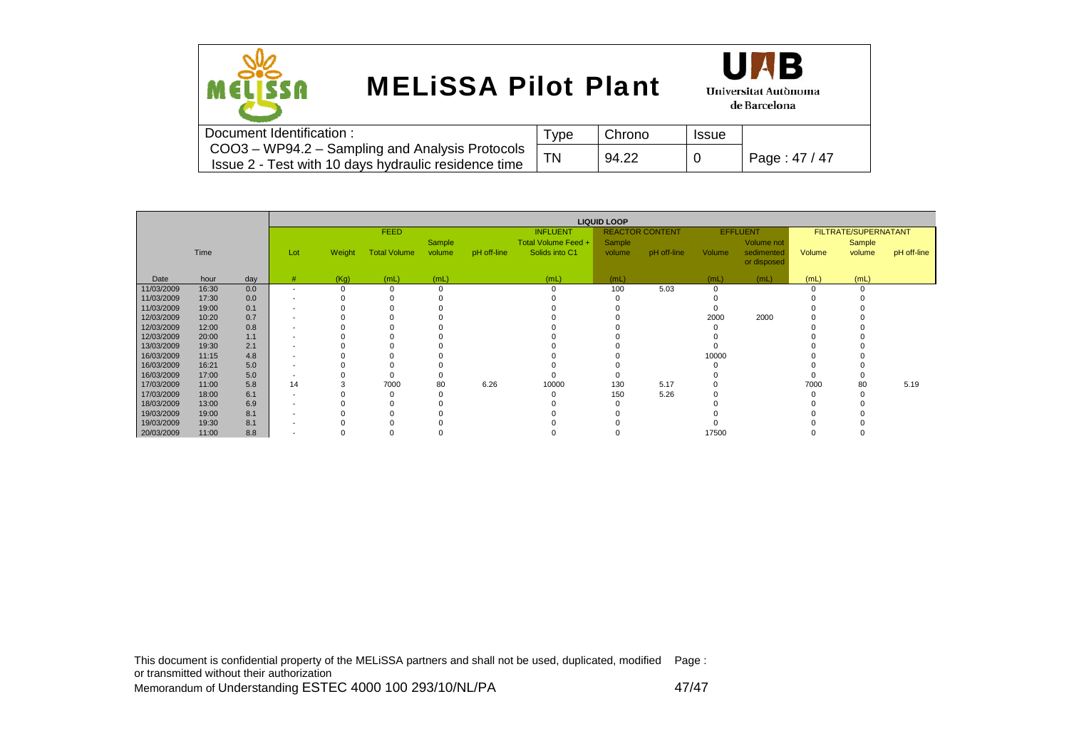| | | | LIQUID LOOP | | | | | | | | | | | | | |
|---|---|---|---|---|---|---|---|---|---|---|---|---|---|---|---|---|
| | | | FEED | | | | | INFLUENT | REACTOR CONTENT | | EFFLUENT | | FILTRATE/SUPERNATANT | | |
| Time | | | Lot | Weight | Total Volume | Sample volume | pH off-line | Total Volume Feed + Solids into C1 | Sample volume | pH off-line | Volume | Volume not sedimented or disposed | Volume | Sample volume | pH off-line |
| Date | hour | day | # | (Kg) | (mL) | (mL) | | (mL) | (mL) | | (mL) | (mL) | (mL) | (mL) | |
| 11/03/2009 | 16:30 | 0.0 | - | 0 | 0 | 0 | | 0 | 100 | 5.03 | 0 | | 0 | 0 | |
| 11/03/2009 | 17:30 | 0.0 | - | 0 | 0 | 0 | | 0 | 0 | | 0 | | 0 | 0 | |
| 11/03/2009 | 19:00 | 0.1 | - | 0 | 0 | 0 | | 0 | 0 | | 0 | | 0 | 0 | |
| 12/03/2009 | 10:20 | 0.7 | - | 0 | 0 | 0 | | 0 | 0 | | 2000 | 2000 | 0 | 0 | |
| 12/03/2009 | 12:00 | 0.8 | - | 0 | 0 | 0 | | 0 | 0 | | 0 | | 0 | 0 | |
| 12/03/2009 | 20:00 | 1.1 | - | 0 | 0 | 0 | | 0 | 0 | | 0 | | 0 | 0 | |
| 13/03/2009 | 19:30 | 2.1 | - | 0 | 0 | 0 | | 0 | 0 | | 0 | | 0 | 0 | |
| 16/03/2009 | 11:15 | 4.8 | - | 0 | 0 | 0 | | 0 | 0 | | 10000 | | 0 | 0 | |
| 16/03/2009 | 16:21 | 5.0 | - | 0 | 0 | 0 | | 0 | 0 | | 0 | | 0 | 0 | |
| 16/03/2009 | 17:00 | 5.0 | - | 0 | 0 | 0 | | 0 | 0 | | 0 | | 0 | 0 | |
| 17/03/2009 | 11:00 | 5.8 | 14 | 3 | 7000 | 80 | 6.26 | 10000 | 130 | 5.17 | 0 | | 7000 | 80 | 5.19 |
| 17/03/2009 | 18:00 | 6.1 | - | 0 | 0 | 0 | | 0 | 150 | 5.26 | 0 | | 0 | 0 | |
| 18/03/2009 | 13:00 | 6.9 | - | 0 | 0 | 0 | | 0 | 0 | | 0 | | 0 | 0 | |
| 19/03/2009 | 19:00 | 8.1 | - | 0 | 0 | 0 | | 0 | 0 | | 0 | | 0 | 0 | |
| 19/03/2009 | 19:30 | 8.1 | - | 0 | 0 | 0 | | 0 | 0 | | 0 | | 0 | 0 | |
| 20/03/2009 | 11:00 | 8.8 | - | 0 | 0 | 0 | | 0 | 0 | | 17500 | | 0 | 0 | |